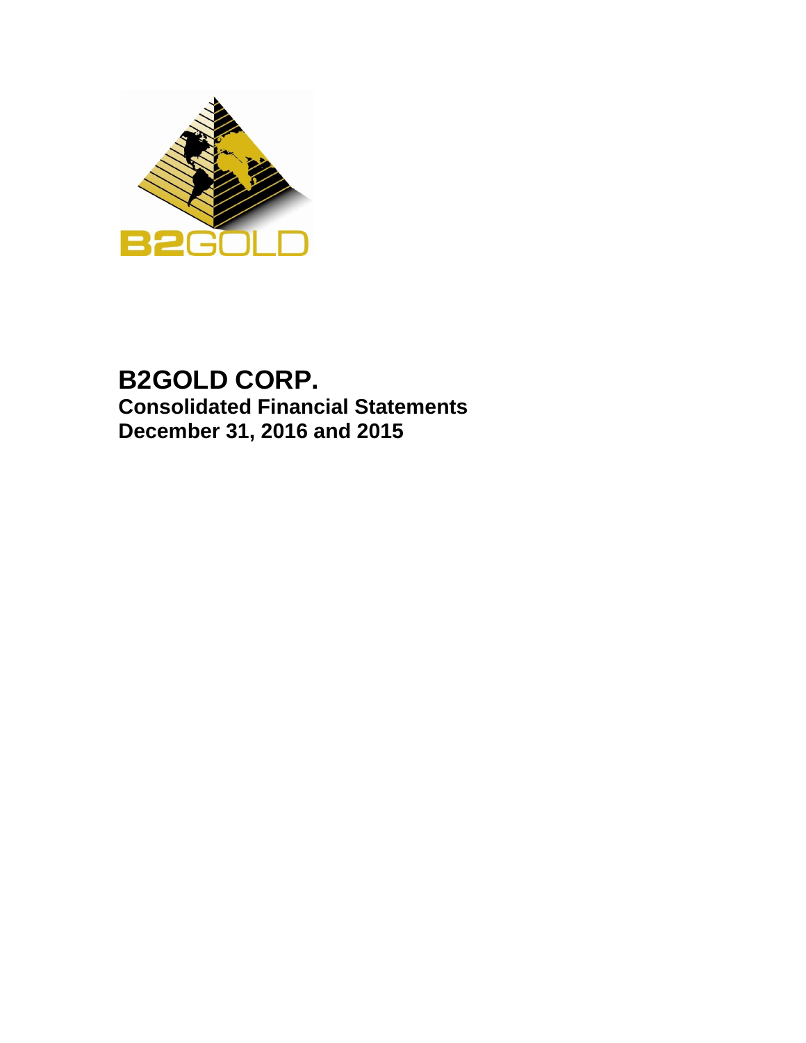# B2GOLD CORP.

## Consolidated Financial Statements

## December 31, 2016 and 2015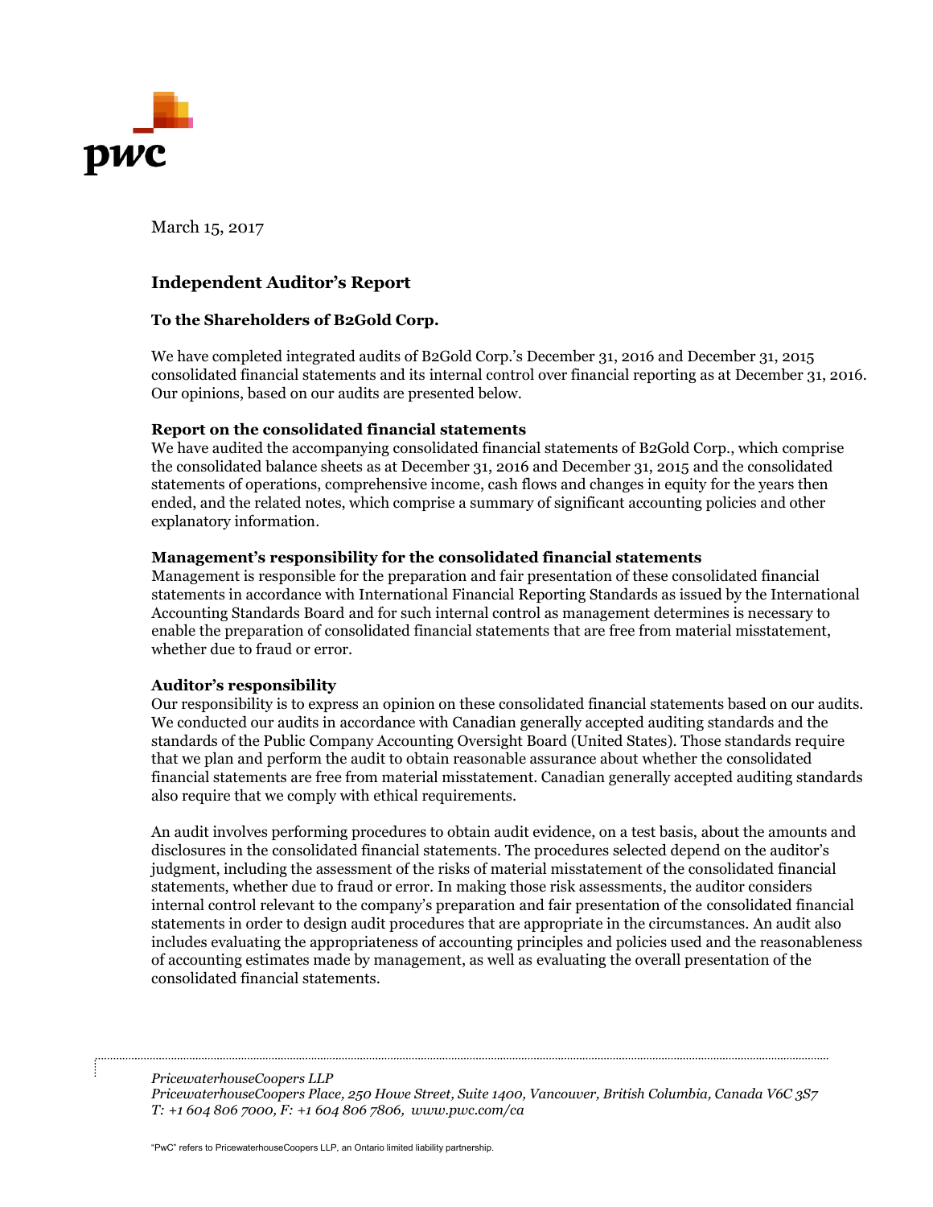March 15, 2017

## Independent Auditor's Report

**To the Shareholders of B2Gold Corp.**

We have completed integrated audits of B2Gold Corp.'s December 31, 2016 and December 31, 2015 consolidated financial statements and its internal control over financial reporting as at December 31, 2016. Our opinions, based on our audits are presented below.

**Report on the consolidated financial statements**

We have audited the accompanying consolidated financial statements of B2Gold Corp., which comprise the consolidated balance sheets as at December 31, 2016 and December 31, 2015 and the consolidated statements of operations, comprehensive income, cash flows and changes in equity for the years then ended, and the related notes, which comprise a summary of significant accounting policies and other explanatory information.

**Management's responsibility for the consolidated financial statements**

Management is responsible for the preparation and fair presentation of these consolidated financial statements in accordance with International Financial Reporting Standards as issued by the International Accounting Standards Board and for such internal control as management determines is necessary to enable the preparation of consolidated financial statements that are free from material misstatement, whether due to fraud or error.

**Auditor's responsibility**

Our responsibility is to express an opinion on these consolidated financial statements based on our audits. We conducted our audits in accordance with Canadian generally accepted auditing standards and the standards of the Public Company Accounting Oversight Board (United States). Those standards require that we plan and perform the audit to obtain reasonable assurance about whether the consolidated financial statements are free from material misstatement. Canadian generally accepted auditing standards also require that we comply with ethical requirements.

An audit involves performing procedures to obtain audit evidence, on a test basis, about the amounts and disclosures in the consolidated financial statements. The procedures selected depend on the auditor's judgment, including the assessment of the risks of material misstatement of the consolidated financial statements, whether due to fraud or error. In making those risk assessments, the auditor considers internal control relevant to the company's preparation and fair presentation of the consolidated financial statements in order to design audit procedures that are appropriate in the circumstances. An audit also includes evaluating the appropriateness of accounting principles and policies used and the reasonableness of accounting estimates made by management, as well as evaluating the overall presentation of the consolidated financial statements.

*PricewaterhouseCoopers LLP*
*PricewaterhouseCoopers Place, 250 Howe Street, Suite 1400, Vancouver, British Columbia, Canada V6C 3S7*
*T: +1 604 806 7000, F: +1 604 806 7806, www.pwc.com/ca*

"PwC" refers to PricewaterhouseCoopers LLP, an Ontario limited liability partnership.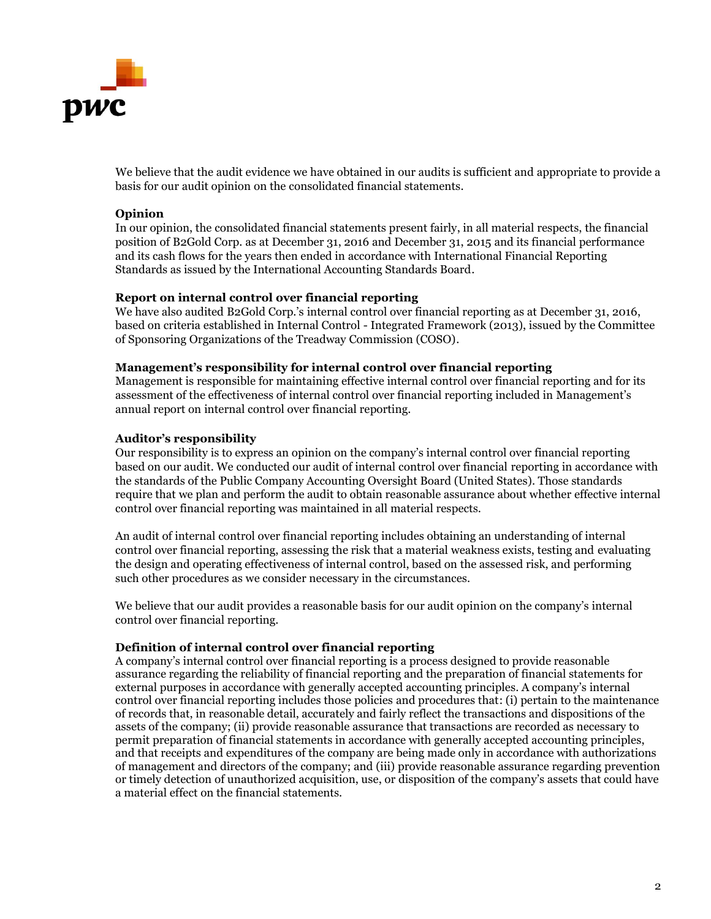We believe that the audit evidence we have obtained in our audits is sufficient and appropriate to provide a basis for our audit opinion on the consolidated financial statements.

**Opinion**

In our opinion, the consolidated financial statements present fairly, in all material respects, the financial position of B2Gold Corp. as at December 31, 2016 and December 31, 2015 and its financial performance and its cash flows for the years then ended in accordance with International Financial Reporting Standards as issued by the International Accounting Standards Board.

**Report on internal control over financial reporting**

We have also audited B2Gold Corp.'s internal control over financial reporting as at December 31, 2016, based on criteria established in Internal Control - Integrated Framework (2013), issued by the Committee of Sponsoring Organizations of the Treadway Commission (COSO).

**Management's responsibility for internal control over financial reporting**

Management is responsible for maintaining effective internal control over financial reporting and for its assessment of the effectiveness of internal control over financial reporting included in Management's annual report on internal control over financial reporting.

**Auditor's responsibility**

Our responsibility is to express an opinion on the company's internal control over financial reporting based on our audit. We conducted our audit of internal control over financial reporting in accordance with the standards of the Public Company Accounting Oversight Board (United States). Those standards require that we plan and perform the audit to obtain reasonable assurance about whether effective internal control over financial reporting was maintained in all material respects.

An audit of internal control over financial reporting includes obtaining an understanding of internal control over financial reporting, assessing the risk that a material weakness exists, testing and evaluating the design and operating effectiveness of internal control, based on the assessed risk, and performing such other procedures as we consider necessary in the circumstances.

We believe that our audit provides a reasonable basis for our audit opinion on the company's internal control over financial reporting.

**Definition of internal control over financial reporting**

A company's internal control over financial reporting is a process designed to provide reasonable assurance regarding the reliability of financial reporting and the preparation of financial statements for external purposes in accordance with generally accepted accounting principles. A company's internal control over financial reporting includes those policies and procedures that: (i) pertain to the maintenance of records that, in reasonable detail, accurately and fairly reflect the transactions and dispositions of the assets of the company; (ii) provide reasonable assurance that transactions are recorded as necessary to permit preparation of financial statements in accordance with generally accepted accounting principles, and that receipts and expenditures of the company are being made only in accordance with authorizations of management and directors of the company; and (iii) provide reasonable assurance regarding prevention or timely detection of unauthorized acquisition, use, or disposition of the company's assets that could have a material effect on the financial statements.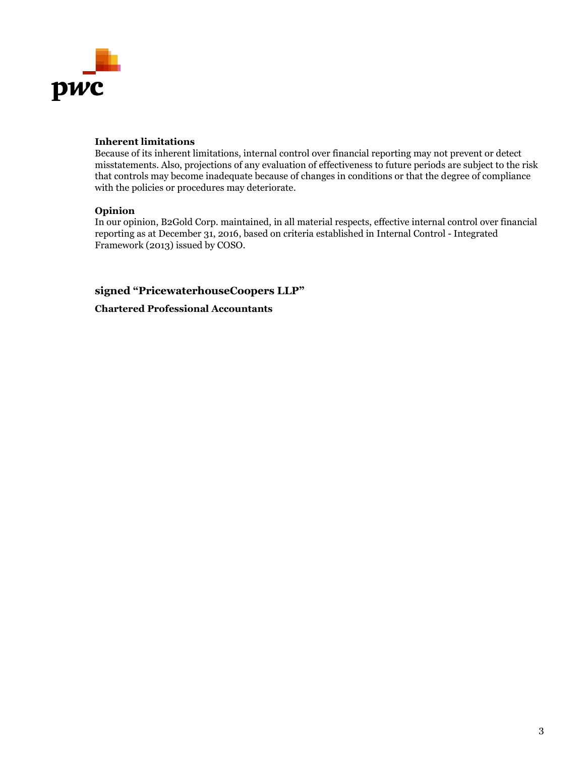**Inherent limitations**

Because of its inherent limitations, internal control over financial reporting may not prevent or detect misstatements. Also, projections of any evaluation of effectiveness to future periods are subject to the risk that controls may become inadequate because of changes in conditions or that the degree of compliance with the policies or procedures may deteriorate.

**Opinion**

In our opinion, B2Gold Corp. maintained, in all material respects, effective internal control over financial reporting as at December 31, 2016, based on criteria established in Internal Control - Integrated Framework (2013) issued by COSO.

**signed "PricewaterhouseCoopers LLP"**

**Chartered Professional Accountants**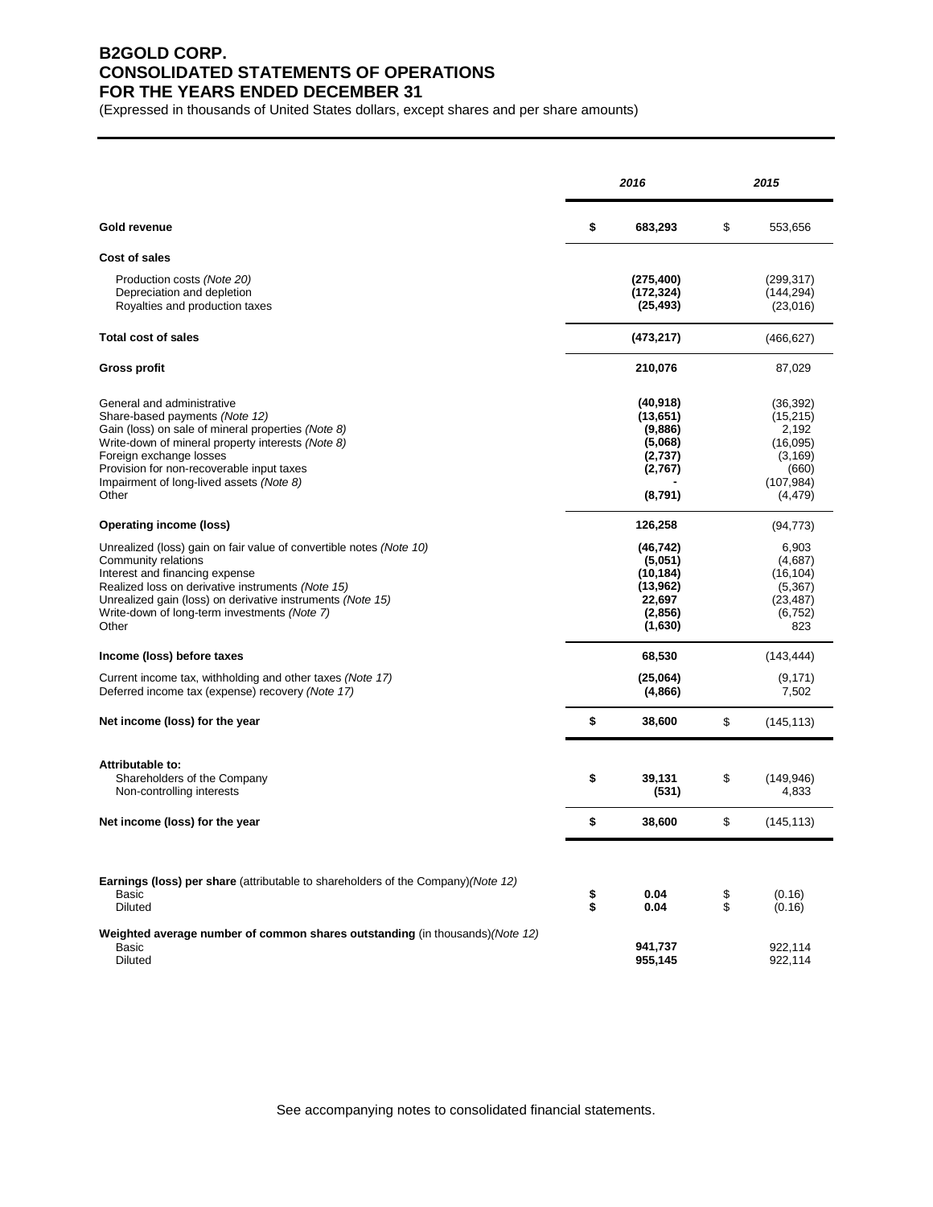# B2GOLD CORP.
# CONSOLIDATED STATEMENTS OF OPERATIONS
# FOR THE YEARS ENDED DECEMBER 31

(Expressed in thousands of United States dollars, except shares and per share amounts)

| | *2016* | *2015* |
|---|---|---|
| **Gold revenue** | **$ 683,293** | $ 553,656 |
| **Cost of sales** | | |
| Production costs *(Note 20)* | **(275,400)** | (299,317) |
| Depreciation and depletion | **(172,324)** | (144,294) |
| Royalties and production taxes | **(25,493)** | (23,016) |
| **Total cost of sales** | **(473,217)** | (466,627) |
| **Gross profit** | **210,076** | 87,029 |
| General and administrative | **(40,918)** | (36,392) |
| Share-based payments *(Note 12)* | **(13,651)** | (15,215) |
| Gain (loss) on sale of mineral properties *(Note 8)* | **(9,886)** | 2,192 |
| Write-down of mineral property interests *(Note 8)* | **(5,068)** | (16,095) |
| Foreign exchange losses | **(2,737)** | (3,169) |
| Provision for non-recoverable input taxes | **(2,767)** | (660) |
| Impairment of long-lived assets *(Note 8)* | **-** | (107,984) |
| Other | **(8,791)** | (4,479) |
| **Operating income (loss)** | **126,258** | (94,773) |
| Unrealized (loss) gain on fair value of convertible notes *(Note 10)* | **(46,742)** | 6,903 |
| Community relations | **(5,051)** | (4,687) |
| Interest and financing expense | **(10,184)** | (16,104) |
| Realized loss on derivative instruments *(Note 15)* | **(13,962)** | (5,367) |
| Unrealized gain (loss) on derivative instruments *(Note 15)* | **22,697** | (23,487) |
| Write-down of long-term investments *(Note 7)* | **(2,856)** | (6,752) |
| Other | **(1,630)** | 823 |
| **Income (loss) before taxes** | **68,530** | (143,444) |
| Current income tax, withholding and other taxes *(Note 17)* | **(25,064)** | (9,171) |
| Deferred income tax (expense) recovery *(Note 17)* | **(4,866)** | 7,502 |
| **Net income (loss) for the year** | **$ 38,600** | $ (145,113) |
| **Attributable to:** | | |
| Shareholders of the Company | **$ 39,131** | $ (149,946) |
| Non-controlling interests | **(531)** | 4,833 |
| **Net income (loss) for the year** | **$ 38,600** | $ (145,113) |
| **Earnings (loss) per share** (attributable to shareholders of the Company)*(Note 12)* | | |
| Basic | **$ 0.04** | $ (0.16) |
| Diluted | **$ 0.04** | $ (0.16) |
| **Weighted average number of common shares outstanding** (in thousands)*(Note 12)* | | |
| Basic | **941,737** | 922,114 |
| Diluted | **955,145** | 922,114 |

See accompanying notes to consolidated financial statements.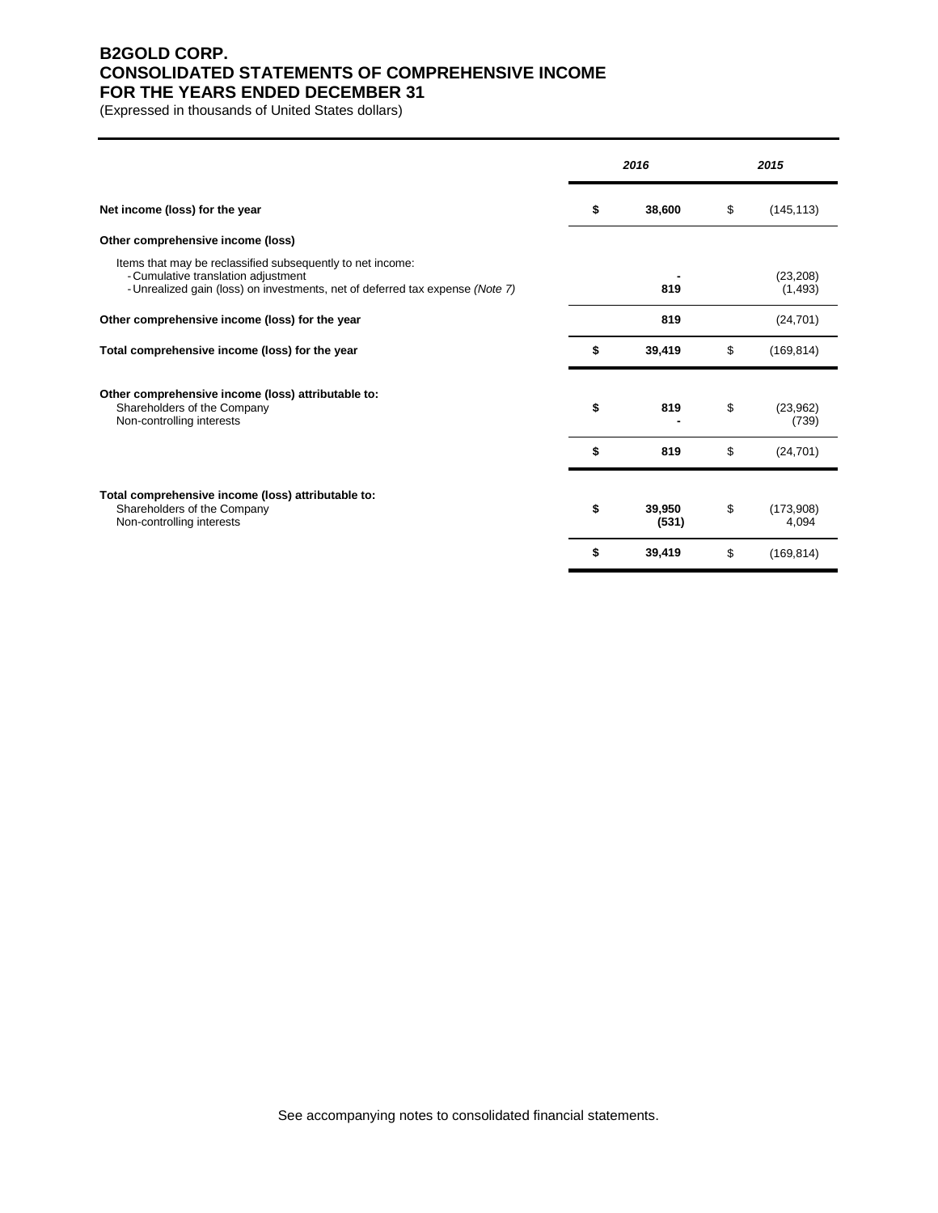# B2GOLD CORP.
# CONSOLIDATED STATEMENTS OF COMPREHENSIVE INCOME
# FOR THE YEARS ENDED DECEMBER 31

(Expressed in thousands of United States dollars)

| | 2016 | 2015 |
|---|---|---|
| **Net income (loss) for the year** | **$ 38,600** | $ (145,113) |
| **Other comprehensive income (loss)** | | |
| Items that may be reclassified subsequently to net income: | | |
| - Cumulative translation adjustment | **-** | (23,208) |
| - Unrealized gain (loss) on investments, net of deferred tax expense *(Note 7)* | **819** | (1,493) |
| **Other comprehensive income (loss) for the year** | **819** | (24,701) |
| **Total comprehensive income (loss) for the year** | **$ 39,419** | $ (169,814) |
| **Other comprehensive income (loss) attributable to:** | | |
| Shareholders of the Company | **$ 819** | $ (23,962) |
| Non-controlling interests | **-** | (739) |
| | **$ 819** | $ (24,701) |
| **Total comprehensive income (loss) attributable to:** | | |
| Shareholders of the Company | **$ 39,950** | $ (173,908) |
| Non-controlling interests | **(531)** | 4,094 |
| | **$ 39,419** | $ (169,814) |

See accompanying notes to consolidated financial statements.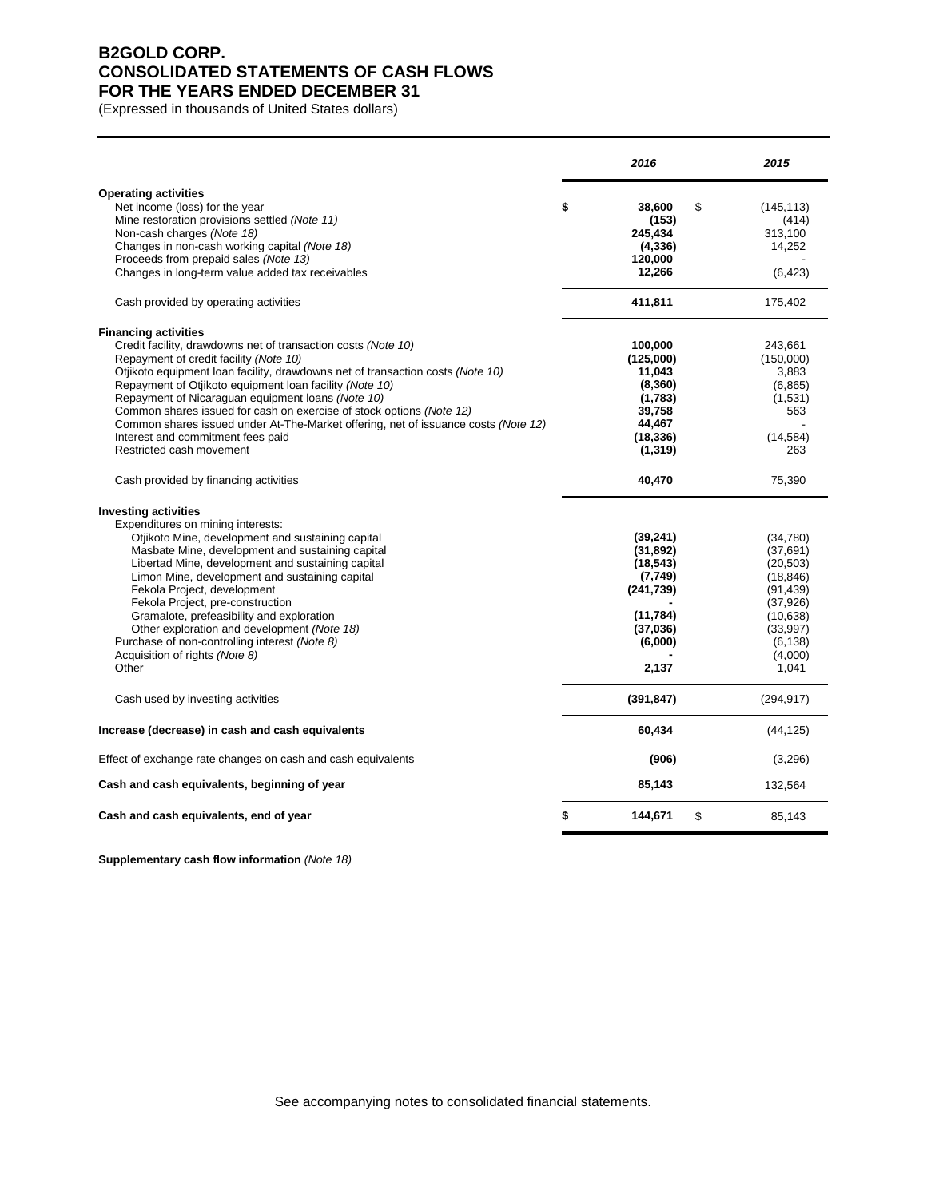# B2GOLD CORP.
# CONSOLIDATED STATEMENTS OF CASH FLOWS
# FOR THE YEARS ENDED DECEMBER 31

(Expressed in thousands of United States dollars)

| | 2016 | 2015 |
|---|---|---|
| **Operating activities** | | |
| Net income (loss) for the year | $ **38,600** | $ (145,113) |
| Mine restoration provisions settled *(Note 11)* | **(153)** | (414) |
| Non-cash charges *(Note 18)* | **245,434** | 313,100 |
| Changes in non-cash working capital *(Note 18)* | **(4,336)** | 14,252 |
| Proceeds from prepaid sales *(Note 13)* | **120,000** | - |
| Changes in long-term value added tax receivables | **12,266** | (6,423) |
| Cash provided by operating activities | **411,811** | 175,402 |
| **Financing activities** | | |
| Credit facility, drawdowns net of transaction costs *(Note 10)* | **100,000** | 243,661 |
| Repayment of credit facility *(Note 10)* | **(125,000)** | (150,000) |
| Otjikoto equipment loan facility, drawdowns net of transaction costs *(Note 10)* | **11,043** | 3,883 |
| Repayment of Otjikoto equipment loan facility *(Note 10)* | **(8,360)** | (6,865) |
| Repayment of Nicaraguan equipment loans *(Note 10)* | **(1,783)** | (1,531) |
| Common shares issued for cash on exercise of stock options *(Note 12)* | **39,758** | 563 |
| Common shares issued under At-The-Market offering, net of issuance costs *(Note 12)* | **44,467** | - |
| Interest and commitment fees paid | **(18,336)** | (14,584) |
| Restricted cash movement | **(1,319)** | 263 |
| Cash provided by financing activities | **40,470** | 75,390 |
| **Investing activities** | | |
| Expenditures on mining interests: | | |
| Otjikoto Mine, development and sustaining capital | **(39,241)** | (34,780) |
| Masbate Mine, development and sustaining capital | **(31,892)** | (37,691) |
| Libertad Mine, development and sustaining capital | **(18,543)** | (20,503) |
| Limon Mine, development and sustaining capital | **(7,749)** | (18,846) |
| Fekola Project, development | **(241,739)** | (91,439) |
| Fekola Project, pre-construction | **-** | (37,926) |
| Gramalote, prefeasibility and exploration | **(11,784)** | (10,638) |
| Other exploration and development *(Note 18)* | **(37,036)** | (33,997) |
| Purchase of non-controlling interest *(Note 8)* | **(6,000)** | (6,138) |
| Acquisition of rights *(Note 8)* | **-** | (4,000) |
| Other | **2,137** | 1,041 |
| Cash used by investing activities | **(391,847)** | (294,917) |
| **Increase (decrease) in cash and cash equivalents** | **60,434** | (44,125) |
| Effect of exchange rate changes on cash and cash equivalents | **(906)** | (3,296) |
| **Cash and cash equivalents, beginning of year** | **85,143** | 132,564 |
| **Cash and cash equivalents, end of year** | $ **144,671** | $ 85,143 |

**Supplementary cash flow information** *(Note 18)*

See accompanying notes to consolidated financial statements.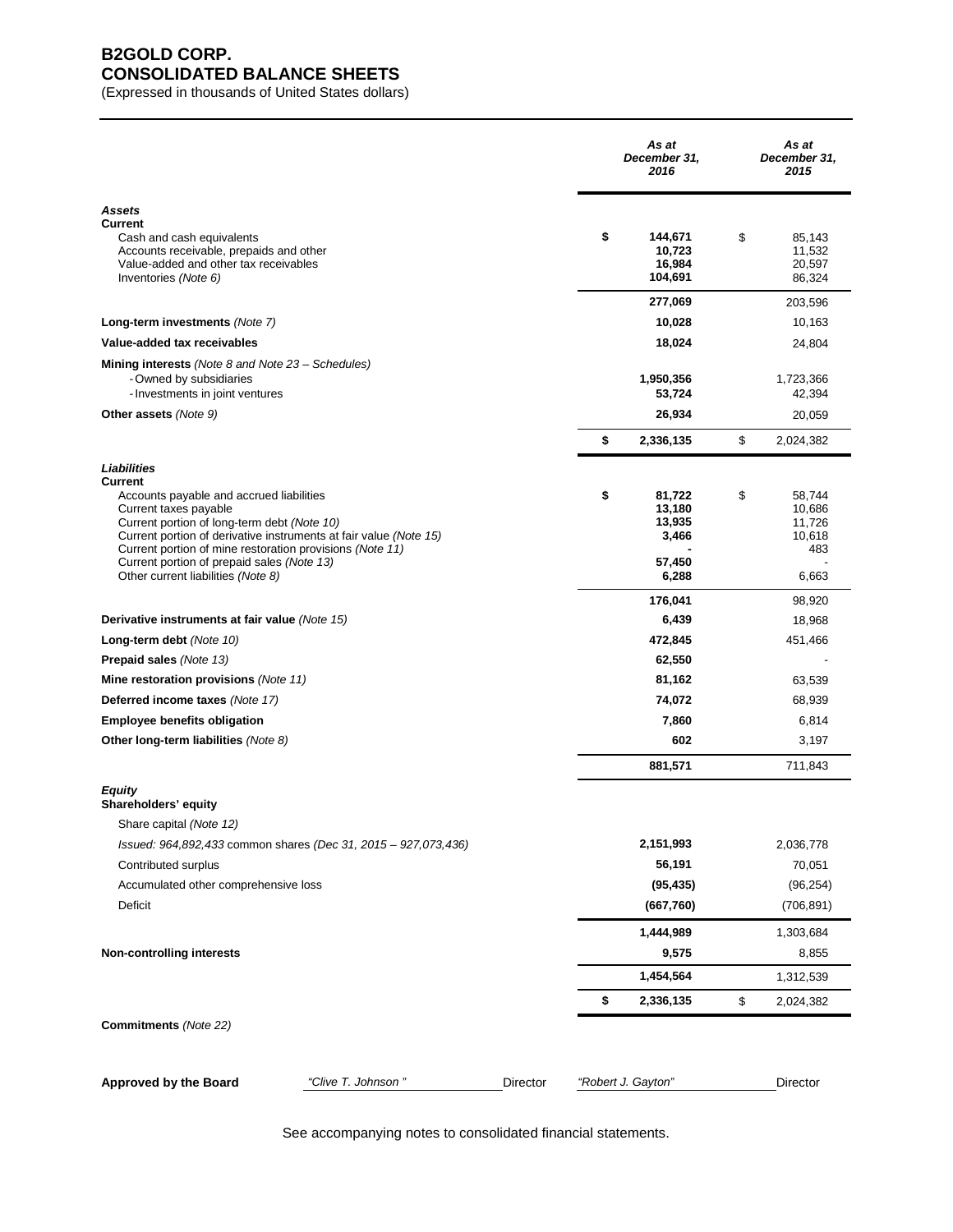# B2GOLD CORP.
## CONSOLIDATED BALANCE SHEETS

(Expressed in thousands of United States dollars)

| | *As at December 31, 2016* | *As at December 31, 2015* |
|---|---|---|
| ***Assets*** | | |
| **Current** | | |
| Cash and cash equivalents | **$ 144,671** | $ 85,143 |
| Accounts receivable, prepaids and other | **10,723** | 11,532 |
| Value-added and other tax receivables | **16,984** | 20,597 |
| Inventories *(Note 6)* | **104,691** | 86,324 |
| | **277,069** | 203,596 |
| **Long-term investments** *(Note 7)* | **10,028** | 10,163 |
| **Value-added tax receivables** | **18,024** | 24,804 |
| **Mining interests** *(Note 8 and Note 23 – Schedules)* | | |
| - Owned by subsidiaries | **1,950,356** | 1,723,366 |
| - Investments in joint ventures | **53,724** | 42,394 |
| **Other assets** *(Note 9)* | **26,934** | 20,059 |
| | **$ 2,336,135** | $ 2,024,382 |
| ***Liabilities*** | | |
| **Current** | | |
| Accounts payable and accrued liabilities | **$ 81,722** | $ 58,744 |
| Current taxes payable | **13,180** | 10,686 |
| Current portion of long-term debt *(Note 10)* | **13,935** | 11,726 |
| Current portion of derivative instruments at fair value *(Note 15)* | **3,466** | 10,618 |
| Current portion of mine restoration provisions *(Note 11)* | **-** | 483 |
| Current portion of prepaid sales *(Note 13)* | **57,450** | - |
| Other current liabilities *(Note 8)* | **6,288** | 6,663 |
| | **176,041** | 98,920 |
| **Derivative instruments at fair value** *(Note 15)* | **6,439** | 18,968 |
| **Long-term debt** *(Note 10)* | **472,845** | 451,466 |
| **Prepaid sales** *(Note 13)* | **62,550** | - |
| **Mine restoration provisions** *(Note 11)* | **81,162** | 63,539 |
| **Deferred income taxes** *(Note 17)* | **74,072** | 68,939 |
| **Employee benefits obligation** | **7,860** | 6,814 |
| **Other long-term liabilities** *(Note 8)* | **602** | 3,197 |
| | **881,571** | 711,843 |
| ***Equity*** | | |
| **Shareholders' equity** | | |
| Share capital *(Note 12)* | | |
| *Issued: 964,892,433 common shares (Dec 31, 2015 – 927,073,436)* | **2,151,993** | 2,036,778 |
| Contributed surplus | **56,191** | 70,051 |
| Accumulated other comprehensive loss | **(95,435)** | (96,254) |
| Deficit | **(667,760)** | (706,891) |
| | **1,444,989** | 1,303,684 |
| **Non-controlling interests** | **9,575** | 8,855 |
| | **1,454,564** | 1,312,539 |
| | **$ 2,336,135** | $ 2,024,382 |

**Commitments** *(Note 22)*

**Approved by the Board** *"Clive T. Johnson"* Director *"Robert J. Gayton"* Director

See accompanying notes to consolidated financial statements.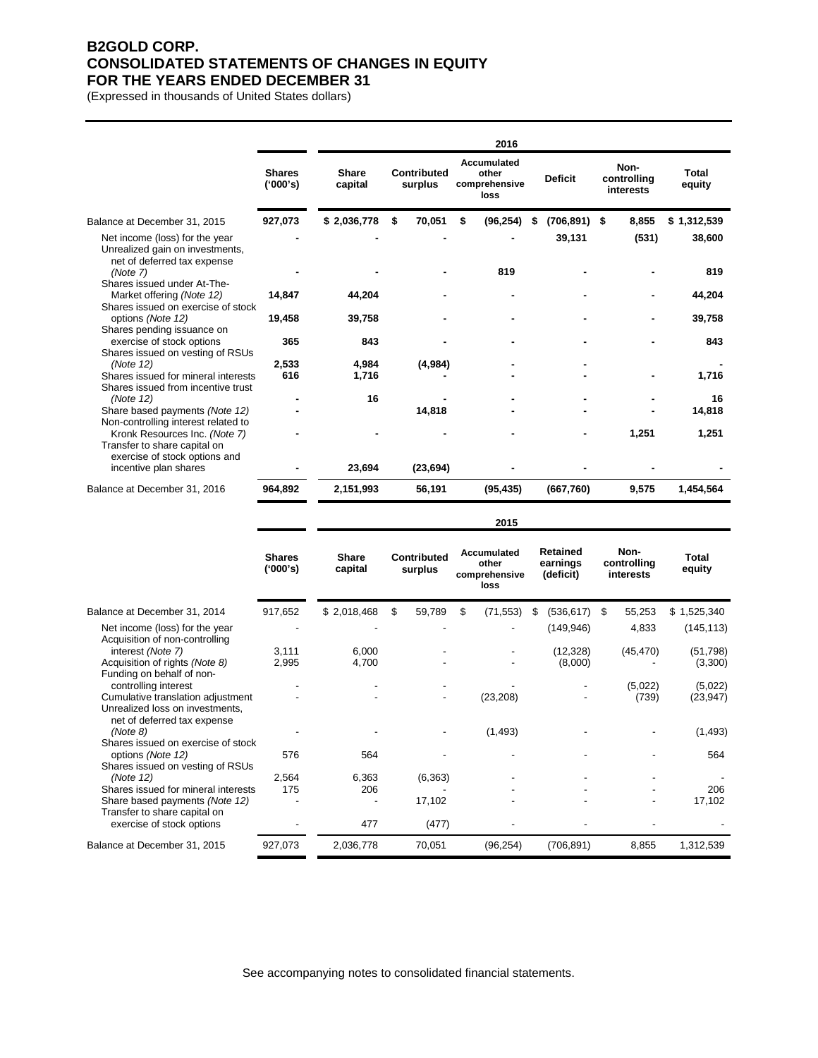# B2GOLD CORP.
# CONSOLIDATED STATEMENTS OF CHANGES IN EQUITY
# FOR THE YEARS ENDED DECEMBER 31

(Expressed in thousands of United States dollars)

| | 2016 | | | | | | |
|---|---|---|---|---|---|---|---|
| | **Shares ('000's)** | **Share capital** | **Contributed surplus** | **Accumulated other comprehensive loss** | **Deficit** | **Non-controlling interests** | **Total equity** |
| Balance at December 31, 2015 | **927,073** | **$ 2,036,778** | **$ 70,051** | **$ (96,254)** | **$ (706,891)** | **$ 8,855** | **$ 1,312,539** |
| Net income (loss) for the year | **-** | **-** | **-** | **-** | **39,131** | **(531)** | **38,600** |
| Unrealized gain on investments, net of deferred tax expense *(Note 7)* | **-** | **-** | **-** | **819** | **-** | **-** | **819** |
| Shares issued under At-The-Market offering *(Note 12)* | **14,847** | **44,204** | **-** | **-** | **-** | **-** | **44,204** |
| Shares issued on exercise of stock options *(Note 12)* | **19,458** | **39,758** | **-** | **-** | **-** | **-** | **39,758** |
| Shares pending issuance on exercise of stock options | **365** | **843** | **-** | **-** | **-** | **-** | **843** |
| Shares issued on vesting of RSUs *(Note 12)* | **2,533** | **4,984** | **(4,984)** | **-** | **-** | | **-** |
| Shares issued for mineral interests | **616** | **1,716** | **-** | **-** | **-** | **-** | **1,716** |
| Shares issued from incentive trust *(Note 12)* | **-** | **16** | **-** | **-** | **-** | **-** | **16** |
| Share based payments *(Note 12)* | **-** | **-** | **14,818** | **-** | **-** | **-** | **14,818** |
| Non-controlling interest related to Kronk Resources Inc. *(Note 7)* | **-** | **-** | **-** | **-** | **-** | **1,251** | **1,251** |
| Transfer to share capital on exercise of stock options and incentive plan shares | **-** | **23,694** | **(23,694)** | **-** | **-** | **-** | **-** |
| Balance at December 31, 2016 | **964,892** | **2,151,993** | **56,191** | **(95,435)** | **(667,760)** | **9,575** | **1,454,564** |

| | 2015 | | | | | | |
|---|---|---|---|---|---|---|---|
| | **Shares ('000's)** | **Share capital** | **Contributed surplus** | **Accumulated other comprehensive loss** | **Retained earnings (deficit)** | **Non-controlling interests** | **Total equity** |
| Balance at December 31, 2014 | 917,652 | $ 2,018,468 | $ 59,789 | $ (71,553) | $ (536,617) | $ 55,253 | $ 1,525,340 |
| Net income (loss) for the year | - | - | - | - | (149,946) | 4,833 | (145,113) |
| Acquisition of non-controlling interest *(Note 7)* | 3,111 | 6,000 | - | - | (12,328) | (45,470) | (51,798) |
| Acquisition of rights *(Note 8)* | 2,995 | 4,700 | - | - | (8,000) | - | (3,300) |
| Funding on behalf of non-controlling interest | - | - | - | - | - | (5,022) | (5,022) |
| Cumulative translation adjustment | - | - | - | (23,208) | - | (739) | (23,947) |
| Unrealized loss on investments, net of deferred tax expense *(Note 8)* | - | - | - | (1,493) | - | - | (1,493) |
| Shares issued on exercise of stock options *(Note 12)* | 576 | 564 | - | - | - | - | 564 |
| Shares issued on vesting of RSUs *(Note 12)* | 2,564 | 6,363 | (6,363) | - | - | - | - |
| Shares issued for mineral interests | 175 | 206 | - | - | - | - | 206 |
| Share based payments *(Note 12)* | - | - | 17,102 | - | - | - | 17,102 |
| Transfer to share capital on exercise of stock options | - | 477 | (477) | - | - | - | - |
| Balance at December 31, 2015 | 927,073 | 2,036,778 | 70,051 | (96,254) | (706,891) | 8,855 | 1,312,539 |

See accompanying notes to consolidated financial statements.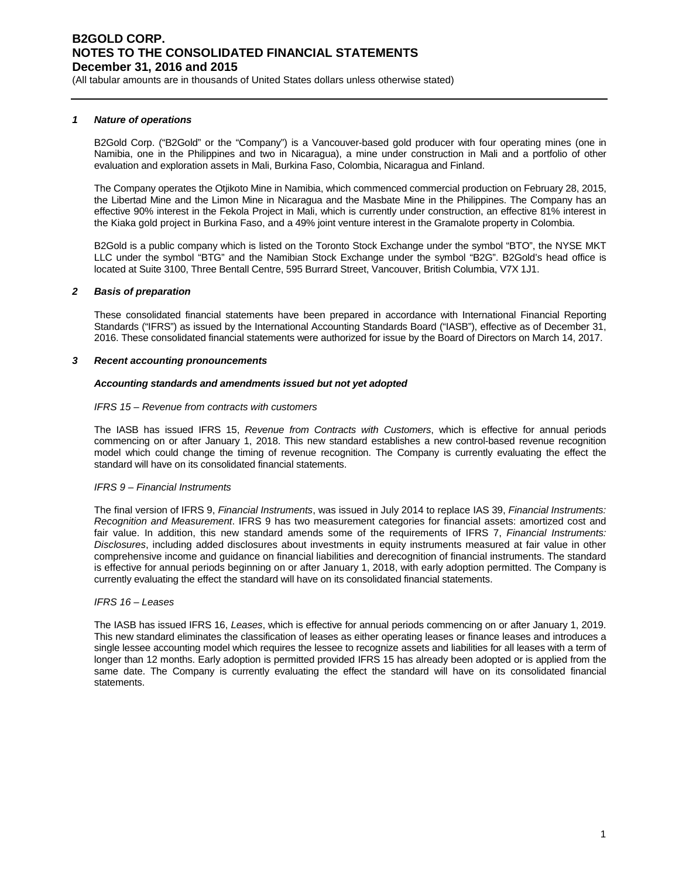## 1 *Nature of operations*

B2Gold Corp. ("B2Gold" or the "Company") is a Vancouver-based gold producer with four operating mines (one in Namibia, one in the Philippines and two in Nicaragua), a mine under construction in Mali and a portfolio of other evaluation and exploration assets in Mali, Burkina Faso, Colombia, Nicaragua and Finland.

The Company operates the Otjikoto Mine in Namibia, which commenced commercial production on February 28, 2015, the Libertad Mine and the Limon Mine in Nicaragua and the Masbate Mine in the Philippines. The Company has an effective 90% interest in the Fekola Project in Mali, which is currently under construction, an effective 81% interest in the Kiaka gold project in Burkina Faso, and a 49% joint venture interest in the Gramalote property in Colombia.

B2Gold is a public company which is listed on the Toronto Stock Exchange under the symbol "BTO", the NYSE MKT LLC under the symbol "BTG" and the Namibian Stock Exchange under the symbol "B2G". B2Gold's head office is located at Suite 3100, Three Bentall Centre, 595 Burrard Street, Vancouver, British Columbia, V7X 1J1.

## 2 *Basis of preparation*

These consolidated financial statements have been prepared in accordance with International Financial Reporting Standards ("IFRS") as issued by the International Accounting Standards Board ("IASB"), effective as of December 31, 2016. These consolidated financial statements were authorized for issue by the Board of Directors on March 14, 2017.

## 3 *Recent accounting pronouncements*

### *Accounting standards and amendments issued but not yet adopted*

*IFRS 15 – Revenue from contracts with customers*

The IASB has issued IFRS 15, *Revenue from Contracts with Customers*, which is effective for annual periods commencing on or after January 1, 2018. This new standard establishes a new control-based revenue recognition model which could change the timing of revenue recognition. The Company is currently evaluating the effect the standard will have on its consolidated financial statements.

*IFRS 9 – Financial Instruments*

The final version of IFRS 9, *Financial Instruments*, was issued in July 2014 to replace IAS 39, *Financial Instruments: Recognition and Measurement*. IFRS 9 has two measurement categories for financial assets: amortized cost and fair value. In addition, this new standard amends some of the requirements of IFRS 7, *Financial Instruments: Disclosures*, including added disclosures about investments in equity instruments measured at fair value in other comprehensive income and guidance on financial liabilities and derecognition of financial instruments. The standard is effective for annual periods beginning on or after January 1, 2018, with early adoption permitted. The Company is currently evaluating the effect the standard will have on its consolidated financial statements.

*IFRS 16 – Leases*

The IASB has issued IFRS 16, *Leases*, which is effective for annual periods commencing on or after January 1, 2019. This new standard eliminates the classification of leases as either operating leases or finance leases and introduces a single lessee accounting model which requires the lessee to recognize assets and liabilities for all leases with a term of longer than 12 months. Early adoption is permitted provided IFRS 15 has already been adopted or is applied from the same date. The Company is currently evaluating the effect the standard will have on its consolidated financial statements.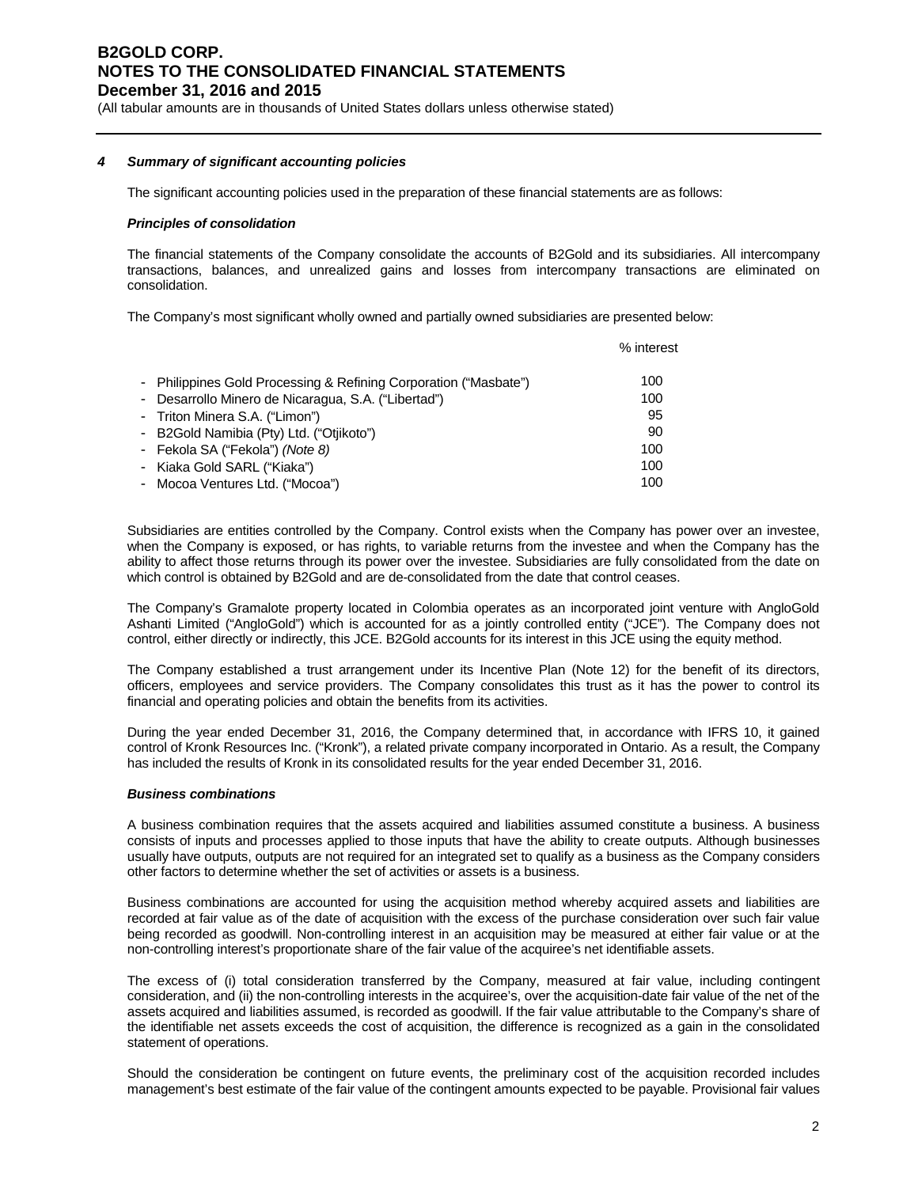### 4 Summary of significant accounting policies

The significant accounting policies used in the preparation of these financial statements are as follows:

***Principles of consolidation***

The financial statements of the Company consolidate the accounts of B2Gold and its subsidiaries. All intercompany transactions, balances, and unrealized gains and losses from intercompany transactions are eliminated on consolidation.

The Company's most significant wholly owned and partially owned subsidiaries are presented below:

| | % interest |
|---|---|
| - Philippines Gold Processing & Refining Corporation ("Masbate") | 100 |
| - Desarrollo Minero de Nicaragua, S.A. ("Libertad") | 100 |
| - Triton Minera S.A. ("Limon") | 95 |
| - B2Gold Namibia (Pty) Ltd. ("Otjikoto") | 90 |
| - Fekola SA ("Fekola") *(Note 8)* | 100 |
| - Kiaka Gold SARL ("Kiaka") | 100 |
| - Mocoa Ventures Ltd. ("Mocoa") | 100 |

Subsidiaries are entities controlled by the Company. Control exists when the Company has power over an investee, when the Company is exposed, or has rights, to variable returns from the investee and when the Company has the ability to affect those returns through its power over the investee. Subsidiaries are fully consolidated from the date on which control is obtained by B2Gold and are de-consolidated from the date that control ceases.

The Company's Gramalote property located in Colombia operates as an incorporated joint venture with AngloGold Ashanti Limited ("AngloGold") which is accounted for as a jointly controlled entity ("JCE"). The Company does not control, either directly or indirectly, this JCE. B2Gold accounts for its interest in this JCE using the equity method.

The Company established a trust arrangement under its Incentive Plan (Note 12) for the benefit of its directors, officers, employees and service providers. The Company consolidates this trust as it has the power to control its financial and operating policies and obtain the benefits from its activities.

During the year ended December 31, 2016, the Company determined that, in accordance with IFRS 10, it gained control of Kronk Resources Inc. ("Kronk"), a related private company incorporated in Ontario. As a result, the Company has included the results of Kronk in its consolidated results for the year ended December 31, 2016.

***Business combinations***

A business combination requires that the assets acquired and liabilities assumed constitute a business. A business consists of inputs and processes applied to those inputs that have the ability to create outputs. Although businesses usually have outputs, outputs are not required for an integrated set to qualify as a business as the Company considers other factors to determine whether the set of activities or assets is a business.

Business combinations are accounted for using the acquisition method whereby acquired assets and liabilities are recorded at fair value as of the date of acquisition with the excess of the purchase consideration over such fair value being recorded as goodwill. Non-controlling interest in an acquisition may be measured at either fair value or at the non-controlling interest's proportionate share of the fair value of the acquiree's net identifiable assets.

The excess of (i) total consideration transferred by the Company, measured at fair value, including contingent consideration, and (ii) the non-controlling interests in the acquiree's, over the acquisition-date fair value of the net of the assets acquired and liabilities assumed, is recorded as goodwill. If the fair value attributable to the Company's share of the identifiable net assets exceeds the cost of acquisition, the difference is recognized as a gain in the consolidated statement of operations.

Should the consideration be contingent on future events, the preliminary cost of the acquisition recorded includes management's best estimate of the fair value of the contingent amounts expected to be payable. Provisional fair values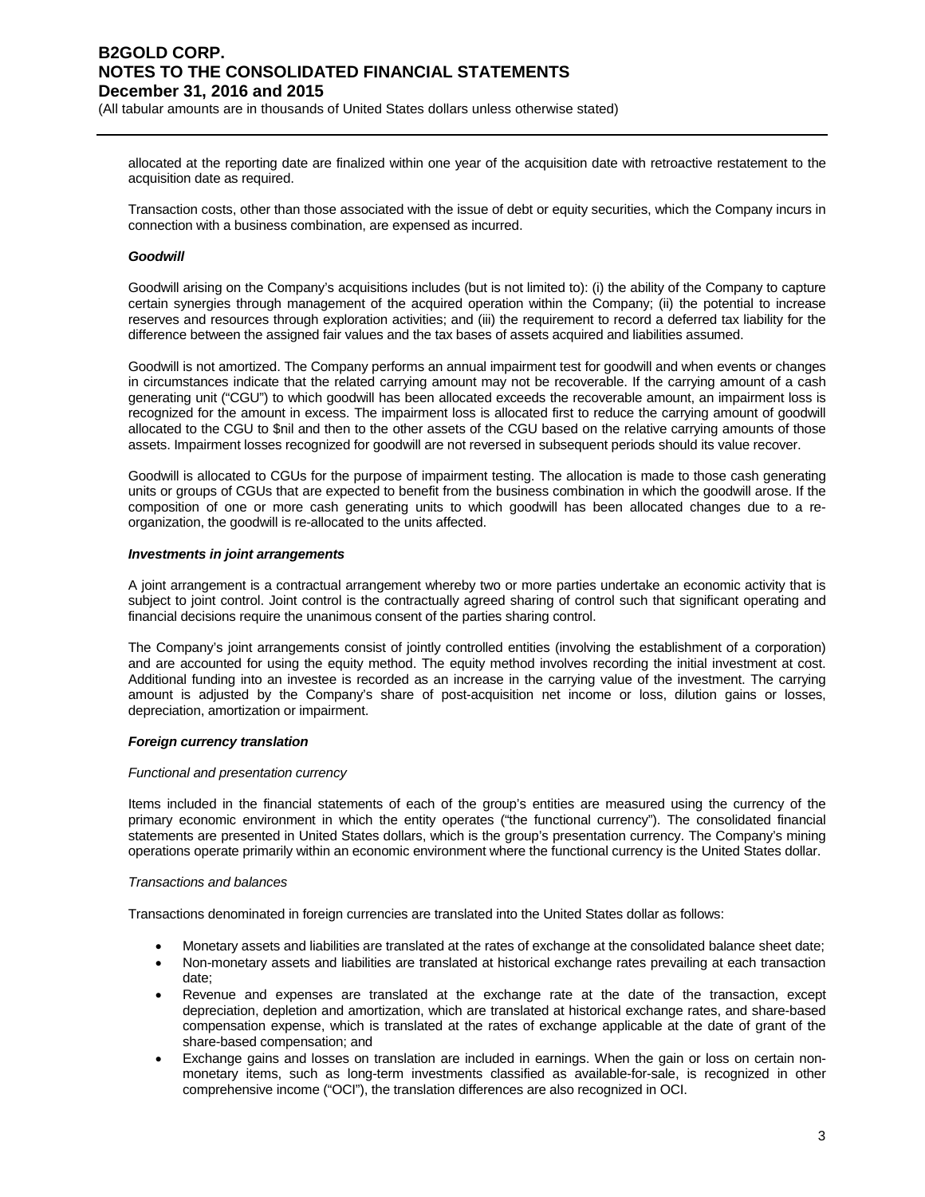allocated at the reporting date are finalized within one year of the acquisition date with retroactive restatement to the acquisition date as required.

Transaction costs, other than those associated with the issue of debt or equity securities, which the Company incurs in connection with a business combination, are expensed as incurred.

***Goodwill***

Goodwill arising on the Company's acquisitions includes (but is not limited to): (i) the ability of the Company to capture certain synergies through management of the acquired operation within the Company; (ii) the potential to increase reserves and resources through exploration activities; and (iii) the requirement to record a deferred tax liability for the difference between the assigned fair values and the tax bases of assets acquired and liabilities assumed.

Goodwill is not amortized. The Company performs an annual impairment test for goodwill and when events or changes in circumstances indicate that the related carrying amount may not be recoverable. If the carrying amount of a cash generating unit ("CGU") to which goodwill has been allocated exceeds the recoverable amount, an impairment loss is recognized for the amount in excess. The impairment loss is allocated first to reduce the carrying amount of goodwill allocated to the CGU to $nil and then to the other assets of the CGU based on the relative carrying amounts of those assets. Impairment losses recognized for goodwill are not reversed in subsequent periods should its value recover.

Goodwill is allocated to CGUs for the purpose of impairment testing. The allocation is made to those cash generating units or groups of CGUs that are expected to benefit from the business combination in which the goodwill arose. If the composition of one or more cash generating units to which goodwill has been allocated changes due to a re-organization, the goodwill is re-allocated to the units affected.

***Investments in joint arrangements***

A joint arrangement is a contractual arrangement whereby two or more parties undertake an economic activity that is subject to joint control. Joint control is the contractually agreed sharing of control such that significant operating and financial decisions require the unanimous consent of the parties sharing control.

The Company's joint arrangements consist of jointly controlled entities (involving the establishment of a corporation) and are accounted for using the equity method. The equity method involves recording the initial investment at cost. Additional funding into an investee is recorded as an increase in the carrying value of the investment. The carrying amount is adjusted by the Company's share of post-acquisition net income or loss, dilution gains or losses, depreciation, amortization or impairment.

***Foreign currency translation***

*Functional and presentation currency*

Items included in the financial statements of each of the group's entities are measured using the currency of the primary economic environment in which the entity operates ("the functional currency"). The consolidated financial statements are presented in United States dollars, which is the group's presentation currency. The Company's mining operations operate primarily within an economic environment where the functional currency is the United States dollar.

*Transactions and balances*

Transactions denominated in foreign currencies are translated into the United States dollar as follows:

- Monetary assets and liabilities are translated at the rates of exchange at the consolidated balance sheet date;
- Non-monetary assets and liabilities are translated at historical exchange rates prevailing at each transaction date;
- Revenue and expenses are translated at the exchange rate at the date of the transaction, except depreciation, depletion and amortization, which are translated at historical exchange rates, and share-based compensation expense, which is translated at the rates of exchange applicable at the date of grant of the share-based compensation; and
- Exchange gains and losses on translation are included in earnings. When the gain or loss on certain non-monetary items, such as long-term investments classified as available-for-sale, is recognized in other comprehensive income ("OCI"), the translation differences are also recognized in OCI.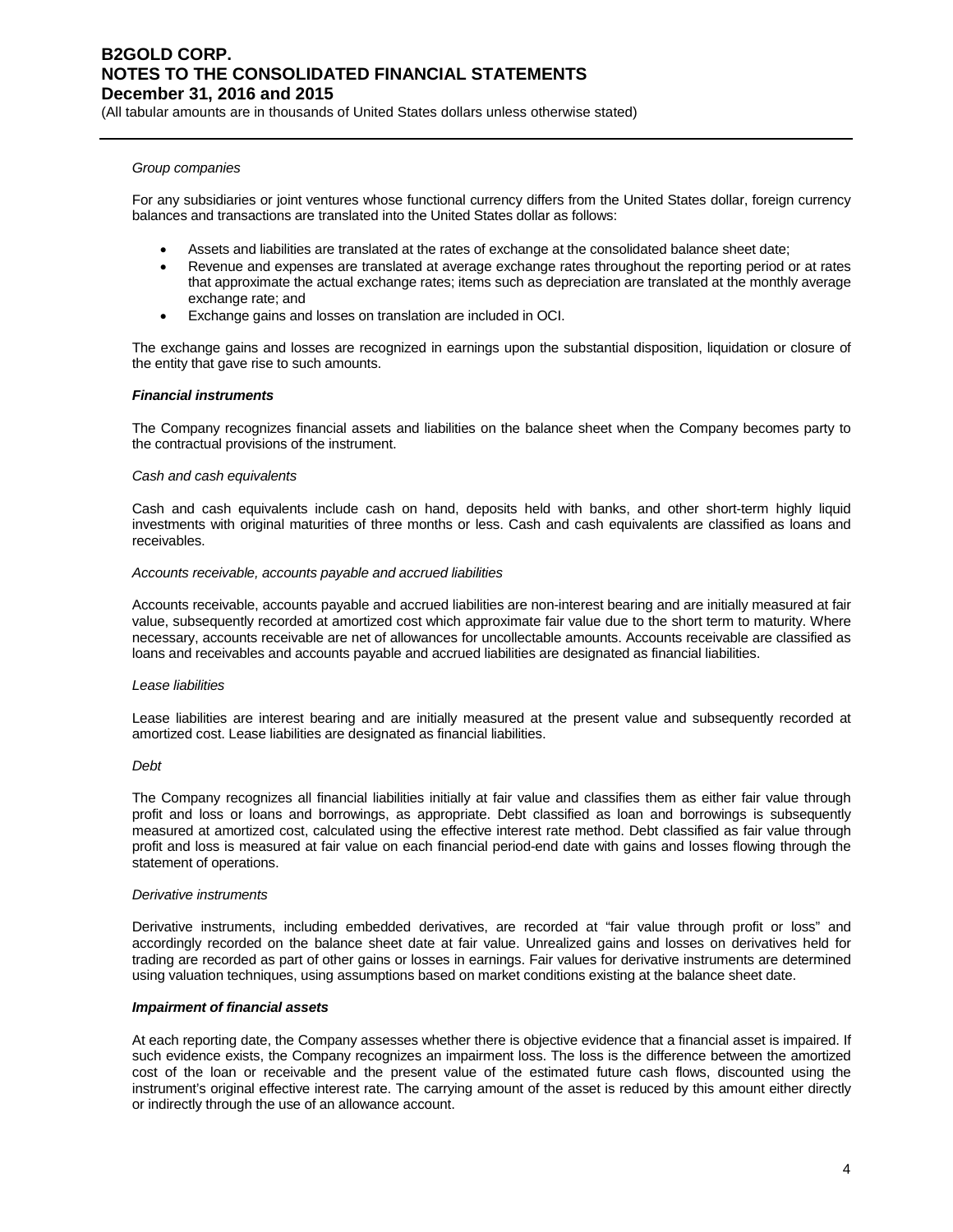*Group companies*

For any subsidiaries or joint ventures whose functional currency differs from the United States dollar, foreign currency balances and transactions are translated into the United States dollar as follows:

- Assets and liabilities are translated at the rates of exchange at the consolidated balance sheet date;
- Revenue and expenses are translated at average exchange rates throughout the reporting period or at rates that approximate the actual exchange rates; items such as depreciation are translated at the monthly average exchange rate; and
- Exchange gains and losses on translation are included in OCI.

The exchange gains and losses are recognized in earnings upon the substantial disposition, liquidation or closure of the entity that gave rise to such amounts.

***Financial instruments***

The Company recognizes financial assets and liabilities on the balance sheet when the Company becomes party to the contractual provisions of the instrument.

*Cash and cash equivalents*

Cash and cash equivalents include cash on hand, deposits held with banks, and other short-term highly liquid investments with original maturities of three months or less. Cash and cash equivalents are classified as loans and receivables.

*Accounts receivable, accounts payable and accrued liabilities*

Accounts receivable, accounts payable and accrued liabilities are non-interest bearing and are initially measured at fair value, subsequently recorded at amortized cost which approximate fair value due to the short term to maturity. Where necessary, accounts receivable are net of allowances for uncollectable amounts. Accounts receivable are classified as loans and receivables and accounts payable and accrued liabilities are designated as financial liabilities.

*Lease liabilities*

Lease liabilities are interest bearing and are initially measured at the present value and subsequently recorded at amortized cost. Lease liabilities are designated as financial liabilities.

*Debt*

The Company recognizes all financial liabilities initially at fair value and classifies them as either fair value through profit and loss or loans and borrowings, as appropriate. Debt classified as loan and borrowings is subsequently measured at amortized cost, calculated using the effective interest rate method. Debt classified as fair value through profit and loss is measured at fair value on each financial period-end date with gains and losses flowing through the statement of operations.

*Derivative instruments*

Derivative instruments, including embedded derivatives, are recorded at "fair value through profit or loss" and accordingly recorded on the balance sheet date at fair value. Unrealized gains and losses on derivatives held for trading are recorded as part of other gains or losses in earnings. Fair values for derivative instruments are determined using valuation techniques, using assumptions based on market conditions existing at the balance sheet date.

***Impairment of financial assets***

At each reporting date, the Company assesses whether there is objective evidence that a financial asset is impaired. If such evidence exists, the Company recognizes an impairment loss. The loss is the difference between the amortized cost of the loan or receivable and the present value of the estimated future cash flows, discounted using the instrument's original effective interest rate. The carrying amount of the asset is reduced by this amount either directly or indirectly through the use of an allowance account.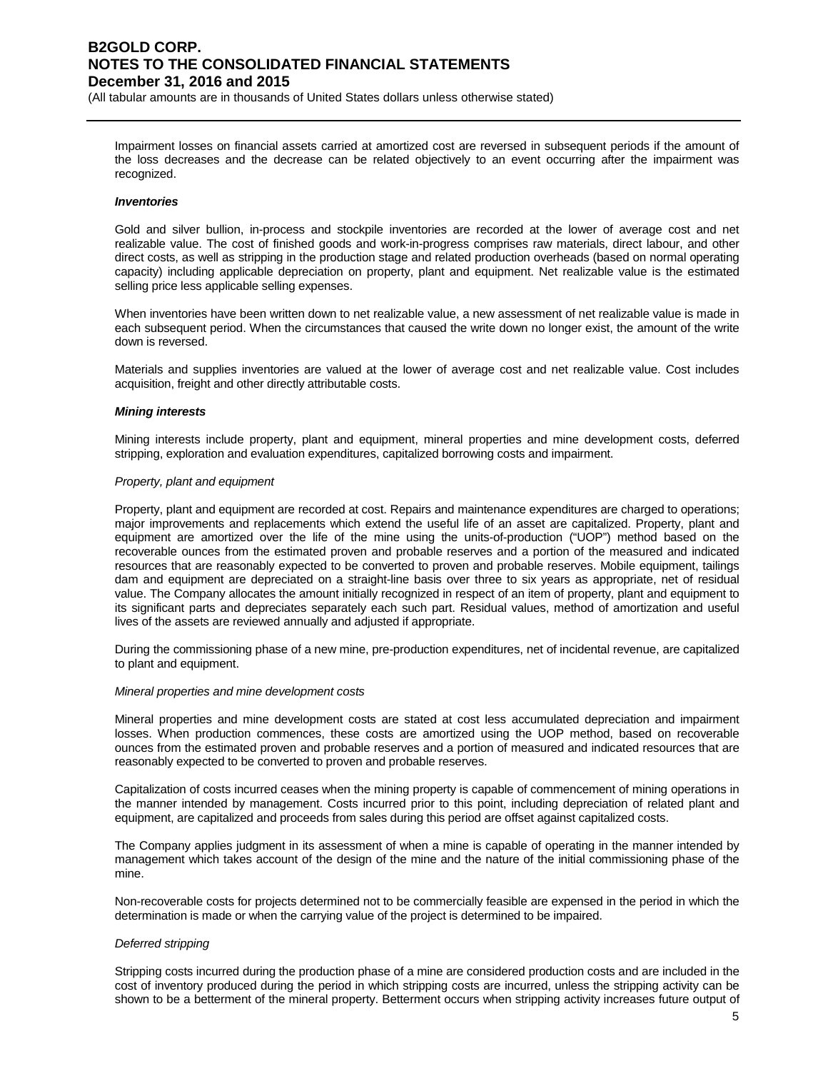Impairment losses on financial assets carried at amortized cost are reversed in subsequent periods if the amount of the loss decreases and the decrease can be related objectively to an event occurring after the impairment was recognized.

***Inventories***

Gold and silver bullion, in-process and stockpile inventories are recorded at the lower of average cost and net realizable value. The cost of finished goods and work-in-progress comprises raw materials, direct labour, and other direct costs, as well as stripping in the production stage and related production overheads (based on normal operating capacity) including applicable depreciation on property, plant and equipment. Net realizable value is the estimated selling price less applicable selling expenses.

When inventories have been written down to net realizable value, a new assessment of net realizable value is made in each subsequent period. When the circumstances that caused the write down no longer exist, the amount of the write down is reversed.

Materials and supplies inventories are valued at the lower of average cost and net realizable value. Cost includes acquisition, freight and other directly attributable costs.

***Mining interests***

Mining interests include property, plant and equipment, mineral properties and mine development costs, deferred stripping, exploration and evaluation expenditures, capitalized borrowing costs and impairment.

*Property, plant and equipment*

Property, plant and equipment are recorded at cost. Repairs and maintenance expenditures are charged to operations; major improvements and replacements which extend the useful life of an asset are capitalized. Property, plant and equipment are amortized over the life of the mine using the units-of-production ("UOP") method based on the recoverable ounces from the estimated proven and probable reserves and a portion of the measured and indicated resources that are reasonably expected to be converted to proven and probable reserves. Mobile equipment, tailings dam and equipment are depreciated on a straight-line basis over three to six years as appropriate, net of residual value. The Company allocates the amount initially recognized in respect of an item of property, plant and equipment to its significant parts and depreciates separately each such part. Residual values, method of amortization and useful lives of the assets are reviewed annually and adjusted if appropriate.

During the commissioning phase of a new mine, pre-production expenditures, net of incidental revenue, are capitalized to plant and equipment.

*Mineral properties and mine development costs*

Mineral properties and mine development costs are stated at cost less accumulated depreciation and impairment losses. When production commences, these costs are amortized using the UOP method, based on recoverable ounces from the estimated proven and probable reserves and a portion of measured and indicated resources that are reasonably expected to be converted to proven and probable reserves.

Capitalization of costs incurred ceases when the mining property is capable of commencement of mining operations in the manner intended by management. Costs incurred prior to this point, including depreciation of related plant and equipment, are capitalized and proceeds from sales during this period are offset against capitalized costs.

The Company applies judgment in its assessment of when a mine is capable of operating in the manner intended by management which takes account of the design of the mine and the nature of the initial commissioning phase of the mine.

Non-recoverable costs for projects determined not to be commercially feasible are expensed in the period in which the determination is made or when the carrying value of the project is determined to be impaired.

*Deferred stripping*

Stripping costs incurred during the production phase of a mine are considered production costs and are included in the cost of inventory produced during the period in which stripping costs are incurred, unless the stripping activity can be shown to be a betterment of the mineral property. Betterment occurs when stripping activity increases future output of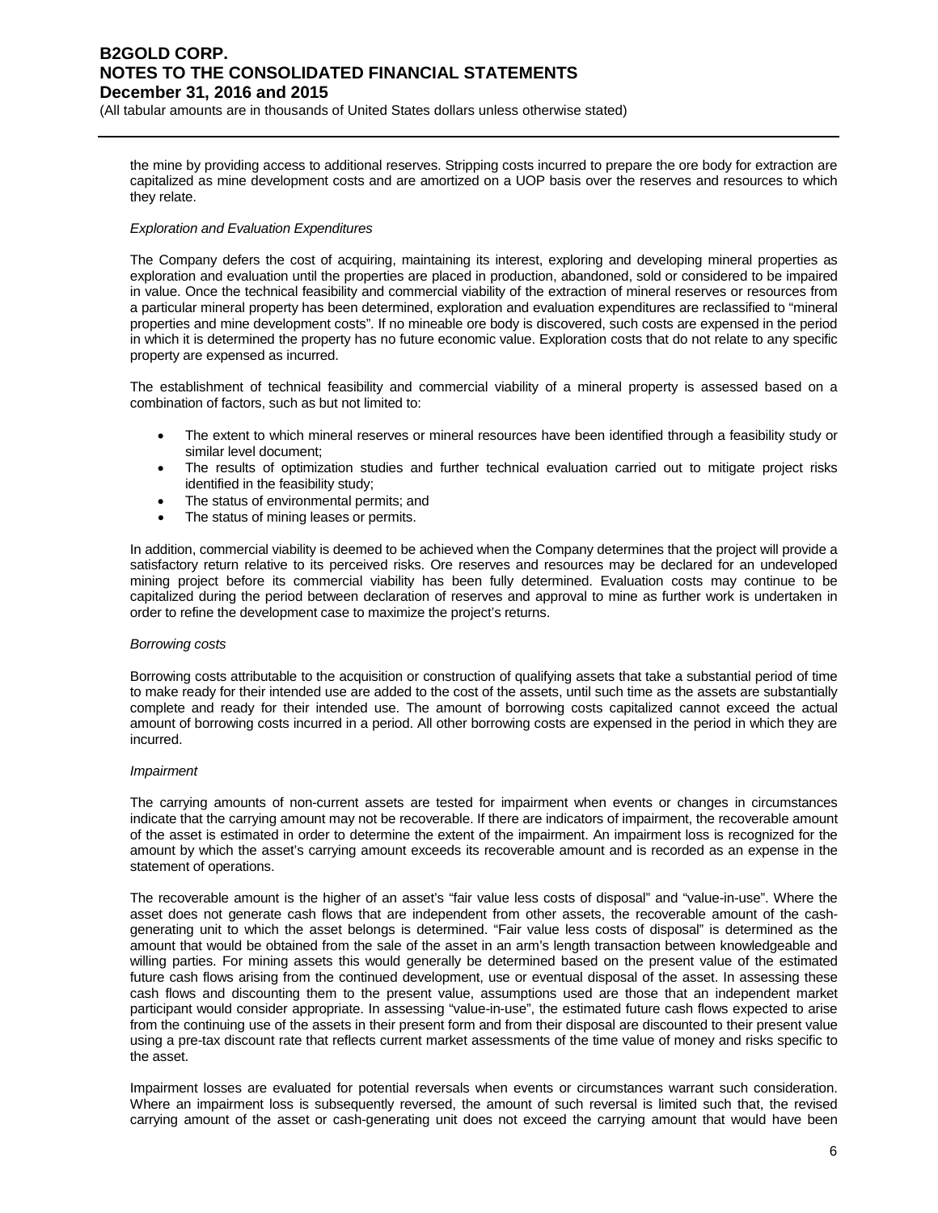the mine by providing access to additional reserves. Stripping costs incurred to prepare the ore body for extraction are capitalized as mine development costs and are amortized on a UOP basis over the reserves and resources to which they relate.

*Exploration and Evaluation Expenditures*

The Company defers the cost of acquiring, maintaining its interest, exploring and developing mineral properties as exploration and evaluation until the properties are placed in production, abandoned, sold or considered to be impaired in value. Once the technical feasibility and commercial viability of the extraction of mineral reserves or resources from a particular mineral property has been determined, exploration and evaluation expenditures are reclassified to "mineral properties and mine development costs". If no mineable ore body is discovered, such costs are expensed in the period in which it is determined the property has no future economic value. Exploration costs that do not relate to any specific property are expensed as incurred.

The establishment of technical feasibility and commercial viability of a mineral property is assessed based on a combination of factors, such as but not limited to:

- The extent to which mineral reserves or mineral resources have been identified through a feasibility study or similar level document;
- The results of optimization studies and further technical evaluation carried out to mitigate project risks identified in the feasibility study;
- The status of environmental permits; and
- The status of mining leases or permits.

In addition, commercial viability is deemed to be achieved when the Company determines that the project will provide a satisfactory return relative to its perceived risks. Ore reserves and resources may be declared for an undeveloped mining project before its commercial viability has been fully determined. Evaluation costs may continue to be capitalized during the period between declaration of reserves and approval to mine as further work is undertaken in order to refine the development case to maximize the project's returns.

*Borrowing costs*

Borrowing costs attributable to the acquisition or construction of qualifying assets that take a substantial period of time to make ready for their intended use are added to the cost of the assets, until such time as the assets are substantially complete and ready for their intended use. The amount of borrowing costs capitalized cannot exceed the actual amount of borrowing costs incurred in a period. All other borrowing costs are expensed in the period in which they are incurred.

*Impairment*

The carrying amounts of non-current assets are tested for impairment when events or changes in circumstances indicate that the carrying amount may not be recoverable. If there are indicators of impairment, the recoverable amount of the asset is estimated in order to determine the extent of the impairment. An impairment loss is recognized for the amount by which the asset's carrying amount exceeds its recoverable amount and is recorded as an expense in the statement of operations.

The recoverable amount is the higher of an asset's "fair value less costs of disposal" and "value-in-use". Where the asset does not generate cash flows that are independent from other assets, the recoverable amount of the cash-generating unit to which the asset belongs is determined. "Fair value less costs of disposal" is determined as the amount that would be obtained from the sale of the asset in an arm's length transaction between knowledgeable and willing parties. For mining assets this would generally be determined based on the present value of the estimated future cash flows arising from the continued development, use or eventual disposal of the asset. In assessing these cash flows and discounting them to the present value, assumptions used are those that an independent market participant would consider appropriate. In assessing "value-in-use", the estimated future cash flows expected to arise from the continuing use of the assets in their present form and from their disposal are discounted to their present value using a pre-tax discount rate that reflects current market assessments of the time value of money and risks specific to the asset.

Impairment losses are evaluated for potential reversals when events or circumstances warrant such consideration. Where an impairment loss is subsequently reversed, the amount of such reversal is limited such that, the revised carrying amount of the asset or cash-generating unit does not exceed the carrying amount that would have been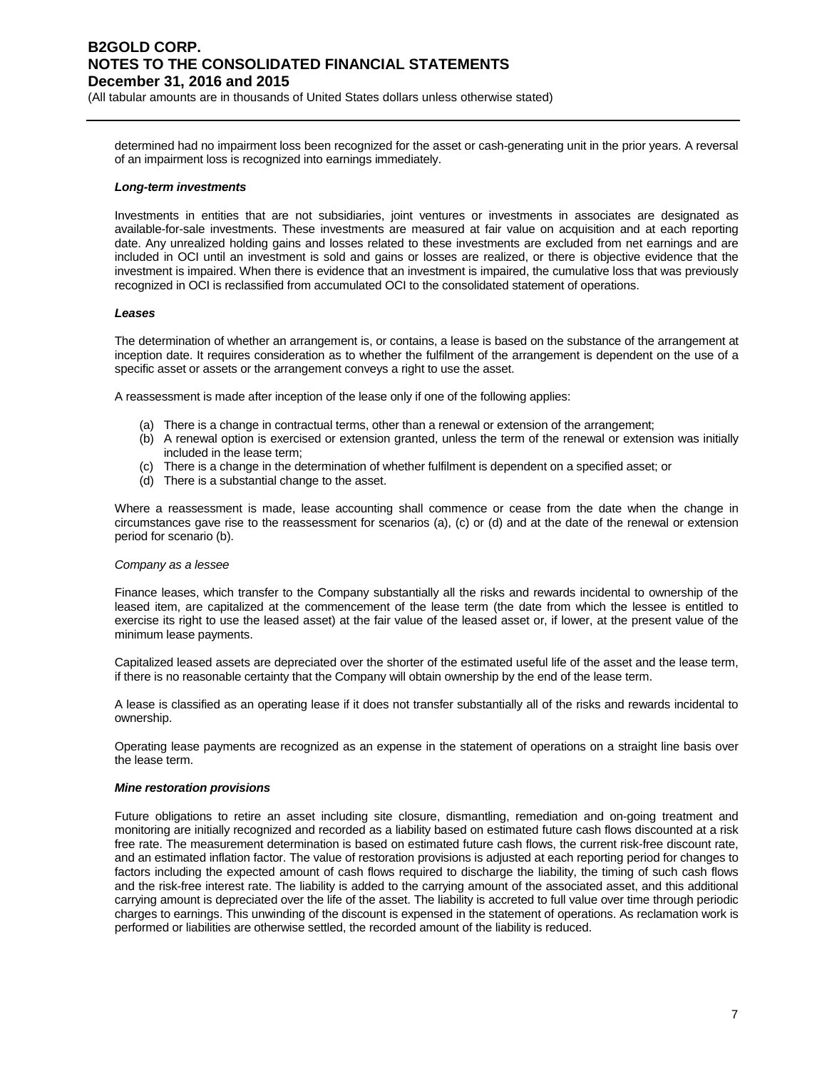determined had no impairment loss been recognized for the asset or cash-generating unit in the prior years. A reversal of an impairment loss is recognized into earnings immediately.

***Long-term investments***

Investments in entities that are not subsidiaries, joint ventures or investments in associates are designated as available-for-sale investments. These investments are measured at fair value on acquisition and at each reporting date. Any unrealized holding gains and losses related to these investments are excluded from net earnings and are included in OCI until an investment is sold and gains or losses are realized, or there is objective evidence that the investment is impaired. When there is evidence that an investment is impaired, the cumulative loss that was previously recognized in OCI is reclassified from accumulated OCI to the consolidated statement of operations.

***Leases***

The determination of whether an arrangement is, or contains, a lease is based on the substance of the arrangement at inception date. It requires consideration as to whether the fulfilment of the arrangement is dependent on the use of a specific asset or assets or the arrangement conveys a right to use the asset.

A reassessment is made after inception of the lease only if one of the following applies:

(a) There is a change in contractual terms, other than a renewal or extension of the arrangement;
(b) A renewal option is exercised or extension granted, unless the term of the renewal or extension was initially included in the lease term;
(c) There is a change in the determination of whether fulfilment is dependent on a specified asset; or
(d) There is a substantial change to the asset.

Where a reassessment is made, lease accounting shall commence or cease from the date when the change in circumstances gave rise to the reassessment for scenarios (a), (c) or (d) and at the date of the renewal or extension period for scenario (b).

*Company as a lessee*

Finance leases, which transfer to the Company substantially all the risks and rewards incidental to ownership of the leased item, are capitalized at the commencement of the lease term (the date from which the lessee is entitled to exercise its right to use the leased asset) at the fair value of the leased asset or, if lower, at the present value of the minimum lease payments.

Capitalized leased assets are depreciated over the shorter of the estimated useful life of the asset and the lease term, if there is no reasonable certainty that the Company will obtain ownership by the end of the lease term.

A lease is classified as an operating lease if it does not transfer substantially all of the risks and rewards incidental to ownership.

Operating lease payments are recognized as an expense in the statement of operations on a straight line basis over the lease term.

***Mine restoration provisions***

Future obligations to retire an asset including site closure, dismantling, remediation and on-going treatment and monitoring are initially recognized and recorded as a liability based on estimated future cash flows discounted at a risk free rate. The measurement determination is based on estimated future cash flows, the current risk-free discount rate, and an estimated inflation factor. The value of restoration provisions is adjusted at each reporting period for changes to factors including the expected amount of cash flows required to discharge the liability, the timing of such cash flows and the risk-free interest rate. The liability is added to the carrying amount of the associated asset, and this additional carrying amount is depreciated over the life of the asset. The liability is accreted to full value over time through periodic charges to earnings. This unwinding of the discount is expensed in the statement of operations. As reclamation work is performed or liabilities are otherwise settled, the recorded amount of the liability is reduced.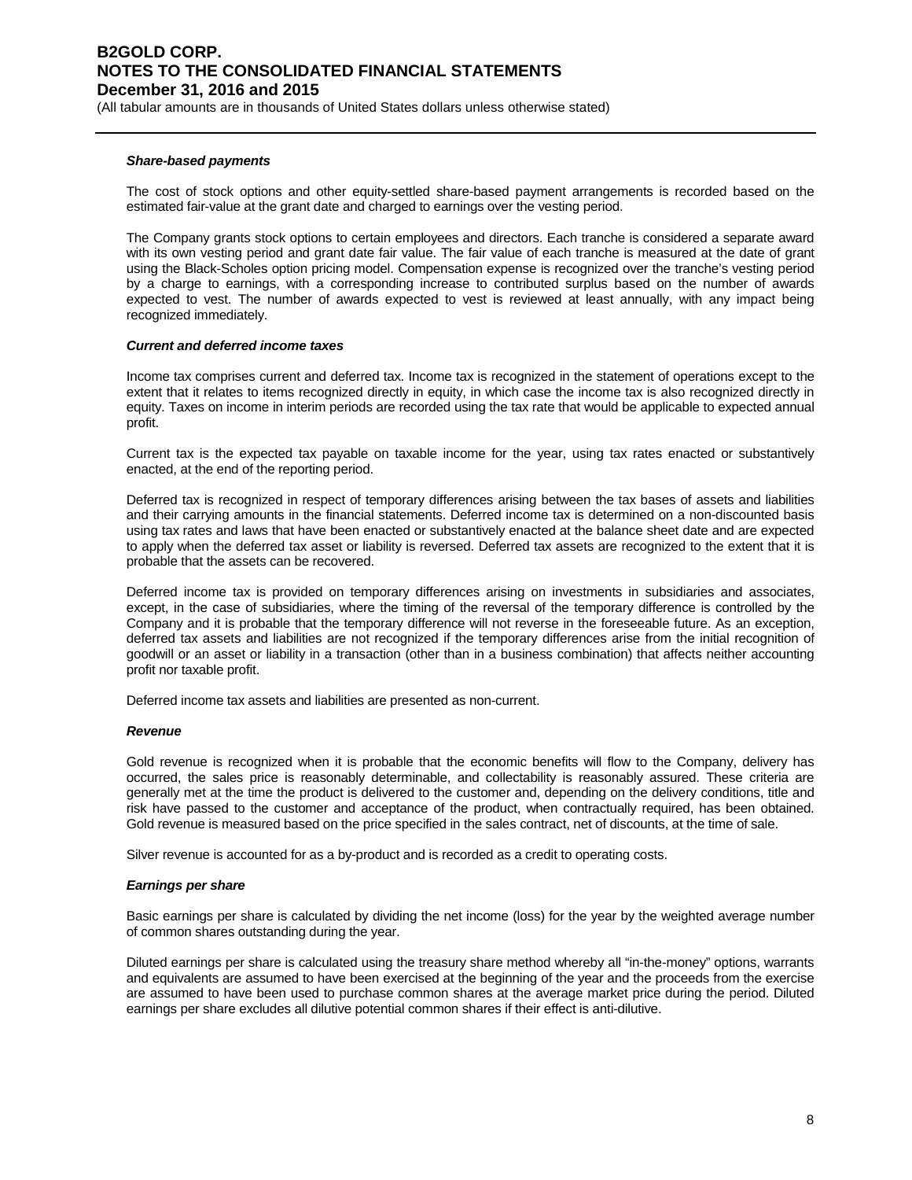***Share-based payments***

The cost of stock options and other equity-settled share-based payment arrangements is recorded based on the estimated fair-value at the grant date and charged to earnings over the vesting period.

The Company grants stock options to certain employees and directors. Each tranche is considered a separate award with its own vesting period and grant date fair value. The fair value of each tranche is measured at the date of grant using the Black-Scholes option pricing model. Compensation expense is recognized over the tranche's vesting period by a charge to earnings, with a corresponding increase to contributed surplus based on the number of awards expected to vest. The number of awards expected to vest is reviewed at least annually, with any impact being recognized immediately.

***Current and deferred income taxes***

Income tax comprises current and deferred tax. Income tax is recognized in the statement of operations except to the extent that it relates to items recognized directly in equity, in which case the income tax is also recognized directly in equity. Taxes on income in interim periods are recorded using the tax rate that would be applicable to expected annual profit.

Current tax is the expected tax payable on taxable income for the year, using tax rates enacted or substantively enacted, at the end of the reporting period.

Deferred tax is recognized in respect of temporary differences arising between the tax bases of assets and liabilities and their carrying amounts in the financial statements. Deferred income tax is determined on a non-discounted basis using tax rates and laws that have been enacted or substantively enacted at the balance sheet date and are expected to apply when the deferred tax asset or liability is reversed. Deferred tax assets are recognized to the extent that it is probable that the assets can be recovered.

Deferred income tax is provided on temporary differences arising on investments in subsidiaries and associates, except, in the case of subsidiaries, where the timing of the reversal of the temporary difference is controlled by the Company and it is probable that the temporary difference will not reverse in the foreseeable future. As an exception, deferred tax assets and liabilities are not recognized if the temporary differences arise from the initial recognition of goodwill or an asset or liability in a transaction (other than in a business combination) that affects neither accounting profit nor taxable profit.

Deferred income tax assets and liabilities are presented as non-current.

***Revenue***

Gold revenue is recognized when it is probable that the economic benefits will flow to the Company, delivery has occurred, the sales price is reasonably determinable, and collectability is reasonably assured. These criteria are generally met at the time the product is delivered to the customer and, depending on the delivery conditions, title and risk have passed to the customer and acceptance of the product, when contractually required, has been obtained. Gold revenue is measured based on the price specified in the sales contract, net of discounts, at the time of sale.

Silver revenue is accounted for as a by-product and is recorded as a credit to operating costs.

***Earnings per share***

Basic earnings per share is calculated by dividing the net income (loss) for the year by the weighted average number of common shares outstanding during the year.

Diluted earnings per share is calculated using the treasury share method whereby all "in-the-money" options, warrants and equivalents are assumed to have been exercised at the beginning of the year and the proceeds from the exercise are assumed to have been used to purchase common shares at the average market price during the period. Diluted earnings per share excludes all dilutive potential common shares if their effect is anti-dilutive.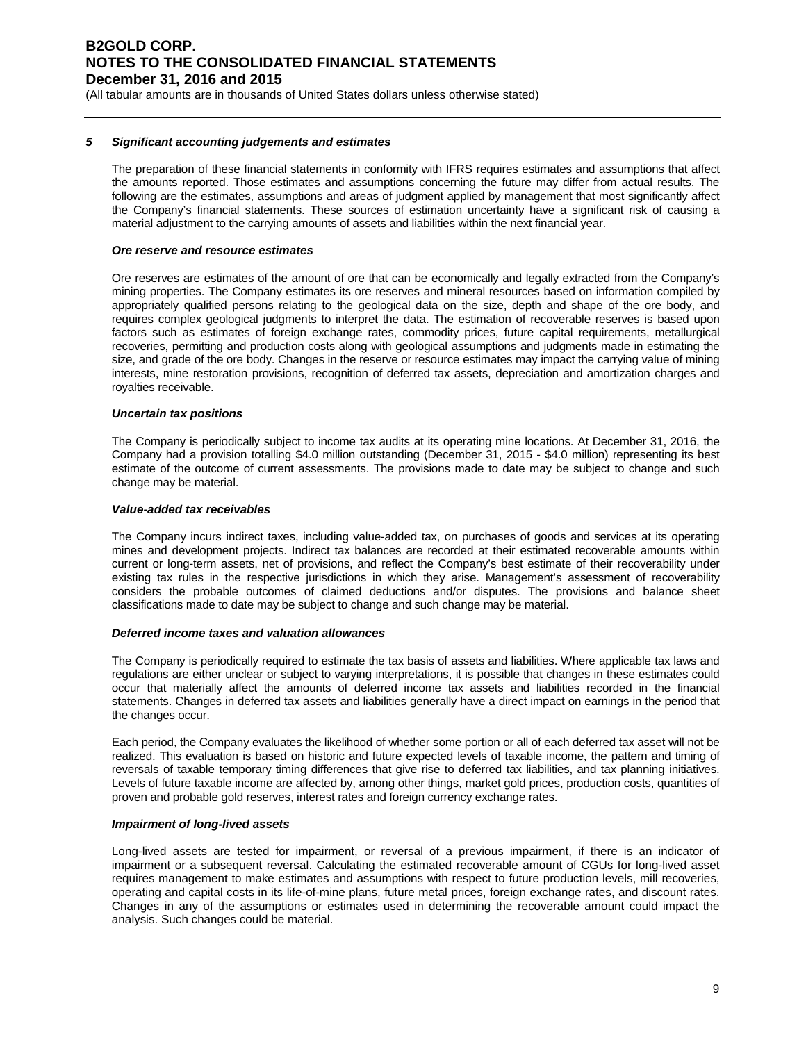## 5 Significant accounting judgements and estimates

The preparation of these financial statements in conformity with IFRS requires estimates and assumptions that affect the amounts reported. Those estimates and assumptions concerning the future may differ from actual results. The following are the estimates, assumptions and areas of judgment applied by management that most significantly affect the Company's financial statements. These sources of estimation uncertainty have a significant risk of causing a material adjustment to the carrying amounts of assets and liabilities within the next financial year.

### *Ore reserve and resource estimates*

Ore reserves are estimates of the amount of ore that can be economically and legally extracted from the Company's mining properties. The Company estimates its ore reserves and mineral resources based on information compiled by appropriately qualified persons relating to the geological data on the size, depth and shape of the ore body, and requires complex geological judgments to interpret the data. The estimation of recoverable reserves is based upon factors such as estimates of foreign exchange rates, commodity prices, future capital requirements, metallurgical recoveries, permitting and production costs along with geological assumptions and judgments made in estimating the size, and grade of the ore body. Changes in the reserve or resource estimates may impact the carrying value of mining interests, mine restoration provisions, recognition of deferred tax assets, depreciation and amortization charges and royalties receivable.

### *Uncertain tax positions*

The Company is periodically subject to income tax audits at its operating mine locations. At December 31, 2016, the Company had a provision totalling $4.0 million outstanding (December 31, 2015 - $4.0 million) representing its best estimate of the outcome of current assessments. The provisions made to date may be subject to change and such change may be material.

### *Value-added tax receivables*

The Company incurs indirect taxes, including value-added tax, on purchases of goods and services at its operating mines and development projects. Indirect tax balances are recorded at their estimated recoverable amounts within current or long-term assets, net of provisions, and reflect the Company's best estimate of their recoverability under existing tax rules in the respective jurisdictions in which they arise. Management's assessment of recoverability considers the probable outcomes of claimed deductions and/or disputes. The provisions and balance sheet classifications made to date may be subject to change and such change may be material.

### *Deferred income taxes and valuation allowances*

The Company is periodically required to estimate the tax basis of assets and liabilities. Where applicable tax laws and regulations are either unclear or subject to varying interpretations, it is possible that changes in these estimates could occur that materially affect the amounts of deferred income tax assets and liabilities recorded in the financial statements. Changes in deferred tax assets and liabilities generally have a direct impact on earnings in the period that the changes occur.

Each period, the Company evaluates the likelihood of whether some portion or all of each deferred tax asset will not be realized. This evaluation is based on historic and future expected levels of taxable income, the pattern and timing of reversals of taxable temporary timing differences that give rise to deferred tax liabilities, and tax planning initiatives. Levels of future taxable income are affected by, among other things, market gold prices, production costs, quantities of proven and probable gold reserves, interest rates and foreign currency exchange rates.

### *Impairment of long-lived assets*

Long-lived assets are tested for impairment, or reversal of a previous impairment, if there is an indicator of impairment or a subsequent reversal. Calculating the estimated recoverable amount of CGUs for long-lived asset requires management to make estimates and assumptions with respect to future production levels, mill recoveries, operating and capital costs in its life-of-mine plans, future metal prices, foreign exchange rates, and discount rates. Changes in any of the assumptions or estimates used in determining the recoverable amount could impact the analysis. Such changes could be material.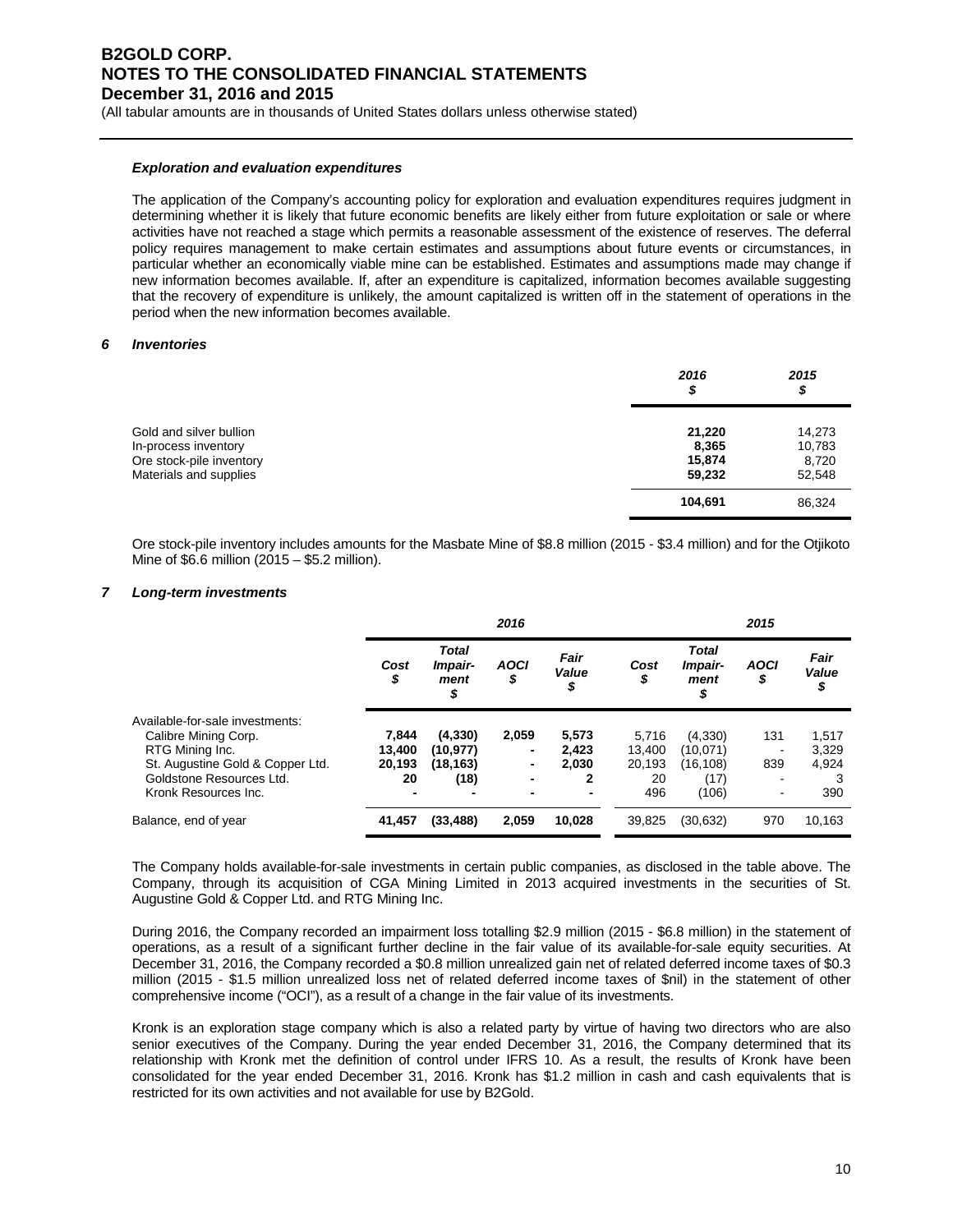#### *Exploration and evaluation expenditures*

The application of the Company's accounting policy for exploration and evaluation expenditures requires judgment in determining whether it is likely that future economic benefits are likely either from future exploitation or sale or where activities have not reached a stage which permits a reasonable assessment of the existence of reserves. The deferral policy requires management to make certain estimates and assumptions about future events or circumstances, in particular whether an economically viable mine can be established. Estimates and assumptions made may change if new information becomes available. If, after an expenditure is capitalized, information becomes available suggesting that the recovery of expenditure is unlikely, the amount capitalized is written off in the statement of operations in the period when the new information becomes available.

### *6 Inventories*

| | 2016 $ | 2015 $ |
|---|---|---|
| Gold and silver bullion | **21,220** | 14,273 |
| In-process inventory | **8,365** | 10,783 |
| Ore stock-pile inventory | **15,874** | 8,720 |
| Materials and supplies | **59,232** | 52,548 |
| | **104,691** | 86,324 |

Ore stock-pile inventory includes amounts for the Masbate Mine of $8.8 million (2015 - $3.4 million) and for the Otjikoto Mine of $6.6 million (2015 – $5.2 million).

### *7 Long-term investments*

| | 2016 | | | | 2015 | | | |
|---|---|---|---|---|---|---|---|---|
| | Cost $ | Total Impair-ment $ | AOCI $ | Fair Value $ | Cost $ | Total Impair-ment $ | AOCI $ | Fair Value $ |
| Available-for-sale investments: | | | | | | | | |
| Calibre Mining Corp. | **7,844** | **(4,330)** | **2,059** | **5,573** | 5,716 | (4,330) | 131 | 1,517 |
| RTG Mining Inc. | **13,400** | **(10,977)** | **-** | **2,423** | 13,400 | (10,071) | - | 3,329 |
| St. Augustine Gold & Copper Ltd. | **20,193** | **(18,163)** | **-** | **2,030** | 20,193 | (16,108) | 839 | 4,924 |
| Goldstone Resources Ltd. | **20** | **(18)** | **-** | **2** | 20 | (17) | - | 3 |
| Kronk Resources Inc. | **-** | **-** | **-** | **-** | 496 | (106) | - | 390 |
| Balance, end of year | **41,457** | **(33,488)** | **2,059** | **10,028** | 39,825 | (30,632) | 970 | 10,163 |

The Company holds available-for-sale investments in certain public companies, as disclosed in the table above. The Company, through its acquisition of CGA Mining Limited in 2013 acquired investments in the securities of St. Augustine Gold & Copper Ltd. and RTG Mining Inc.

During 2016, the Company recorded an impairment loss totalling $2.9 million (2015 - $6.8 million) in the statement of operations, as a result of a significant further decline in the fair value of its available-for-sale equity securities. At December 31, 2016, the Company recorded a $0.8 million unrealized gain net of related deferred income taxes of $0.3 million (2015 - $1.5 million unrealized loss net of related deferred income taxes of $nil) in the statement of other comprehensive income ("OCI"), as a result of a change in the fair value of its investments.

Kronk is an exploration stage company which is also a related party by virtue of having two directors who are also senior executives of the Company. During the year ended December 31, 2016, the Company determined that its relationship with Kronk met the definition of control under IFRS 10. As a result, the results of Kronk have been consolidated for the year ended December 31, 2016. Kronk has $1.2 million in cash and cash equivalents that is restricted for its own activities and not available for use by B2Gold.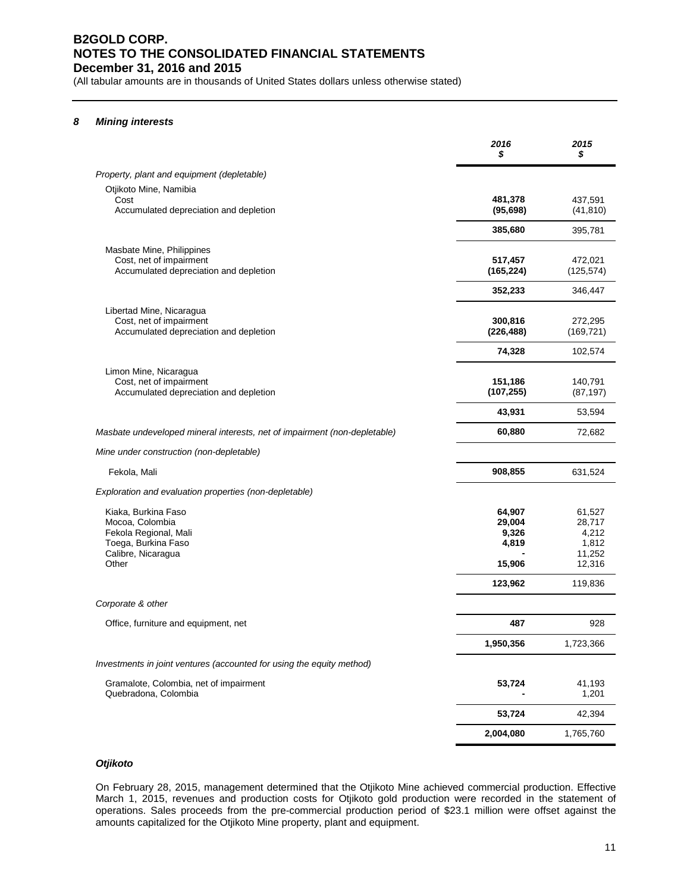### 8 Mining interests

| | 2016 $ | 2015 $ |
|---|---|---|
| *Property, plant and equipment (depletable)* | | |
| Otjikoto Mine, Namibia | | |
| Cost | **481,378** | 437,591 |
| Accumulated depreciation and depletion | **(95,698)** | (41,810) |
| | **385,680** | 395,781 |
| Masbate Mine, Philippines | | |
| Cost, net of impairment | **517,457** | 472,021 |
| Accumulated depreciation and depletion | **(165,224)** | (125,574) |
| | **352,233** | 346,447 |
| Libertad Mine, Nicaragua | | |
| Cost, net of impairment | **300,816** | 272,295 |
| Accumulated depreciation and depletion | **(226,488)** | (169,721) |
| | **74,328** | 102,574 |
| Limon Mine, Nicaragua | | |
| Cost, net of impairment | **151,186** | 140,791 |
| Accumulated depreciation and depletion | **(107,255)** | (87,197) |
| | **43,931** | 53,594 |
| *Masbate undeveloped mineral interests, net of impairment (non-depletable)* | **60,880** | 72,682 |
| *Mine under construction (non-depletable)* | | |
| Fekola, Mali | **908,855** | 631,524 |
| *Exploration and evaluation properties (non-depletable)* | | |
| Kiaka, Burkina Faso | **64,907** | 61,527 |
| Mocoa, Colombia | **29,004** | 28,717 |
| Fekola Regional, Mali | **9,326** | 4,212 |
| Toega, Burkina Faso | **4,819** | 1,812 |
| Calibre, Nicaragua | **-** | 11,252 |
| Other | **15,906** | 12,316 |
| | **123,962** | 119,836 |
| *Corporate & other* | | |
| Office, furniture and equipment, net | **487** | 928 |
| | **1,950,356** | 1,723,366 |
| *Investments in joint ventures (accounted for using the equity method)* | | |
| Gramalote, Colombia, net of impairment | **53,724** | 41,193 |
| Quebradona, Colombia | **-** | 1,201 |
| | **53,724** | 42,394 |
| | **2,004,080** | 1,765,760 |

#### *Otjikoto*

On February 28, 2015, management determined that the Otjikoto Mine achieved commercial production. Effective March 1, 2015, revenues and production costs for Otjikoto gold production were recorded in the statement of operations. Sales proceeds from the pre-commercial production period of $23.1 million were offset against the amounts capitalized for the Otjikoto Mine property, plant and equipment.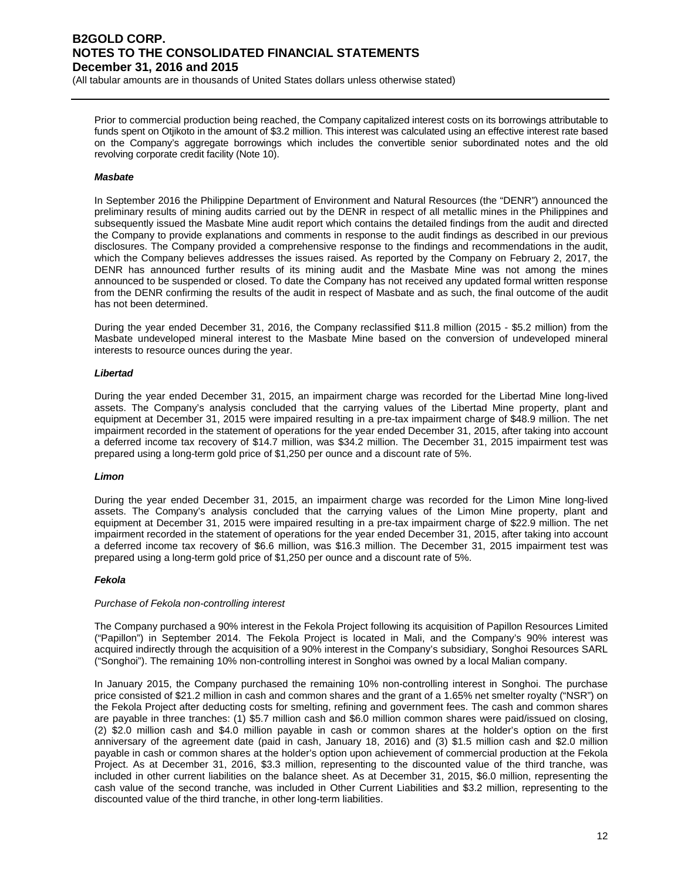Prior to commercial production being reached, the Company capitalized interest costs on its borrowings attributable to funds spent on Otjikoto in the amount of $3.2 million. This interest was calculated using an effective interest rate based on the Company's aggregate borrowings which includes the convertible senior subordinated notes and the old revolving corporate credit facility (Note 10).

***Masbate***

In September 2016 the Philippine Department of Environment and Natural Resources (the "DENR") announced the preliminary results of mining audits carried out by the DENR in respect of all metallic mines in the Philippines and subsequently issued the Masbate Mine audit report which contains the detailed findings from the audit and directed the Company to provide explanations and comments in response to the audit findings as described in our previous disclosures. The Company provided a comprehensive response to the findings and recommendations in the audit, which the Company believes addresses the issues raised. As reported by the Company on February 2, 2017, the DENR has announced further results of its mining audit and the Masbate Mine was not among the mines announced to be suspended or closed. To date the Company has not received any updated formal written response from the DENR confirming the results of the audit in respect of Masbate and as such, the final outcome of the audit has not been determined.

During the year ended December 31, 2016, the Company reclassified $11.8 million (2015 - $5.2 million) from the Masbate undeveloped mineral interest to the Masbate Mine based on the conversion of undeveloped mineral interests to resource ounces during the year.

***Libertad***

During the year ended December 31, 2015, an impairment charge was recorded for the Libertad Mine long-lived assets. The Company's analysis concluded that the carrying values of the Libertad Mine property, plant and equipment at December 31, 2015 were impaired resulting in a pre-tax impairment charge of $48.9 million. The net impairment recorded in the statement of operations for the year ended December 31, 2015, after taking into account a deferred income tax recovery of $14.7 million, was $34.2 million. The December 31, 2015 impairment test was prepared using a long-term gold price of $1,250 per ounce and a discount rate of 5%.

***Limon***

During the year ended December 31, 2015, an impairment charge was recorded for the Limon Mine long-lived assets. The Company's analysis concluded that the carrying values of the Limon Mine property, plant and equipment at December 31, 2015 were impaired resulting in a pre-tax impairment charge of $22.9 million. The net impairment recorded in the statement of operations for the year ended December 31, 2015, after taking into account a deferred income tax recovery of $6.6 million, was $16.3 million. The December 31, 2015 impairment test was prepared using a long-term gold price of $1,250 per ounce and a discount rate of 5%.

***Fekola***

*Purchase of Fekola non-controlling interest*

The Company purchased a 90% interest in the Fekola Project following its acquisition of Papillon Resources Limited ("Papillon") in September 2014. The Fekola Project is located in Mali, and the Company's 90% interest was acquired indirectly through the acquisition of a 90% interest in the Company's subsidiary, Songhoi Resources SARL ("Songhoi"). The remaining 10% non-controlling interest in Songhoi was owned by a local Malian company.

In January 2015, the Company purchased the remaining 10% non-controlling interest in Songhoi. The purchase price consisted of $21.2 million in cash and common shares and the grant of a 1.65% net smelter royalty ("NSR") on the Fekola Project after deducting costs for smelting, refining and government fees. The cash and common shares are payable in three tranches: (1) $5.7 million cash and $6.0 million common shares were paid/issued on closing, (2) $2.0 million cash and $4.0 million payable in cash or common shares at the holder's option on the first anniversary of the agreement date (paid in cash, January 18, 2016) and (3) $1.5 million cash and $2.0 million payable in cash or common shares at the holder's option upon achievement of commercial production at the Fekola Project. As at December 31, 2016, $3.3 million, representing to the discounted value of the third tranche, was included in other current liabilities on the balance sheet. As at December 31, 2015, $6.0 million, representing the cash value of the second tranche, was included in Other Current Liabilities and $3.2 million, representing to the discounted value of the third tranche, in other long-term liabilities.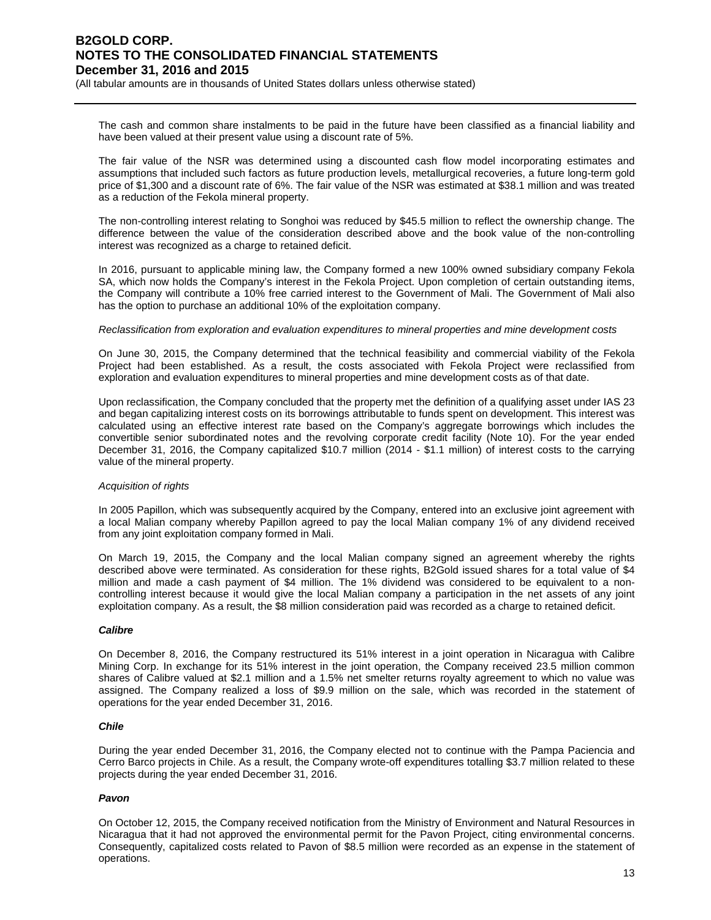The cash and common share instalments to be paid in the future have been classified as a financial liability and have been valued at their present value using a discount rate of 5%.

The fair value of the NSR was determined using a discounted cash flow model incorporating estimates and assumptions that included such factors as future production levels, metallurgical recoveries, a future long-term gold price of $1,300 and a discount rate of 6%. The fair value of the NSR was estimated at $38.1 million and was treated as a reduction of the Fekola mineral property.

The non-controlling interest relating to Songhoi was reduced by $45.5 million to reflect the ownership change. The difference between the value of the consideration described above and the book value of the non-controlling interest was recognized as a charge to retained deficit.

In 2016, pursuant to applicable mining law, the Company formed a new 100% owned subsidiary company Fekola SA, which now holds the Company's interest in the Fekola Project. Upon completion of certain outstanding items, the Company will contribute a 10% free carried interest to the Government of Mali. The Government of Mali also has the option to purchase an additional 10% of the exploitation company.

*Reclassification from exploration and evaluation expenditures to mineral properties and mine development costs*

On June 30, 2015, the Company determined that the technical feasibility and commercial viability of the Fekola Project had been established. As a result, the costs associated with Fekola Project were reclassified from exploration and evaluation expenditures to mineral properties and mine development costs as of that date.

Upon reclassification, the Company concluded that the property met the definition of a qualifying asset under IAS 23 and began capitalizing interest costs on its borrowings attributable to funds spent on development. This interest was calculated using an effective interest rate based on the Company's aggregate borrowings which includes the convertible senior subordinated notes and the revolving corporate credit facility (Note 10). For the year ended December 31, 2016, the Company capitalized $10.7 million (2014 - $1.1 million) of interest costs to the carrying value of the mineral property.

*Acquisition of rights*

In 2005 Papillon, which was subsequently acquired by the Company, entered into an exclusive joint agreement with a local Malian company whereby Papillon agreed to pay the local Malian company 1% of any dividend received from any joint exploitation company formed in Mali.

On March 19, 2015, the Company and the local Malian company signed an agreement whereby the rights described above were terminated. As consideration for these rights, B2Gold issued shares for a total value of $4 million and made a cash payment of $4 million. The 1% dividend was considered to be equivalent to a non-controlling interest because it would give the local Malian company a participation in the net assets of any joint exploitation company. As a result, the $8 million consideration paid was recorded as a charge to retained deficit.

***Calibre***

On December 8, 2016, the Company restructured its 51% interest in a joint operation in Nicaragua with Calibre Mining Corp. In exchange for its 51% interest in the joint operation, the Company received 23.5 million common shares of Calibre valued at $2.1 million and a 1.5% net smelter returns royalty agreement to which no value was assigned. The Company realized a loss of $9.9 million on the sale, which was recorded in the statement of operations for the year ended December 31, 2016.

***Chile***

During the year ended December 31, 2016, the Company elected not to continue with the Pampa Paciencia and Cerro Barco projects in Chile. As a result, the Company wrote-off expenditures totalling $3.7 million related to these projects during the year ended December 31, 2016.

***Pavon***

On October 12, 2015, the Company received notification from the Ministry of Environment and Natural Resources in Nicaragua that it had not approved the environmental permit for the Pavon Project, citing environmental concerns. Consequently, capitalized costs related to Pavon of $8.5 million were recorded as an expense in the statement of operations.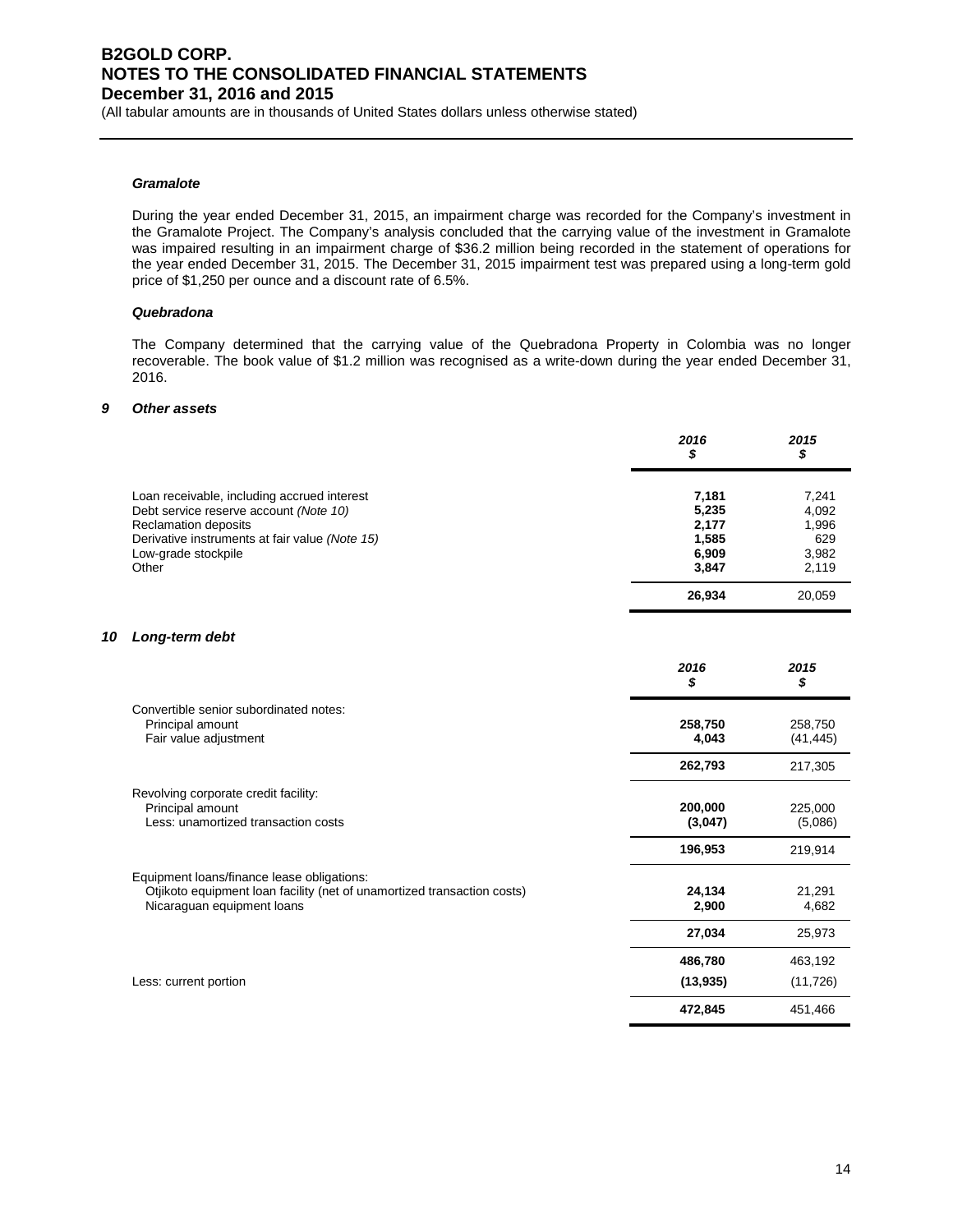#### *Gramalote*

During the year ended December 31, 2015, an impairment charge was recorded for the Company's investment in the Gramalote Project. The Company's analysis concluded that the carrying value of the investment in Gramalote was impaired resulting in an impairment charge of $36.2 million being recorded in the statement of operations for the year ended December 31, 2015. The December 31, 2015 impairment test was prepared using a long-term gold price of $1,250 per ounce and a discount rate of 6.5%.

#### *Quebradona*

The Company determined that the carrying value of the Quebradona Property in Colombia was no longer recoverable. The book value of $1.2 million was recognised as a write-down during the year ended December 31, 2016.

## *9 Other assets*

| | *2016* *$* | *2015* *$* |
|---|---|---|
| Loan receivable, including accrued interest | **7,181** | 7,241 |
| Debt service reserve account *(Note 10)* | **5,235** | 4,092 |
| Reclamation deposits | **2,177** | 1,996 |
| Derivative instruments at fair value *(Note 15)* | **1,585** | 629 |
| Low-grade stockpile | **6,909** | 3,982 |
| Other | **3,847** | 2,119 |
| | **26,934** | 20,059 |

## *10 Long-term debt*

| | *2016* *$* | *2015* *$* |
|---|---|---|
| Convertible senior subordinated notes: | | |
| Principal amount | **258,750** | 258,750 |
| Fair value adjustment | **4,043** | (41,445) |
| | **262,793** | 217,305 |
| Revolving corporate credit facility: | | |
| Principal amount | **200,000** | 225,000 |
| Less: unamortized transaction costs | **(3,047)** | (5,086) |
| | **196,953** | 219,914 |
| Equipment loans/finance lease obligations: | | |
| Otjikoto equipment loan facility (net of unamortized transaction costs) | **24,134** | 21,291 |
| Nicaraguan equipment loans | **2,900** | 4,682 |
| | **27,034** | 25,973 |
| | **486,780** | 463,192 |
| Less: current portion | **(13,935)** | (11,726) |
| | **472,845** | 451,466 |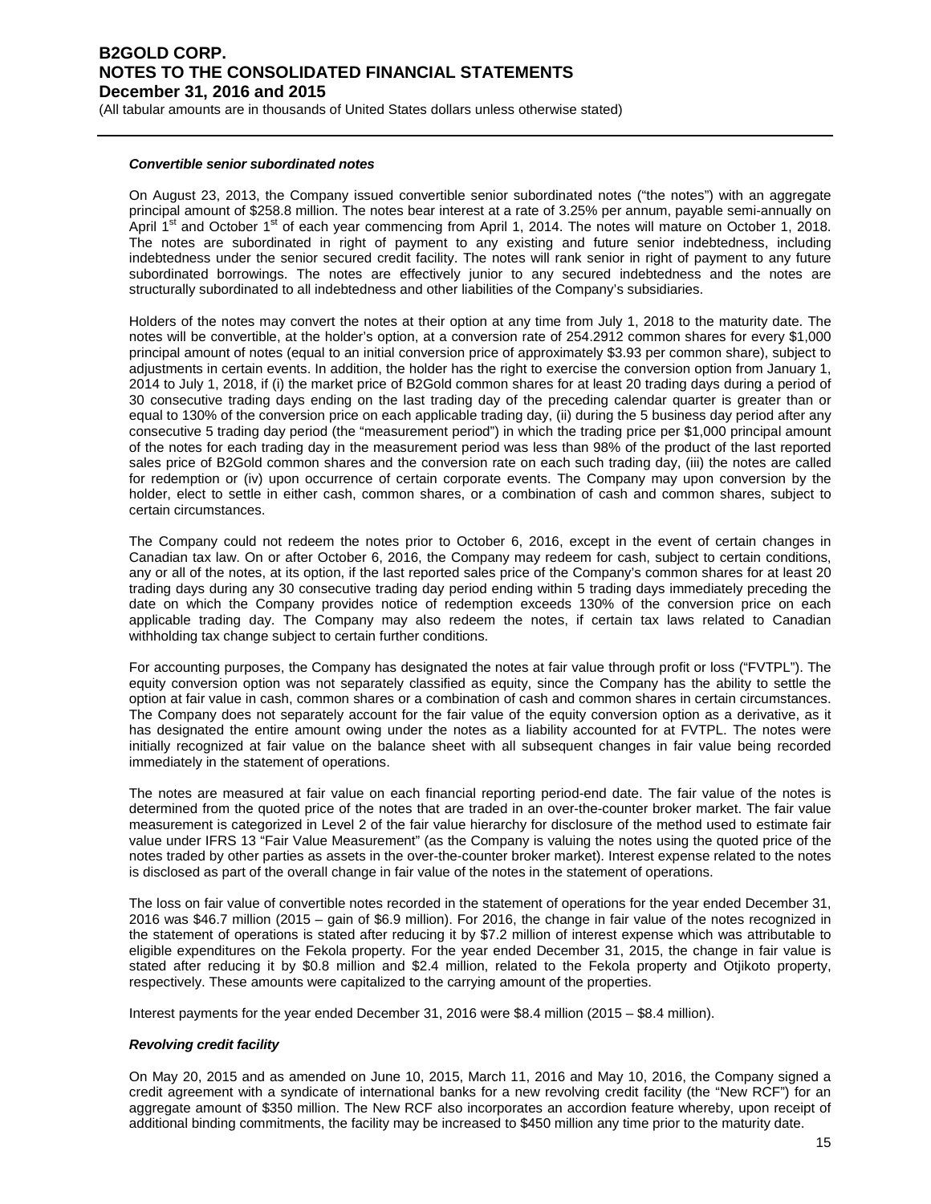***Convertible senior subordinated notes***

On August 23, 2013, the Company issued convertible senior subordinated notes ("the notes") with an aggregate principal amount of $258.8 million. The notes bear interest at a rate of 3.25% per annum, payable semi-annually on April 1st and October 1st of each year commencing from April 1, 2014. The notes will mature on October 1, 2018. The notes are subordinated in right of payment to any existing and future senior indebtedness, including indebtedness under the senior secured credit facility. The notes will rank senior in right of payment to any future subordinated borrowings. The notes are effectively junior to any secured indebtedness and the notes are structurally subordinated to all indebtedness and other liabilities of the Company's subsidiaries.

Holders of the notes may convert the notes at their option at any time from July 1, 2018 to the maturity date. The notes will be convertible, at the holder's option, at a conversion rate of 254.2912 common shares for every $1,000 principal amount of notes (equal to an initial conversion price of approximately $3.93 per common share), subject to adjustments in certain events. In addition, the holder has the right to exercise the conversion option from January 1, 2014 to July 1, 2018, if (i) the market price of B2Gold common shares for at least 20 trading days during a period of 30 consecutive trading days ending on the last trading day of the preceding calendar quarter is greater than or equal to 130% of the conversion price on each applicable trading day, (ii) during the 5 business day period after any consecutive 5 trading day period (the "measurement period") in which the trading price per $1,000 principal amount of the notes for each trading day in the measurement period was less than 98% of the product of the last reported sales price of B2Gold common shares and the conversion rate on each such trading day, (iii) the notes are called for redemption or (iv) upon occurrence of certain corporate events. The Company may upon conversion by the holder, elect to settle in either cash, common shares, or a combination of cash and common shares, subject to certain circumstances.

The Company could not redeem the notes prior to October 6, 2016, except in the event of certain changes in Canadian tax law. On or after October 6, 2016, the Company may redeem for cash, subject to certain conditions, any or all of the notes, at its option, if the last reported sales price of the Company's common shares for at least 20 trading days during any 30 consecutive trading day period ending within 5 trading days immediately preceding the date on which the Company provides notice of redemption exceeds 130% of the conversion price on each applicable trading day. The Company may also redeem the notes, if certain tax laws related to Canadian withholding tax change subject to certain further conditions.

For accounting purposes, the Company has designated the notes at fair value through profit or loss ("FVTPL"). The equity conversion option was not separately classified as equity, since the Company has the ability to settle the option at fair value in cash, common shares or a combination of cash and common shares in certain circumstances. The Company does not separately account for the fair value of the equity conversion option as a derivative, as it has designated the entire amount owing under the notes as a liability accounted for at FVTPL. The notes were initially recognized at fair value on the balance sheet with all subsequent changes in fair value being recorded immediately in the statement of operations.

The notes are measured at fair value on each financial reporting period-end date. The fair value of the notes is determined from the quoted price of the notes that are traded in an over-the-counter broker market. The fair value measurement is categorized in Level 2 of the fair value hierarchy for disclosure of the method used to estimate fair value under IFRS 13 "Fair Value Measurement" (as the Company is valuing the notes using the quoted price of the notes traded by other parties as assets in the over-the-counter broker market). Interest expense related to the notes is disclosed as part of the overall change in fair value of the notes in the statement of operations.

The loss on fair value of convertible notes recorded in the statement of operations for the year ended December 31, 2016 was $46.7 million (2015 – gain of $6.9 million). For 2016, the change in fair value of the notes recognized in the statement of operations is stated after reducing it by $7.2 million of interest expense which was attributable to eligible expenditures on the Fekola property. For the year ended December 31, 2015, the change in fair value is stated after reducing it by $0.8 million and $2.4 million, related to the Fekola property and Otjikoto property, respectively. These amounts were capitalized to the carrying amount of the properties.

Interest payments for the year ended December 31, 2016 were $8.4 million (2015 – $8.4 million).

***Revolving credit facility***

On May 20, 2015 and as amended on June 10, 2015, March 11, 2016 and May 10, 2016, the Company signed a credit agreement with a syndicate of international banks for a new revolving credit facility (the "New RCF") for an aggregate amount of $350 million. The New RCF also incorporates an accordion feature whereby, upon receipt of additional binding commitments, the facility may be increased to $450 million any time prior to the maturity date.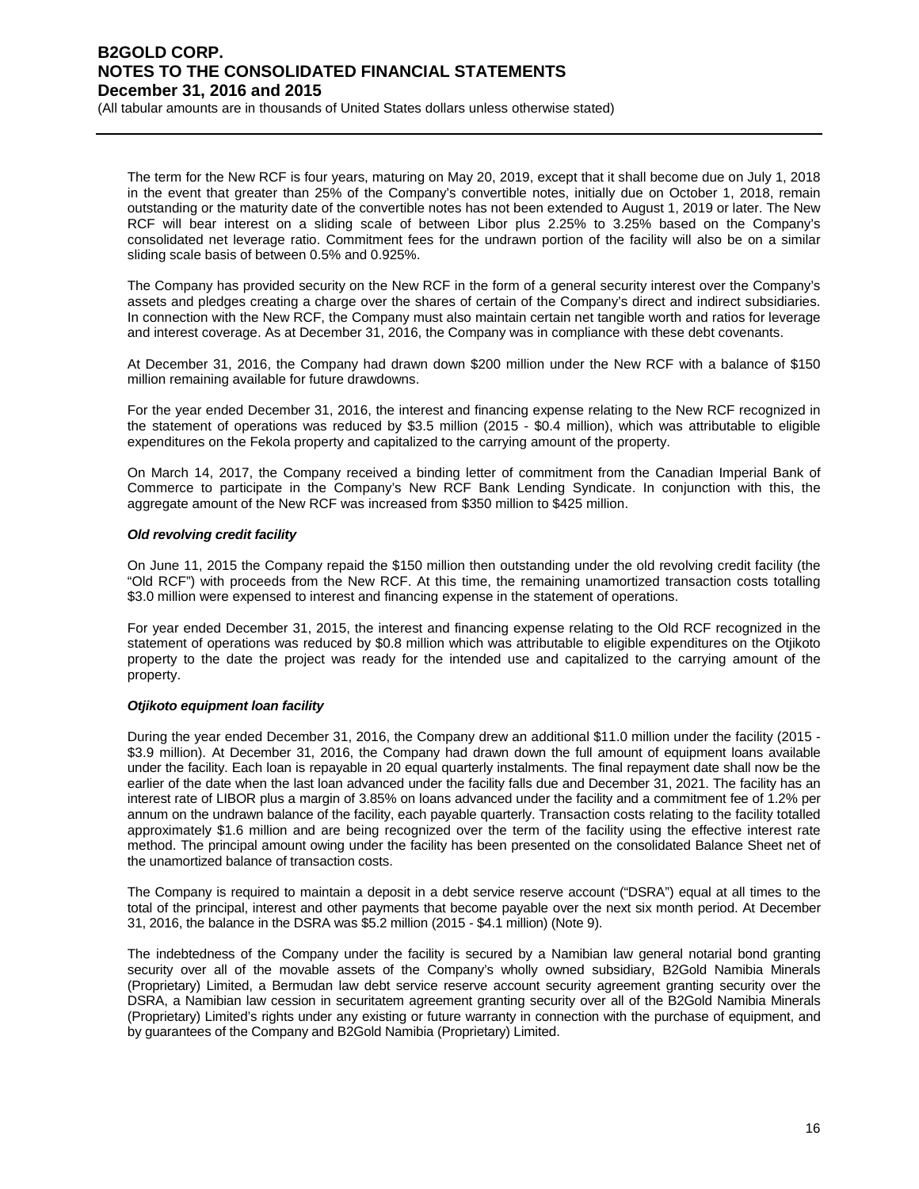The term for the New RCF is four years, maturing on May 20, 2019, except that it shall become due on July 1, 2018 in the event that greater than 25% of the Company's convertible notes, initially due on October 1, 2018, remain outstanding or the maturity date of the convertible notes has not been extended to August 1, 2019 or later. The New RCF will bear interest on a sliding scale of between Libor plus 2.25% to 3.25% based on the Company's consolidated net leverage ratio. Commitment fees for the undrawn portion of the facility will also be on a similar sliding scale basis of between 0.5% and 0.925%.

The Company has provided security on the New RCF in the form of a general security interest over the Company's assets and pledges creating a charge over the shares of certain of the Company's direct and indirect subsidiaries. In connection with the New RCF, the Company must also maintain certain net tangible worth and ratios for leverage and interest coverage. As at December 31, 2016, the Company was in compliance with these debt covenants.

At December 31, 2016, the Company had drawn down $200 million under the New RCF with a balance of $150 million remaining available for future drawdowns.

For the year ended December 31, 2016, the interest and financing expense relating to the New RCF recognized in the statement of operations was reduced by $3.5 million (2015 - $0.4 million), which was attributable to eligible expenditures on the Fekola property and capitalized to the carrying amount of the property.

On March 14, 2017, the Company received a binding letter of commitment from the Canadian Imperial Bank of Commerce to participate in the Company's New RCF Bank Lending Syndicate. In conjunction with this, the aggregate amount of the New RCF was increased from $350 million to $425 million.

***Old revolving credit facility***

On June 11, 2015 the Company repaid the $150 million then outstanding under the old revolving credit facility (the "Old RCF") with proceeds from the New RCF. At this time, the remaining unamortized transaction costs totalling $3.0 million were expensed to interest and financing expense in the statement of operations.

For year ended December 31, 2015, the interest and financing expense relating to the Old RCF recognized in the statement of operations was reduced by $0.8 million which was attributable to eligible expenditures on the Otjikoto property to the date the project was ready for the intended use and capitalized to the carrying amount of the property.

***Otjikoto equipment loan facility***

During the year ended December 31, 2016, the Company drew an additional $11.0 million under the facility (2015 - $3.9 million). At December 31, 2016, the Company had drawn down the full amount of equipment loans available under the facility. Each loan is repayable in 20 equal quarterly instalments. The final repayment date shall now be the earlier of the date when the last loan advanced under the facility falls due and December 31, 2021. The facility has an interest rate of LIBOR plus a margin of 3.85% on loans advanced under the facility and a commitment fee of 1.2% per annum on the undrawn balance of the facility, each payable quarterly. Transaction costs relating to the facility totalled approximately $1.6 million and are being recognized over the term of the facility using the effective interest rate method. The principal amount owing under the facility has been presented on the consolidated Balance Sheet net of the unamortized balance of transaction costs.

The Company is required to maintain a deposit in a debt service reserve account ("DSRA") equal at all times to the total of the principal, interest and other payments that become payable over the next six month period. At December 31, 2016, the balance in the DSRA was $5.2 million (2015 - $4.1 million) (Note 9).

The indebtedness of the Company under the facility is secured by a Namibian law general notarial bond granting security over all of the movable assets of the Company's wholly owned subsidiary, B2Gold Namibia Minerals (Proprietary) Limited, a Bermudan law debt service reserve account security agreement granting security over the DSRA, a Namibian law cession in securitatem agreement granting security over all of the B2Gold Namibia Minerals (Proprietary) Limited's rights under any existing or future warranty in connection with the purchase of equipment, and by guarantees of the Company and B2Gold Namibia (Proprietary) Limited.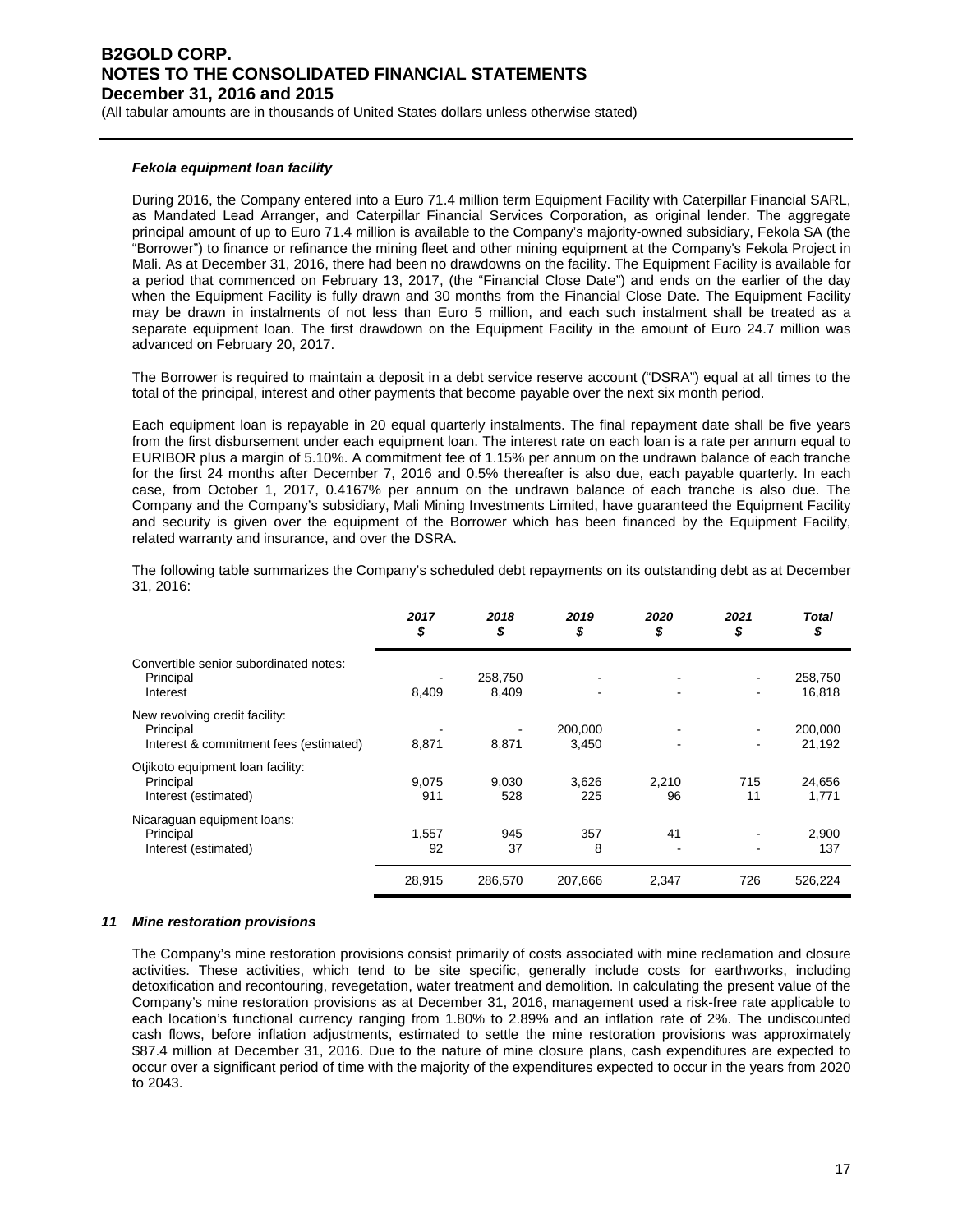***Fekola equipment loan facility***

During 2016, the Company entered into a Euro 71.4 million term Equipment Facility with Caterpillar Financial SARL, as Mandated Lead Arranger, and Caterpillar Financial Services Corporation, as original lender. The aggregate principal amount of up to Euro 71.4 million is available to the Company's majority-owned subsidiary, Fekola SA (the "Borrower") to finance or refinance the mining fleet and other mining equipment at the Company's Fekola Project in Mali. As at December 31, 2016, there had been no drawdowns on the facility. The Equipment Facility is available for a period that commenced on February 13, 2017, (the "Financial Close Date") and ends on the earlier of the day when the Equipment Facility is fully drawn and 30 months from the Financial Close Date. The Equipment Facility may be drawn in instalments of not less than Euro 5 million, and each such instalment shall be treated as a separate equipment loan. The first drawdown on the Equipment Facility in the amount of Euro 24.7 million was advanced on February 20, 2017.

The Borrower is required to maintain a deposit in a debt service reserve account ("DSRA") equal at all times to the total of the principal, interest and other payments that become payable over the next six month period.

Each equipment loan is repayable in 20 equal quarterly instalments. The final repayment date shall be five years from the first disbursement under each equipment loan. The interest rate on each loan is a rate per annum equal to EURIBOR plus a margin of 5.10%. A commitment fee of 1.15% per annum on the undrawn balance of each tranche for the first 24 months after December 7, 2016 and 0.5% thereafter is also due, each payable quarterly. In each case, from October 1, 2017, 0.4167% per annum on the undrawn balance of each tranche is also due. The Company and the Company's subsidiary, Mali Mining Investments Limited, have guaranteed the Equipment Facility and security is given over the equipment of the Borrower which has been financed by the Equipment Facility, related warranty and insurance, and over the DSRA.

The following table summarizes the Company's scheduled debt repayments on its outstanding debt as at December 31, 2016:

| | *2017* *$* | *2018* *$* | *2019* *$* | *2020* *$* | *2021* *$* | *Total* *$* |
|---|---|---|---|---|---|---|
| Convertible senior subordinated notes: | | | | | | |
| Principal | - | 258,750 | - | - | - | 258,750 |
| Interest | 8,409 | 8,409 | - | - | - | 16,818 |
| New revolving credit facility: | | | | | | |
| Principal | - | - | 200,000 | - | - | 200,000 |
| Interest & commitment fees (estimated) | 8,871 | 8,871 | 3,450 | - | - | 21,192 |
| Otjikoto equipment loan facility: | | | | | | |
| Principal | 9,075 | 9,030 | 3,626 | 2,210 | 715 | 24,656 |
| Interest (estimated) | 911 | 528 | 225 | 96 | 11 | 1,771 |
| Nicaraguan equipment loans: | | | | | | |
| Principal | 1,557 | 945 | 357 | 41 | - | 2,900 |
| Interest (estimated) | 92 | 37 | 8 | - | - | 137 |
| | 28,915 | 286,570 | 207,666 | 2,347 | 726 | 526,224 |

### *11 Mine restoration provisions*

The Company's mine restoration provisions consist primarily of costs associated with mine reclamation and closure activities. These activities, which tend to be site specific, generally include costs for earthworks, including detoxification and recontouring, revegetation, water treatment and demolition. In calculating the present value of the Company's mine restoration provisions as at December 31, 2016, management used a risk-free rate applicable to each location's functional currency ranging from 1.80% to 2.89% and an inflation rate of 2%. The undiscounted cash flows, before inflation adjustments, estimated to settle the mine restoration provisions was approximately $87.4 million at December 31, 2016. Due to the nature of mine closure plans, cash expenditures are expected to occur over a significant period of time with the majority of the expenditures expected to occur in the years from 2020 to 2043.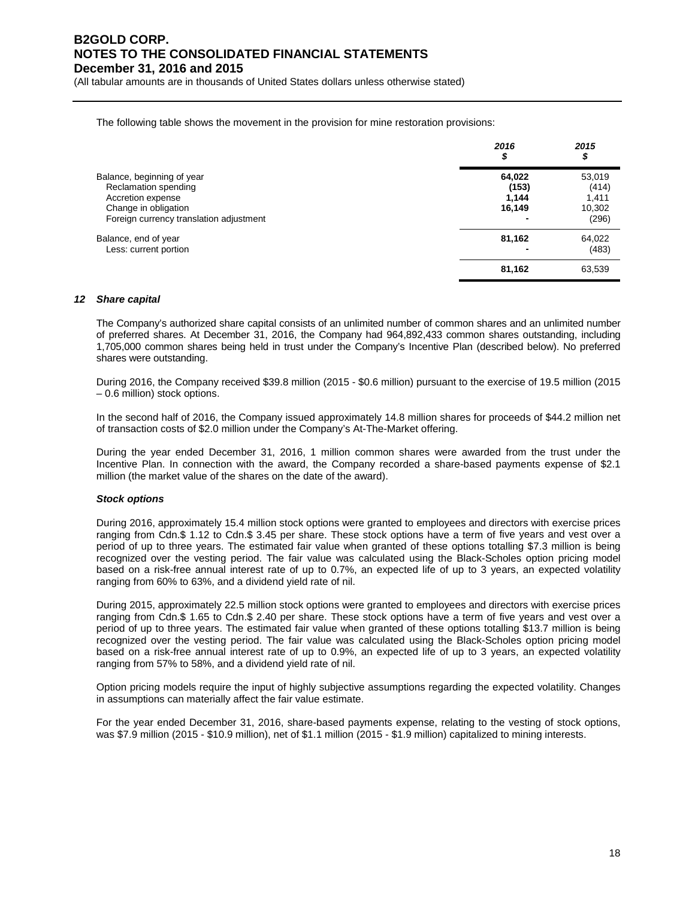The following table shows the movement in the provision for mine restoration provisions:

| | 2016 $ | 2015 $ |
|---|---|---|
| Balance, beginning of year | **64,022** | 53,019 |
| Reclamation spending | **(153)** | (414) |
| Accretion expense | **1,144** | 1,411 |
| Change in obligation | **16,149** | 10,302 |
| Foreign currency translation adjustment | **-** | (296) |
| Balance, end of year | **81,162** | 64,022 |
| Less: current portion | **-** | (483) |
| | **81,162** | 63,539 |

### *12 Share capital*

The Company's authorized share capital consists of an unlimited number of common shares and an unlimited number of preferred shares. At December 31, 2016, the Company had 964,892,433 common shares outstanding, including 1,705,000 common shares being held in trust under the Company's Incentive Plan (described below). No preferred shares were outstanding.

During 2016, the Company received $39.8 million (2015 - $0.6 million) pursuant to the exercise of 19.5 million (2015 – 0.6 million) stock options.

In the second half of 2016, the Company issued approximately 14.8 million shares for proceeds of $44.2 million net of transaction costs of $2.0 million under the Company's At-The-Market offering.

During the year ended December 31, 2016, 1 million common shares were awarded from the trust under the Incentive Plan. In connection with the award, the Company recorded a share-based payments expense of $2.1 million (the market value of the shares on the date of the award).

#### *Stock options*

During 2016, approximately 15.4 million stock options were granted to employees and directors with exercise prices ranging from Cdn.$ 1.12 to Cdn.$ 3.45 per share. These stock options have a term of five years and vest over a period of up to three years. The estimated fair value when granted of these options totalling $7.3 million is being recognized over the vesting period. The fair value was calculated using the Black-Scholes option pricing model based on a risk-free annual interest rate of up to 0.7%, an expected life of up to 3 years, an expected volatility ranging from 60% to 63%, and a dividend yield rate of nil.

During 2015, approximately 22.5 million stock options were granted to employees and directors with exercise prices ranging from Cdn.$ 1.65 to Cdn.$ 2.40 per share. These stock options have a term of five years and vest over a period of up to three years. The estimated fair value when granted of these options totalling $13.7 million is being recognized over the vesting period. The fair value was calculated using the Black-Scholes option pricing model based on a risk-free annual interest rate of up to 0.9%, an expected life of up to 3 years, an expected volatility ranging from 57% to 58%, and a dividend yield rate of nil.

Option pricing models require the input of highly subjective assumptions regarding the expected volatility. Changes in assumptions can materially affect the fair value estimate.

For the year ended December 31, 2016, share-based payments expense, relating to the vesting of stock options, was $7.9 million (2015 - $10.9 million), net of $1.1 million (2015 - $1.9 million) capitalized to mining interests.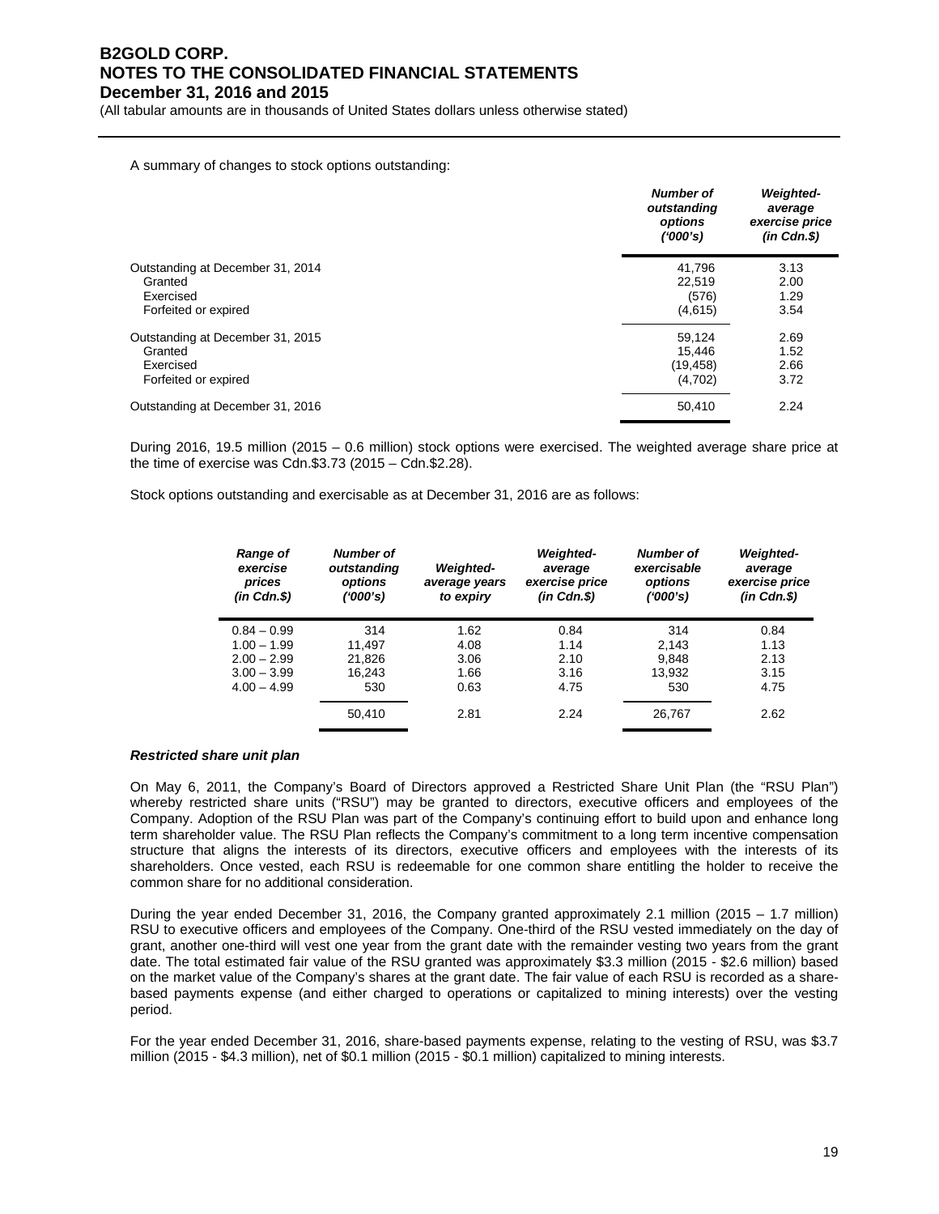A summary of changes to stock options outstanding:

| | *Number of outstanding options ('000's)* | *Weighted-average exercise price (in Cdn.$)* |
|---|---|---|
| Outstanding at December 31, 2014 | 41,796 | 3.13 |
| Granted | 22,519 | 2.00 |
| Exercised | (576) | 1.29 |
| Forfeited or expired | (4,615) | 3.54 |
| Outstanding at December 31, 2015 | 59,124 | 2.69 |
| Granted | 15,446 | 1.52 |
| Exercised | (19,458) | 2.66 |
| Forfeited or expired | (4,702) | 3.72 |
| Outstanding at December 31, 2016 | 50,410 | 2.24 |

During 2016, 19.5 million (2015 – 0.6 million) stock options were exercised. The weighted average share price at the time of exercise was Cdn.$3.73 (2015 – Cdn.$2.28).

Stock options outstanding and exercisable as at December 31, 2016 are as follows:

| *Range of exercise prices (in Cdn.$)* | *Number of outstanding options ('000's)* | *Weighted-average years to expiry* | *Weighted-average exercise price (in Cdn.$)* | *Number of exercisable options ('000's)* | *Weighted-average exercise price (in Cdn.$)* |
|---|---|---|---|---|---|
| 0.84 – 0.99 | 314 | 1.62 | 0.84 | 314 | 0.84 |
| 1.00 – 1.99 | 11,497 | 4.08 | 1.14 | 2,143 | 1.13 |
| 2.00 – 2.99 | 21,826 | 3.06 | 2.10 | 9,848 | 2.13 |
| 3.00 – 3.99 | 16,243 | 1.66 | 3.16 | 13,932 | 3.15 |
| 4.00 – 4.99 | 530 | 0.63 | 4.75 | 530 | 4.75 |
| | 50,410 | 2.81 | 2.24 | 26,767 | 2.62 |

***Restricted share unit plan***

On May 6, 2011, the Company's Board of Directors approved a Restricted Share Unit Plan (the "RSU Plan") whereby restricted share units ("RSU") may be granted to directors, executive officers and employees of the Company. Adoption of the RSU Plan was part of the Company's continuing effort to build upon and enhance long term shareholder value. The RSU Plan reflects the Company's commitment to a long term incentive compensation structure that aligns the interests of its directors, executive officers and employees with the interests of its shareholders. Once vested, each RSU is redeemable for one common share entitling the holder to receive the common share for no additional consideration.

During the year ended December 31, 2016, the Company granted approximately 2.1 million (2015 – 1.7 million) RSU to executive officers and employees of the Company. One-third of the RSU vested immediately on the day of grant, another one-third will vest one year from the grant date with the remainder vesting two years from the grant date. The total estimated fair value of the RSU granted was approximately $3.3 million (2015 - $2.6 million) based on the market value of the Company's shares at the grant date. The fair value of each RSU is recorded as a share-based payments expense (and either charged to operations or capitalized to mining interests) over the vesting period.

For the year ended December 31, 2016, share-based payments expense, relating to the vesting of RSU, was $3.7 million (2015 - $4.3 million), net of $0.1 million (2015 - $0.1 million) capitalized to mining interests.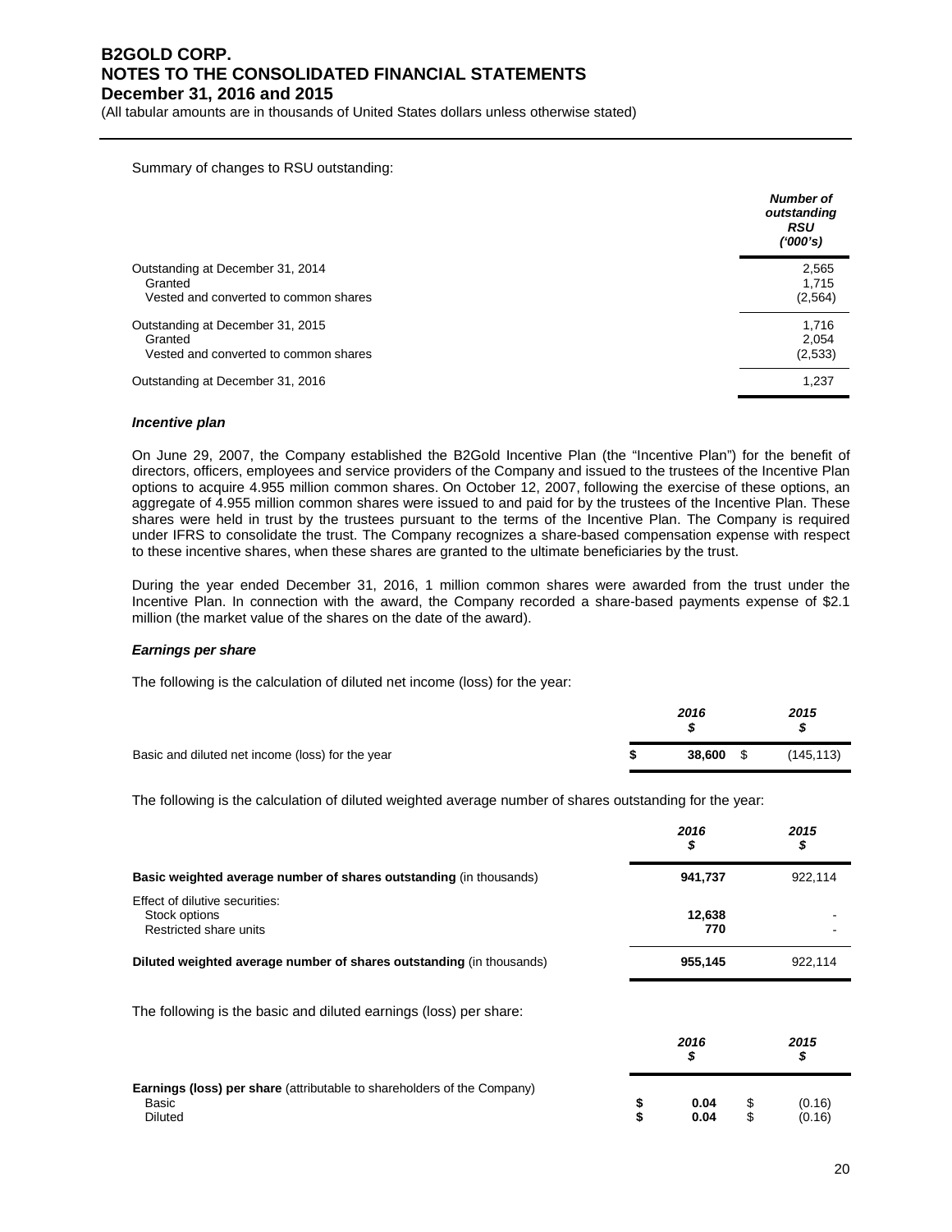Summary of changes to RSU outstanding:

| | *Number of outstanding RSU ('000's)* |
|---|---|
| Outstanding at December 31, 2014 | 2,565 |
| Granted | 1,715 |
| Vested and converted to common shares | (2,564) |
| Outstanding at December 31, 2015 | 1,716 |
| Granted | 2,054 |
| Vested and converted to common shares | (2,533) |
| Outstanding at December 31, 2016 | 1,237 |

***Incentive plan***

On June 29, 2007, the Company established the B2Gold Incentive Plan (the "Incentive Plan") for the benefit of directors, officers, employees and service providers of the Company and issued to the trustees of the Incentive Plan options to acquire 4.955 million common shares. On October 12, 2007, following the exercise of these options, an aggregate of 4.955 million common shares were issued to and paid for by the trustees of the Incentive Plan. These shares were held in trust by the trustees pursuant to the terms of the Incentive Plan. The Company is required under IFRS to consolidate the trust. The Company recognizes a share-based compensation expense with respect to these incentive shares, when these shares are granted to the ultimate beneficiaries by the trust.

During the year ended December 31, 2016, 1 million common shares were awarded from the trust under the Incentive Plan. In connection with the award, the Company recorded a share-based payments expense of $2.1 million (the market value of the shares on the date of the award).

***Earnings per share***

The following is the calculation of diluted net income (loss) for the year:

| | *2016 $* | *2015 $* |
|---|---|---|
| Basic and diluted net income (loss) for the year | **$ 38,600** | $ (145,113) |

The following is the calculation of diluted weighted average number of shares outstanding for the year:

| | *2016 $* | *2015 $* |
|---|---|---|
| **Basic weighted average number of shares outstanding** (in thousands) | **941,737** | 922,114 |
| Effect of dilutive securities: | | |
| Stock options | **12,638** | - |
| Restricted share units | **770** | - |
| **Diluted weighted average number of shares outstanding** (in thousands) | **955,145** | 922,114 |

The following is the basic and diluted earnings (loss) per share:

| | *2016 $* | *2015 $* |
|---|---|---|
| **Earnings (loss) per share** (attributable to shareholders of the Company) | | |
| Basic | **$ 0.04** | $ (0.16) |
| Diluted | **$ 0.04** | $ (0.16) |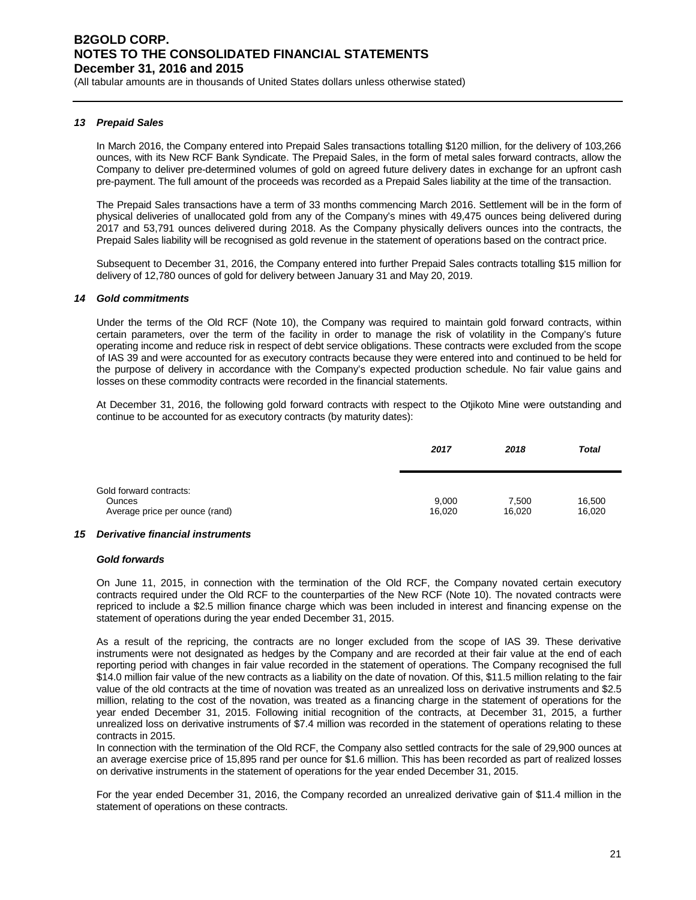### 13 Prepaid Sales

In March 2016, the Company entered into Prepaid Sales transactions totalling $120 million, for the delivery of 103,266 ounces, with its New RCF Bank Syndicate. The Prepaid Sales, in the form of metal sales forward contracts, allow the Company to deliver pre-determined volumes of gold on agreed future delivery dates in exchange for an upfront cash pre-payment. The full amount of the proceeds was recorded as a Prepaid Sales liability at the time of the transaction.

The Prepaid Sales transactions have a term of 33 months commencing March 2016. Settlement will be in the form of physical deliveries of unallocated gold from any of the Company's mines with 49,475 ounces being delivered during 2017 and 53,791 ounces delivered during 2018. As the Company physically delivers ounces into the contracts, the Prepaid Sales liability will be recognised as gold revenue in the statement of operations based on the contract price.

Subsequent to December 31, 2016, the Company entered into further Prepaid Sales contracts totalling $15 million for delivery of 12,780 ounces of gold for delivery between January 31 and May 20, 2019.

### 14 Gold commitments

Under the terms of the Old RCF (Note 10), the Company was required to maintain gold forward contracts, within certain parameters, over the term of the facility in order to manage the risk of volatility in the Company's future operating income and reduce risk in respect of debt service obligations. These contracts were excluded from the scope of IAS 39 and were accounted for as executory contracts because they were entered into and continued to be held for the purpose of delivery in accordance with the Company's expected production schedule. No fair value gains and losses on these commodity contracts were recorded in the financial statements.

At December 31, 2016, the following gold forward contracts with respect to the Otjikoto Mine were outstanding and continue to be accounted for as executory contracts (by maturity dates):

| | *2017* | *2018* | *Total* |
|---|---|---|---|
| Gold forward contracts: | | | |
| Ounces | 9,000 | 7,500 | 16,500 |
| Average price per ounce (rand) | 16,020 | 16,020 | 16,020 |

### 15 Derivative financial instruments

#### Gold forwards

On June 11, 2015, in connection with the termination of the Old RCF, the Company novated certain executory contracts required under the Old RCF to the counterparties of the New RCF (Note 10). The novated contracts were repriced to include a $2.5 million finance charge which was been included in interest and financing expense on the statement of operations during the year ended December 31, 2015.

As a result of the repricing, the contracts are no longer excluded from the scope of IAS 39. These derivative instruments were not designated as hedges by the Company and are recorded at their fair value at the end of each reporting period with changes in fair value recorded in the statement of operations. The Company recognised the full $14.0 million fair value of the new contracts as a liability on the date of novation. Of this, $11.5 million relating to the fair value of the old contracts at the time of novation was treated as an unrealized loss on derivative instruments and $2.5 million, relating to the cost of the novation, was treated as a financing charge in the statement of operations for the year ended December 31, 2015. Following initial recognition of the contracts, at December 31, 2015, a further unrealized loss on derivative instruments of $7.4 million was recorded in the statement of operations relating to these contracts in 2015.

In connection with the termination of the Old RCF, the Company also settled contracts for the sale of 29,900 ounces at an average exercise price of 15,895 rand per ounce for $1.6 million. This has been recorded as part of realized losses on derivative instruments in the statement of operations for the year ended December 31, 2015.

For the year ended December 31, 2016, the Company recorded an unrealized derivative gain of $11.4 million in the statement of operations on these contracts.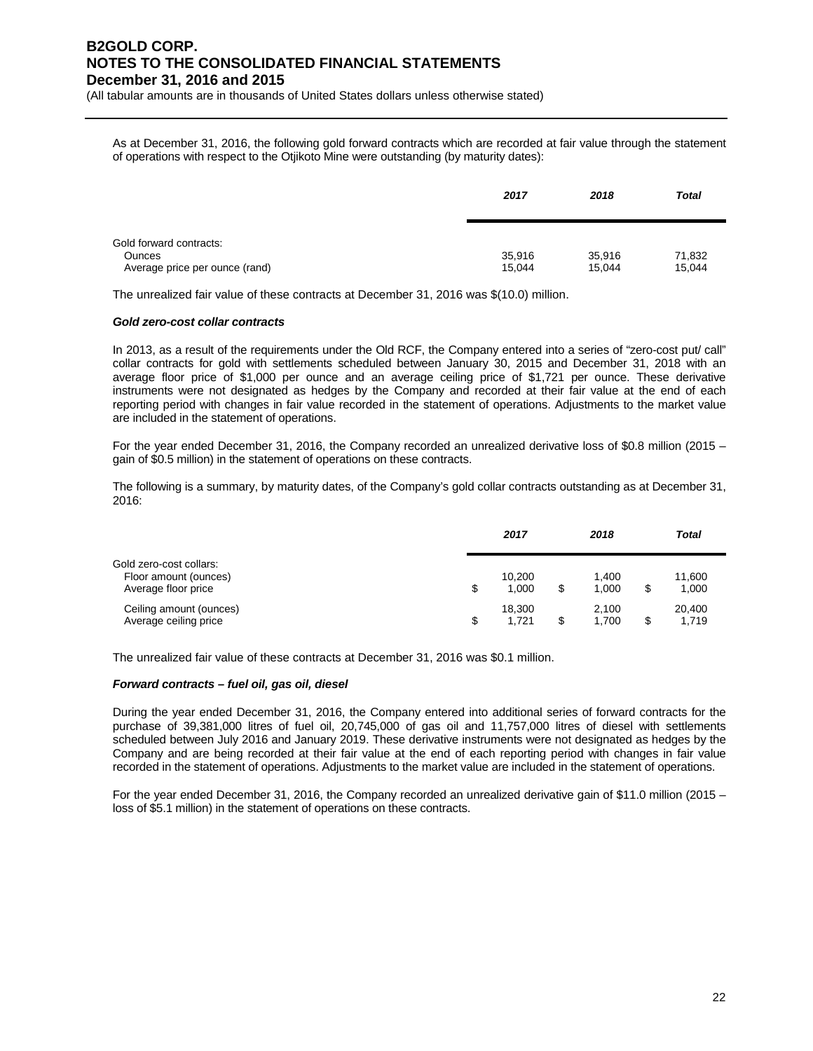As at December 31, 2016, the following gold forward contracts which are recorded at fair value through the statement of operations with respect to the Otjikoto Mine were outstanding (by maturity dates):

| | ***2017*** | ***2018*** | ***Total*** |
|---|---|---|---|
| Gold forward contracts: | | | |
| Ounces | 35,916 | 35,916 | 71,832 |
| Average price per ounce (rand) | 15,044 | 15,044 | 15,044 |

The unrealized fair value of these contracts at December 31, 2016 was $(10.0) million.

***Gold zero-cost collar contracts***

In 2013, as a result of the requirements under the Old RCF, the Company entered into a series of "zero-cost put/ call" collar contracts for gold with settlements scheduled between January 30, 2015 and December 31, 2018 with an average floor price of $1,000 per ounce and an average ceiling price of $1,721 per ounce. These derivative instruments were not designated as hedges by the Company and recorded at their fair value at the end of each reporting period with changes in fair value recorded in the statement of operations. Adjustments to the market value are included in the statement of operations.

For the year ended December 31, 2016, the Company recorded an unrealized derivative loss of $0.8 million (2015 – gain of $0.5 million) in the statement of operations on these contracts.

The following is a summary, by maturity dates, of the Company's gold collar contracts outstanding as at December 31, 2016:

| | ***2017*** | ***2018*** | ***Total*** |
|---|---|---|---|
| Gold zero-cost collars: | | | |
| Floor amount (ounces) | 10,200 | 1,400 | 11,600 |
| Average floor price | $ 1,000 | $ 1,000 | $ 1,000 |
| Ceiling amount (ounces) | 18,300 | 2,100 | 20,400 |
| Average ceiling price | $ 1,721 | $ 1,700 | $ 1,719 |

The unrealized fair value of these contracts at December 31, 2016 was $0.1 million.

***Forward contracts – fuel oil, gas oil, diesel***

During the year ended December 31, 2016, the Company entered into additional series of forward contracts for the purchase of 39,381,000 litres of fuel oil, 20,745,000 of gas oil and 11,757,000 litres of diesel with settlements scheduled between July 2016 and January 2019. These derivative instruments were not designated as hedges by the Company and are being recorded at their fair value at the end of each reporting period with changes in fair value recorded in the statement of operations. Adjustments to the market value are included in the statement of operations.

For the year ended December 31, 2016, the Company recorded an unrealized derivative gain of $11.0 million (2015 – loss of $5.1 million) in the statement of operations on these contracts.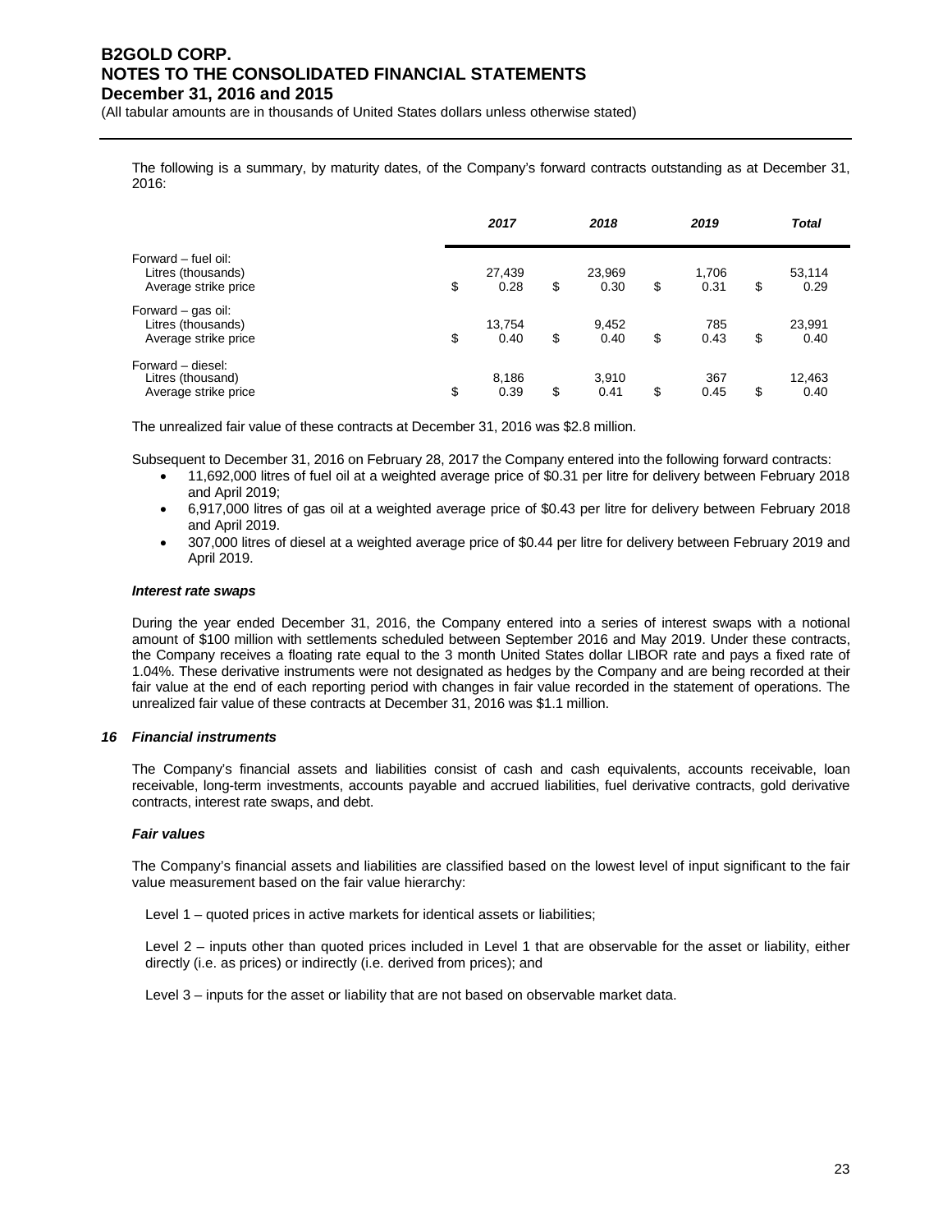The following is a summary, by maturity dates, of the Company's forward contracts outstanding as at December 31, 2016:

| | *2017* | *2018* | *2019* | *Total* |
|---|---|---|---|---|
| Forward – fuel oil: | | | | |
| Litres (thousands) | 27,439 | 23,969 | 1,706 | 53,114 |
| Average strike price | $ 0.28 | $ 0.30 | $ 0.31 | $ 0.29 |
| Forward – gas oil: | | | | |
| Litres (thousands) | 13,754 | 9,452 | 785 | 23,991 |
| Average strike price | $ 0.40 | $ 0.40 | $ 0.43 | $ 0.40 |
| Forward – diesel: | | | | |
| Litres (thousand) | 8,186 | 3,910 | 367 | 12,463 |
| Average strike price | $ 0.39 | $ 0.41 | $ 0.45 | $ 0.40 |

The unrealized fair value of these contracts at December 31, 2016 was $2.8 million.

Subsequent to December 31, 2016 on February 28, 2017 the Company entered into the following forward contracts:

- 11,692,000 litres of fuel oil at a weighted average price of $0.31 per litre for delivery between February 2018 and April 2019;
- 6,917,000 litres of gas oil at a weighted average price of $0.43 per litre for delivery between February 2018 and April 2019.
- 307,000 litres of diesel at a weighted average price of $0.44 per litre for delivery between February 2019 and April 2019.

***Interest rate swaps***

During the year ended December 31, 2016, the Company entered into a series of interest swaps with a notional amount of $100 million with settlements scheduled between September 2016 and May 2019. Under these contracts, the Company receives a floating rate equal to the 3 month United States dollar LIBOR rate and pays a fixed rate of 1.04%. These derivative instruments were not designated as hedges by the Company and are being recorded at their fair value at the end of each reporting period with changes in fair value recorded in the statement of operations. The unrealized fair value of these contracts at December 31, 2016 was $1.1 million.

## *16 Financial instruments*

The Company's financial assets and liabilities consist of cash and cash equivalents, accounts receivable, loan receivable, long-term investments, accounts payable and accrued liabilities, fuel derivative contracts, gold derivative contracts, interest rate swaps, and debt.

***Fair values***

The Company's financial assets and liabilities are classified based on the lowest level of input significant to the fair value measurement based on the fair value hierarchy:

Level 1 – quoted prices in active markets for identical assets or liabilities;

Level 2 – inputs other than quoted prices included in Level 1 that are observable for the asset or liability, either directly (i.e. as prices) or indirectly (i.e. derived from prices); and

Level 3 – inputs for the asset or liability that are not based on observable market data.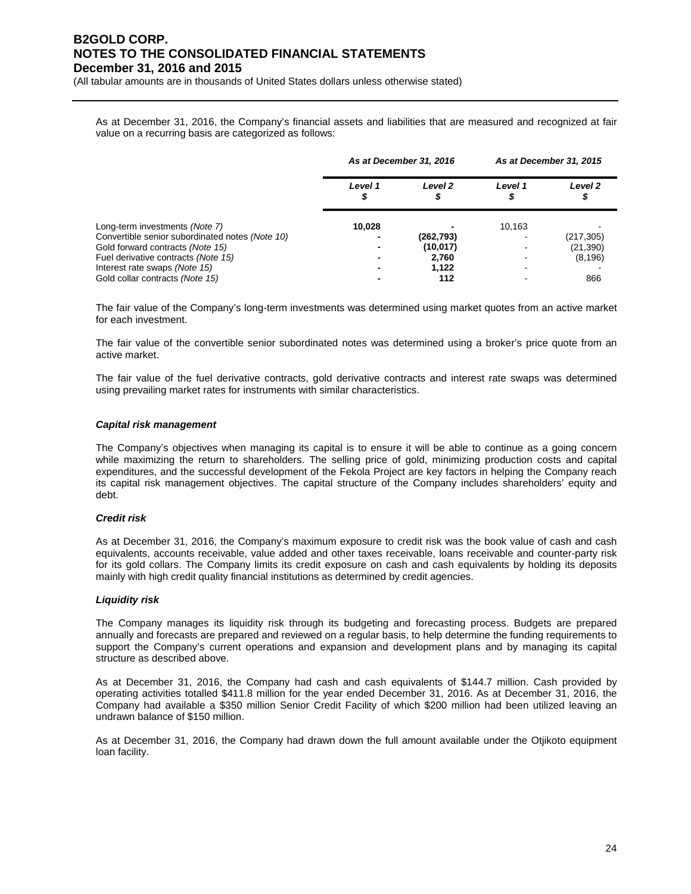As at December 31, 2016, the Company's financial assets and liabilities that are measured and recognized at fair value on a recurring basis are categorized as follows:

| | As at December 31, 2016 | | As at December 31, 2015 | |
|---|---|---|---|---|
| | Level 1 $ | Level 2 $ | Level 1 $ | Level 2 $ |
| Long-term investments *(Note 7)* | **10,028** | **-** | 10,163 | - |
| Convertible senior subordinated notes *(Note 10)* | **-** | **(262,793)** | - | (217,305) |
| Gold forward contracts *(Note 15)* | **-** | **(10,017)** | - | (21,390) |
| Fuel derivative contracts *(Note 15)* | **-** | **2,760** | - | (8,196) |
| Interest rate swaps *(Note 15)* | **-** | **1,122** | - | - |
| Gold collar contracts *(Note 15)* | **-** | **112** | - | 866 |

The fair value of the Company's long-term investments was determined using market quotes from an active market for each investment.

The fair value of the convertible senior subordinated notes was determined using a broker's price quote from an active market.

The fair value of the fuel derivative contracts, gold derivative contracts and interest rate swaps was determined using prevailing market rates for instruments with similar characteristics.

***Capital risk management***

The Company's objectives when managing its capital is to ensure it will be able to continue as a going concern while maximizing the return to shareholders. The selling price of gold, minimizing production costs and capital expenditures, and the successful development of the Fekola Project are key factors in helping the Company reach its capital risk management objectives. The capital structure of the Company includes shareholders' equity and debt.

***Credit risk***

As at December 31, 2016, the Company's maximum exposure to credit risk was the book value of cash and cash equivalents, accounts receivable, value added and other taxes receivable, loans receivable and counter-party risk for its gold collars. The Company limits its credit exposure on cash and cash equivalents by holding its deposits mainly with high credit quality financial institutions as determined by credit agencies.

***Liquidity risk***

The Company manages its liquidity risk through its budgeting and forecasting process. Budgets are prepared annually and forecasts are prepared and reviewed on a regular basis, to help determine the funding requirements to support the Company's current operations and expansion and development plans and by managing its capital structure as described above.

As at December 31, 2016, the Company had cash and cash equivalents of $144.7 million. Cash provided by operating activities totalled $411.8 million for the year ended December 31, 2016. As at December 31, 2016, the Company had available a $350 million Senior Credit Facility of which $200 million had been utilized leaving an undrawn balance of $150 million.

As at December 31, 2016, the Company had drawn down the full amount available under the Otjikoto equipment loan facility.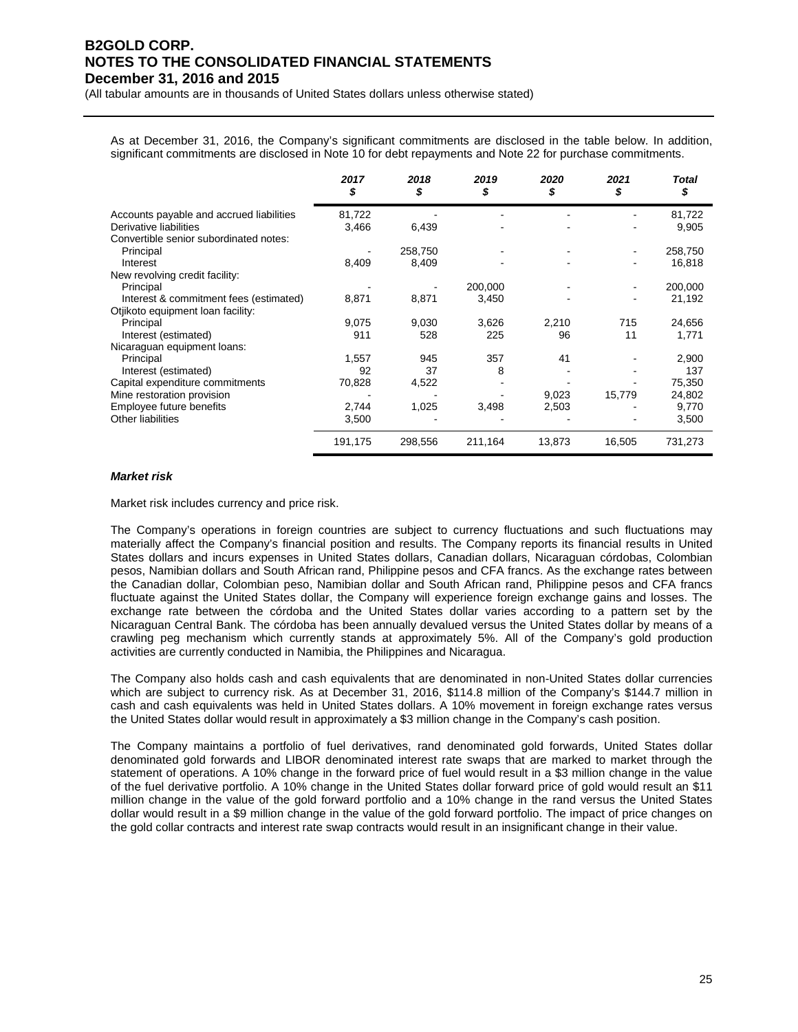As at December 31, 2016, the Company's significant commitments are disclosed in the table below. In addition, significant commitments are disclosed in Note 10 for debt repayments and Note 22 for purchase commitments.

| | 2017<br>$ | 2018<br>$ | 2019<br>$ | 2020<br>$ | 2021<br>$ | Total<br>$ |
|---|---|---|---|---|---|---|
| Accounts payable and accrued liabilities | 81,722 | - | - | - | - | 81,722 |
| Derivative liabilities | 3,466 | 6,439 | - | - | - | 9,905 |
| Convertible senior subordinated notes: | | | | | | |
| Principal | - | 258,750 | - | - | - | 258,750 |
| Interest | 8,409 | 8,409 | - | - | - | 16,818 |
| New revolving credit facility: | | | | | | |
| Principal | - | - | 200,000 | - | - | 200,000 |
| Interest & commitment fees (estimated) | 8,871 | 8,871 | 3,450 | - | - | 21,192 |
| Otjikoto equipment loan facility: | | | | | | |
| Principal | 9,075 | 9,030 | 3,626 | 2,210 | 715 | 24,656 |
| Interest (estimated) | 911 | 528 | 225 | 96 | 11 | 1,771 |
| Nicaraguan equipment loans: | | | | | | |
| Principal | 1,557 | 945 | 357 | 41 | - | 2,900 |
| Interest (estimated) | 92 | 37 | 8 | - | - | 137 |
| Capital expenditure commitments | 70,828 | 4,522 | - | - | - | 75,350 |
| Mine restoration provision | - | - | - | 9,023 | 15,779 | 24,802 |
| Employee future benefits | 2,744 | 1,025 | 3,498 | 2,503 | - | 9,770 |
| Other liabilities | 3,500 | - | - | - | - | 3,500 |
| | 191,175 | 298,556 | 211,164 | 13,873 | 16,505 | 731,273 |

***Market risk***

Market risk includes currency and price risk.

The Company's operations in foreign countries are subject to currency fluctuations and such fluctuations may materially affect the Company's financial position and results. The Company reports its financial results in United States dollars and incurs expenses in United States dollars, Canadian dollars, Nicaraguan córdobas, Colombian pesos, Namibian dollars and South African rand, Philippine pesos and CFA francs. As the exchange rates between the Canadian dollar, Colombian peso, Namibian dollar and South African rand, Philippine pesos and CFA francs fluctuate against the United States dollar, the Company will experience foreign exchange gains and losses. The exchange rate between the córdoba and the United States dollar varies according to a pattern set by the Nicaraguan Central Bank. The córdoba has been annually devalued versus the United States dollar by means of a crawling peg mechanism which currently stands at approximately 5%. All of the Company's gold production activities are currently conducted in Namibia, the Philippines and Nicaragua.

The Company also holds cash and cash equivalents that are denominated in non-United States dollar currencies which are subject to currency risk. As at December 31, 2016, $114.8 million of the Company's $144.7 million in cash and cash equivalents was held in United States dollars. A 10% movement in foreign exchange rates versus the United States dollar would result in approximately a $3 million change in the Company's cash position.

The Company maintains a portfolio of fuel derivatives, rand denominated gold forwards, United States dollar denominated gold forwards and LIBOR denominated interest rate swaps that are marked to market through the statement of operations. A 10% change in the forward price of fuel would result in a $3 million change in the value of the fuel derivative portfolio. A 10% change in the United States dollar forward price of gold would result an $11 million change in the value of the gold forward portfolio and a 10% change in the rand versus the United States dollar would result in a $9 million change in the value of the gold forward portfolio. The impact of price changes on the gold collar contracts and interest rate swap contracts would result in an insignificant change in their value.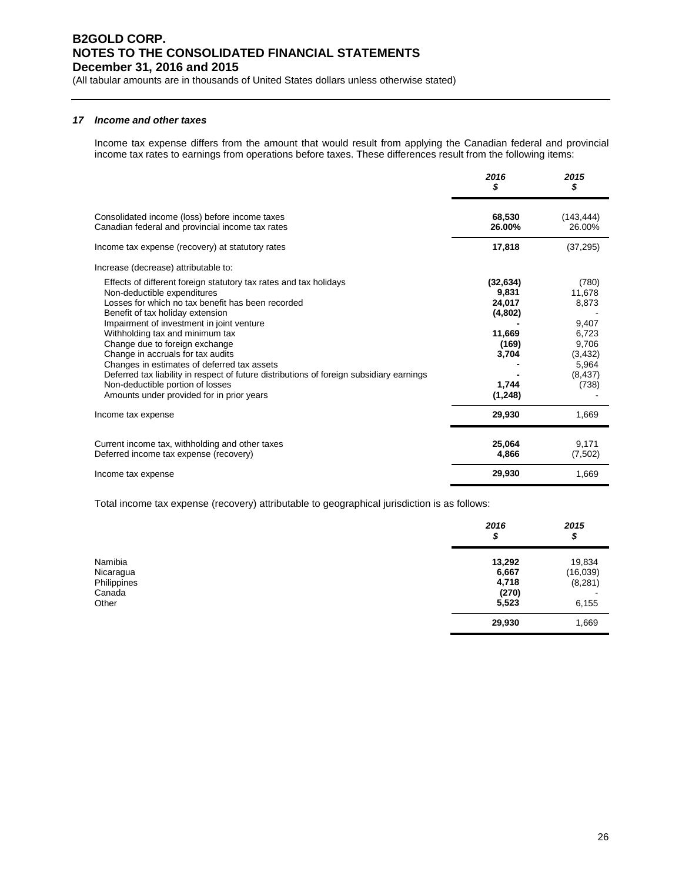**B2GOLD CORP.**
**NOTES TO THE CONSOLIDATED FINANCIAL STATEMENTS**
**December 31, 2016 and 2015**
(All tabular amounts are in thousands of United States dollars unless otherwise stated)

### *17 Income and other taxes*

Income tax expense differs from the amount that would result from applying the Canadian federal and provincial income tax rates to earnings from operations before taxes. These differences result from the following items:

| | *2016* *$* | *2015* *$* |
|---|---|---|
| Consolidated income (loss) before income taxes | **68,530** | (143,444) |
| Canadian federal and provincial income tax rates | **26.00%** | 26.00% |
| Income tax expense (recovery) at statutory rates | **17,818** | (37,295) |
| Increase (decrease) attributable to: | | |
| Effects of different foreign statutory tax rates and tax holidays | **(32,634)** | (780) |
| Non-deductible expenditures | **9,831** | 11,678 |
| Losses for which no tax benefit has been recorded | **24,017** | 8,873 |
| Benefit of tax holiday extension | **(4,802)** | - |
| Impairment of investment in joint venture | **-** | 9,407 |
| Withholding tax and minimum tax | **11,669** | 6,723 |
| Change due to foreign exchange | **(169)** | 9,706 |
| Change in accruals for tax audits | **3,704** | (3,432) |
| Changes in estimates of deferred tax assets | **-** | 5,964 |
| Deferred tax liability in respect of future distributions of foreign subsidiary earnings | **-** | (8,437) |
| Non-deductible portion of losses | **1,744** | (738) |
| Amounts under provided for in prior years | **(1,248)** | - |
| Income tax expense | **29,930** | 1,669 |
| | | |
| Current income tax, withholding and other taxes | **25,064** | 9,171 |
| Deferred income tax expense (recovery) | **4,866** | (7,502) |
| Income tax expense | **29,930** | 1,669 |

Total income tax expense (recovery) attributable to geographical jurisdiction is as follows:

| | *2016* *$* | *2015* *$* |
|---|---|---|
| Namibia | **13,292** | 19,834 |
| Nicaragua | **6,667** | (16,039) |
| Philippines | **4,718** | (8,281) |
| Canada | **(270)** | - |
| Other | **5,523** | 6,155 |
| | **29,930** | 1,669 |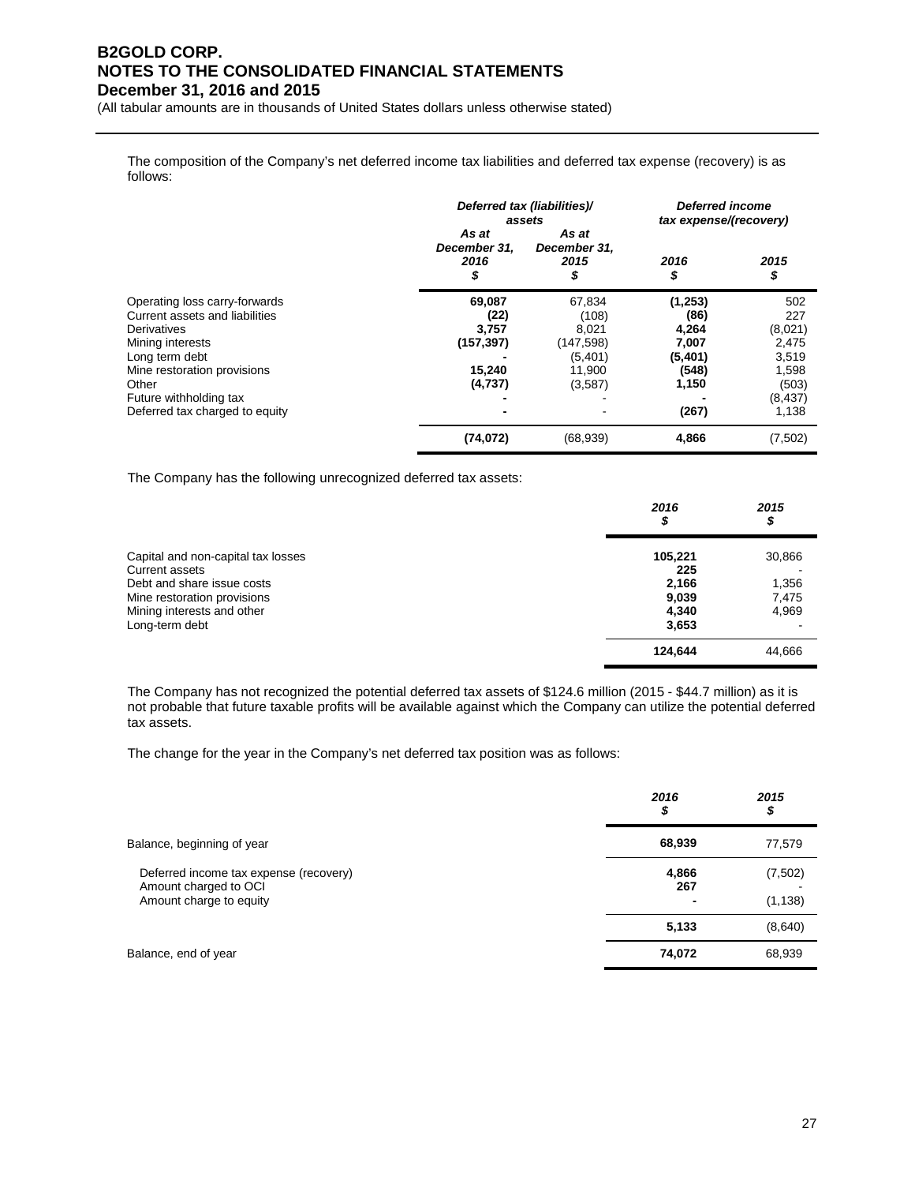The composition of the Company's net deferred income tax liabilities and deferred tax expense (recovery) is as follows:

| | Deferred tax (liabilities)/ assets | | Deferred income tax expense/(recovery) | |
|---|---|---|---|---|
| | As at December 31, 2016 $ | As at December 31, 2015 $ | 2016 $ | 2015 $ |
| Operating loss carry-forwards | **69,087** | 67,834 | **(1,253)** | 502 |
| Current assets and liabilities | **(22)** | (108) | **(86)** | 227 |
| Derivatives | **3,757** | 8,021 | **4,264** | (8,021) |
| Mining interests | **(157,397)** | (147,598) | **7,007** | 2,475 |
| Long term debt | **-** | (5,401) | **(5,401)** | 3,519 |
| Mine restoration provisions | **15,240** | 11,900 | **(548)** | 1,598 |
| Other | **(4,737)** | (3,587) | **1,150** | (503) |
| Future withholding tax | **-** | - | **-** | (8,437) |
| Deferred tax charged to equity | **-** | - | **(267)** | 1,138 |
| | **(74,072)** | (68,939) | **4,866** | (7,502) |

The Company has the following unrecognized deferred tax assets:

| | 2016 $ | 2015 $ |
|---|---|---|
| Capital and non-capital tax losses | **105,221** | 30,866 |
| Current assets | **225** | - |
| Debt and share issue costs | **2,166** | 1,356 |
| Mine restoration provisions | **9,039** | 7,475 |
| Mining interests and other | **4,340** | 4,969 |
| Long-term debt | **3,653** | - |
| | **124,644** | 44,666 |

The Company has not recognized the potential deferred tax assets of $124.6 million (2015 - $44.7 million) as it is not probable that future taxable profits will be available against which the Company can utilize the potential deferred tax assets.

The change for the year in the Company's net deferred tax position was as follows:

| | 2016 $ | 2015 $ |
|---|---|---|
| Balance, beginning of year | **68,939** | 77,579 |
| Deferred income tax expense (recovery) | **4,866** | (7,502) |
| Amount charged to OCI | **267** | - |
| Amount charge to equity | **-** | (1,138) |
| | **5,133** | (8,640) |
| Balance, end of year | **74,072** | 68,939 |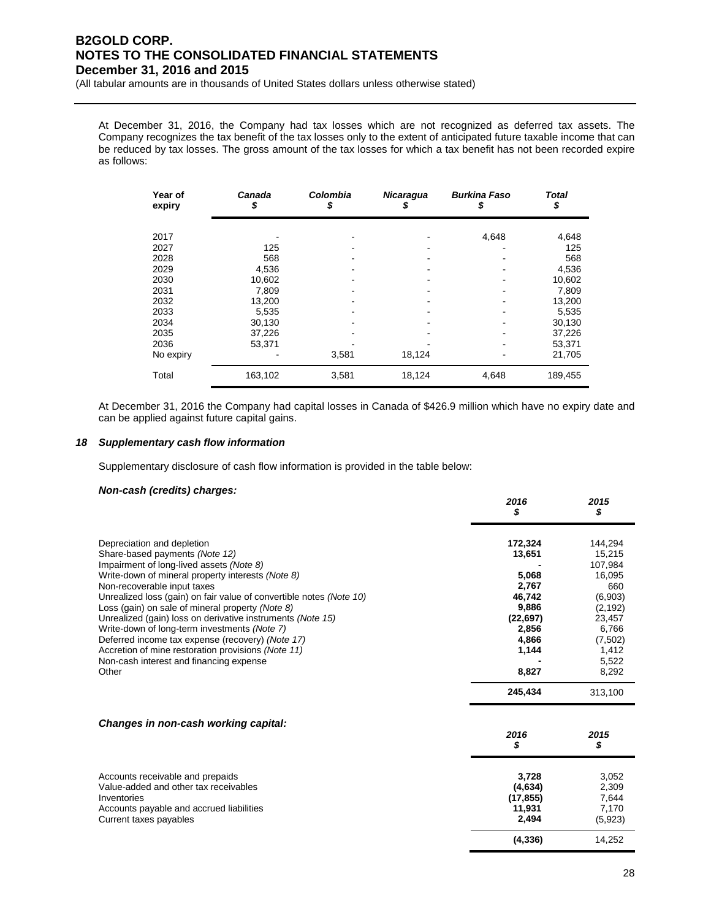At December 31, 2016, the Company had tax losses which are not recognized as deferred tax assets. The Company recognizes the tax benefit of the tax losses only to the extent of anticipated future taxable income that can be reduced by tax losses. The gross amount of the tax losses for which a tax benefit has not been recorded expire as follows:

| Year of expiry | *Canada* *$* | *Colombia* *$* | *Nicaragua* *$* | *Burkina Faso* *$* | *Total* *$* |
|---|---|---|---|---|---|
| 2017 | - | - | - | 4,648 | 4,648 |
| 2027 | 125 | - | - | - | 125 |
| 2028 | 568 | - | - | - | 568 |
| 2029 | 4,536 | - | - | - | 4,536 |
| 2030 | 10,602 | - | - | - | 10,602 |
| 2031 | 7,809 | - | - | - | 7,809 |
| 2032 | 13,200 | - | - | - | 13,200 |
| 2033 | 5,535 | - | - | - | 5,535 |
| 2034 | 30,130 | - | - | - | 30,130 |
| 2035 | 37,226 | - | - | - | 37,226 |
| 2036 | 53,371 | - | - | - | 53,371 |
| No expiry | - | 3,581 | 18,124 | - | 21,705 |
| Total | 163,102 | 3,581 | 18,124 | 4,648 | 189,455 |

At December 31, 2016 the Company had capital losses in Canada of $426.9 million which have no expiry date and can be applied against future capital gains.

### *18 Supplementary cash flow information*

Supplementary disclosure of cash flow information is provided in the table below:

***Non-cash (credits) charges:***

| | *2016* *$* | *2015* *$* |
|---|---|---|
| Depreciation and depletion | **172,324** | 144,294 |
| Share-based payments *(Note 12)* | **13,651** | 15,215 |
| Impairment of long-lived assets *(Note 8)* | **-** | 107,984 |
| Write-down of mineral property interests *(Note 8)* | **5,068** | 16,095 |
| Non-recoverable input taxes | **2,767** | 660 |
| Unrealized loss (gain) on fair value of convertible notes *(Note 10)* | **46,742** | (6,903) |
| Loss (gain) on sale of mineral property *(Note 8)* | **9,886** | (2,192) |
| Unrealized (gain) loss on derivative instruments *(Note 15)* | **(22,697)** | 23,457 |
| Write-down of long-term investments *(Note 7)* | **2,856** | 6,766 |
| Deferred income tax expense (recovery) *(Note 17)* | **4,866** | (7,502) |
| Accretion of mine restoration provisions *(Note 11)* | **1,144** | 1,412 |
| Non-cash interest and financing expense | **-** | 5,522 |
| Other | **8,827** | 8,292 |
| | **245,434** | 313,100 |

***Changes in non-cash working capital:***

| | *2016* *$* | *2015* *$* |
|---|---|---|
| Accounts receivable and prepaids | **3,728** | 3,052 |
| Value-added and other tax receivables | **(4,634)** | 2,309 |
| Inventories | **(17,855)** | 7,644 |
| Accounts payable and accrued liabilities | **11,931** | 7,170 |
| Current taxes payables | **2,494** | (5,923) |
| | **(4,336)** | 14,252 |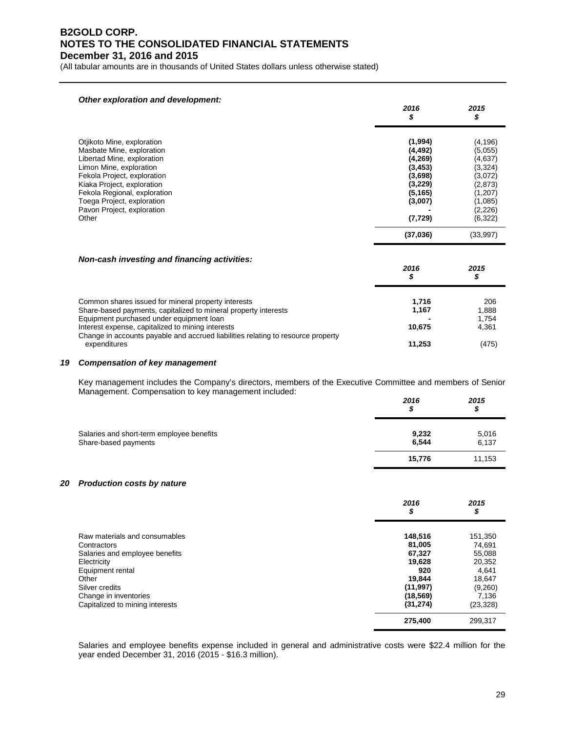***Other exploration and development:***

| | *2016* *$* | *2015* *$* |
|---|---|---|
| Otjikoto Mine, exploration | **(1,994)** | (4,196) |
| Masbate Mine, exploration | **(4,492)** | (5,055) |
| Libertad Mine, exploration | **(4,269)** | (4,637) |
| Limon Mine, exploration | **(3,453)** | (3,324) |
| Fekola Project, exploration | **(3,698)** | (3,072) |
| Kiaka Project, exploration | **(3,229)** | (2,873) |
| Fekola Regional, exploration | **(5,165)** | (1,207) |
| Toega Project, exploration | **(3,007)** | (1,085) |
| Pavon Project, exploration | **-** | (2,226) |
| Other | **(7,729)** | (6,322) |
| | **(37,036)** | (33,997) |

***Non-cash investing and financing activities:***

| | *2016* *$* | *2015* *$* |
|---|---|---|
| Common shares issued for mineral property interests | **1,716** | 206 |
| Share-based payments, capitalized to mineral property interests | **1,167** | 1,888 |
| Equipment purchased under equipment loan | **-** | 1,754 |
| Interest expense, capitalized to mining interests | **10,675** | 4,361 |
| Change in accounts payable and accrued liabilities relating to resource property expenditures | **11,253** | (475) |

## 19 *Compensation of key management*

Key management includes the Company's directors, members of the Executive Committee and members of Senior Management. Compensation to key management included:

| | *2016* *$* | *2015* *$* |
|---|---|---|
| Salaries and short-term employee benefits | **9,232** | 5,016 |
| Share-based payments | **6,544** | 6,137 |
| | **15,776** | 11,153 |

## 20 *Production costs by nature*

| | *2016* *$* | *2015* *$* |
|---|---|---|
| Raw materials and consumables | **148,516** | 151,350 |
| Contractors | **81,005** | 74,691 |
| Salaries and employee benefits | **67,327** | 55,088 |
| Electricity | **19,628** | 20,352 |
| Equipment rental | **920** | 4,641 |
| Other | **19,844** | 18,647 |
| Silver credits | **(11,997)** | (9,260) |
| Change in inventories | **(18,569)** | 7,136 |
| Capitalized to mining interests | **(31,274)** | (23,328) |
| | **275,400** | 299,317 |

Salaries and employee benefits expense included in general and administrative costs were $22.4 million for the year ended December 31, 2016 (2015 - $16.3 million).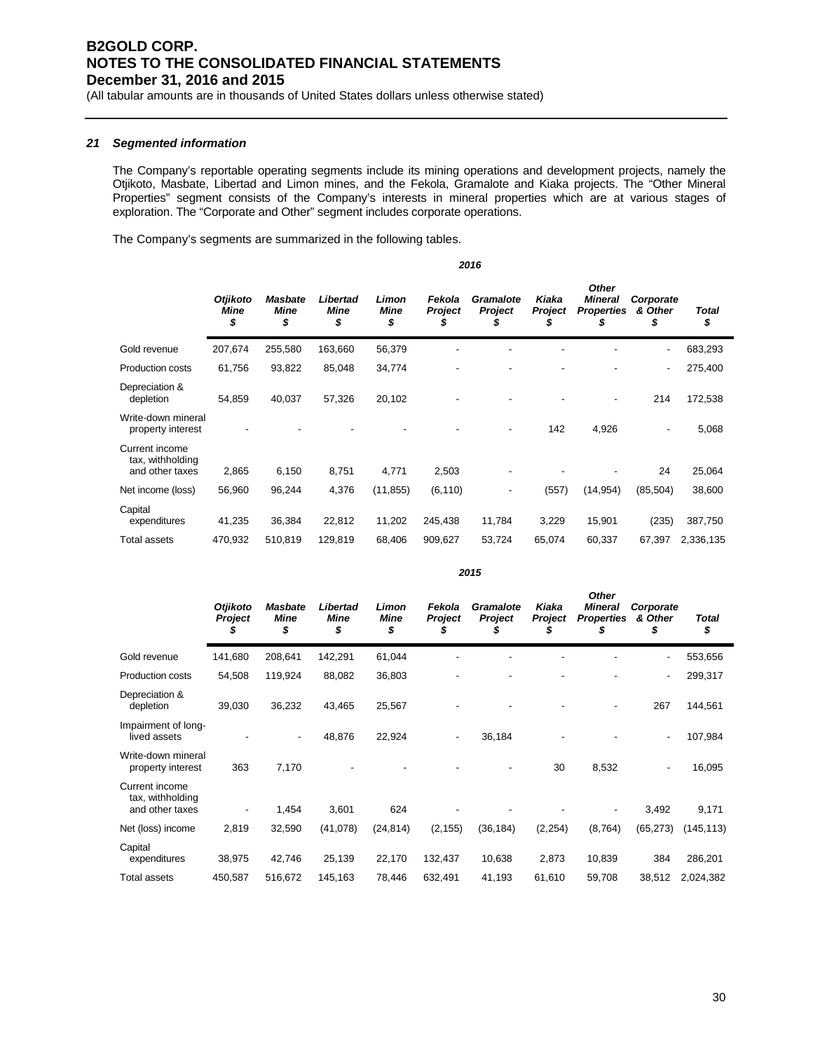### 21 Segmented information

The Company's reportable operating segments include its mining operations and development projects, namely the Otjikoto, Masbate, Libertad and Limon mines, and the Fekola, Gramalote and Kiaka projects. The "Other Mineral Properties" segment consists of the Company's interests in mineral properties which are at various stages of exploration. The "Corporate and Other" segment includes corporate operations.

The Company's segments are summarized in the following tables.

**2016**

| | Otjikoto Mine $ | Masbate Mine $ | Libertad Mine $ | Limon Mine $ | Fekola Project $ | Gramalote Project $ | Kiaka Project $ | Other Mineral Properties $ | Corporate & Other $ | Total $ |
|---|---|---|---|---|---|---|---|---|---|---|
| Gold revenue | 207,674 | 255,580 | 163,660 | 56,379 | - | - | - | - | - | 683,293 |
| Production costs | 61,756 | 93,822 | 85,048 | 34,774 | - | - | - | - | - | 275,400 |
| Depreciation & depletion | 54,859 | 40,037 | 57,326 | 20,102 | - | - | - | - | 214 | 172,538 |
| Write-down mineral property interest | - | - | - | - | - | - | 142 | 4,926 | - | 5,068 |
| Current income tax, withholding and other taxes | 2,865 | 6,150 | 8,751 | 4,771 | 2,503 | - | - | - | 24 | 25,064 |
| Net income (loss) | 56,960 | 96,244 | 4,376 | (11,855) | (6,110) | - | (557) | (14,954) | (85,504) | 38,600 |
| Capital expenditures | 41,235 | 36,384 | 22,812 | 11,202 | 245,438 | 11,784 | 3,229 | 15,901 | (235) | 387,750 |
| Total assets | 470,932 | 510,819 | 129,819 | 68,406 | 909,627 | 53,724 | 65,074 | 60,337 | 67,397 | 2,336,135 |

**2015**

| | Otjikoto Project $ | Masbate Mine $ | Libertad Mine $ | Limon Mine $ | Fekola Project $ | Gramalote Project $ | Kiaka Project $ | Other Mineral Properties $ | Corporate & Other $ | Total $ |
|---|---|---|---|---|---|---|---|---|---|---|
| Gold revenue | 141,680 | 208,641 | 142,291 | 61,044 | - | - | - | - | - | 553,656 |
| Production costs | 54,508 | 119,924 | 88,082 | 36,803 | - | - | - | - | - | 299,317 |
| Depreciation & depletion | 39,030 | 36,232 | 43,465 | 25,567 | - | - | - | - | 267 | 144,561 |
| Impairment of long-lived assets | - | - | 48,876 | 22,924 | - | 36,184 | - | - | - | 107,984 |
| Write-down mineral property interest | 363 | 7,170 | - | - | - | - | 30 | 8,532 | - | 16,095 |
| Current income tax, withholding and other taxes | - | 1,454 | 3,601 | 624 | - | - | - | - | 3,492 | 9,171 |
| Net (loss) income | 2,819 | 32,590 | (41,078) | (24,814) | (2,155) | (36,184) | (2,254) | (8,764) | (65,273) | (145,113) |
| Capital expenditures | 38,975 | 42,746 | 25,139 | 22,170 | 132,437 | 10,638 | 2,873 | 10,839 | 384 | 286,201 |
| Total assets | 450,587 | 516,672 | 145,163 | 78,446 | 632,491 | 41,193 | 61,610 | 59,708 | 38,512 | 2,024,382 |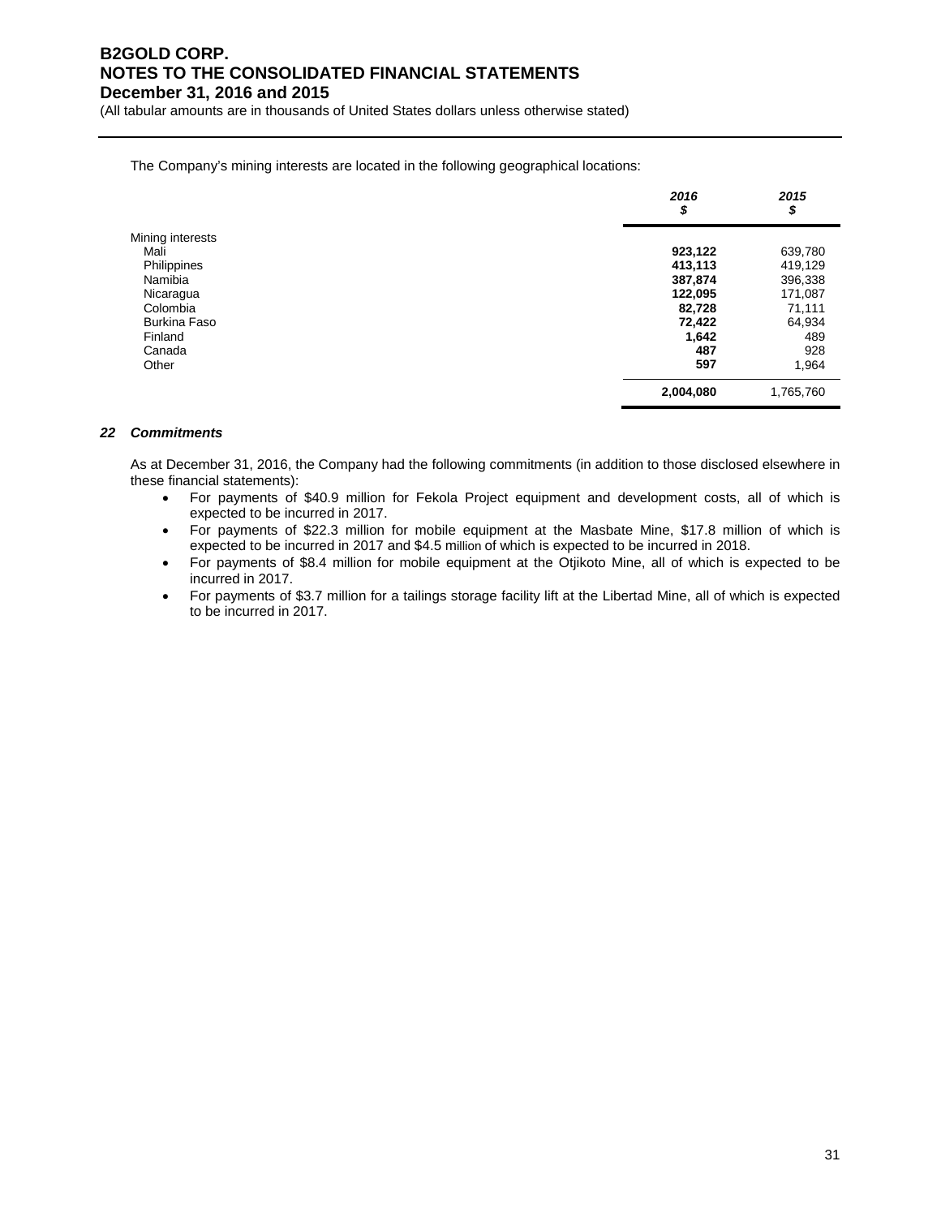The Company's mining interests are located in the following geographical locations:

| | 2016 $ | 2015 $ |
|---|---|---|
| Mining interests | | |
| Mali | **923,122** | 639,780 |
| Philippines | **413,113** | 419,129 |
| Namibia | **387,874** | 396,338 |
| Nicaragua | **122,095** | 171,087 |
| Colombia | **82,728** | 71,111 |
| Burkina Faso | **72,422** | 64,934 |
| Finland | **1,642** | 489 |
| Canada | **487** | 928 |
| Other | **597** | 1,964 |
| | **2,004,080** | 1,765,760 |

### *22 Commitments*

As at December 31, 2016, the Company had the following commitments (in addition to those disclosed elsewhere in these financial statements):

- For payments of $40.9 million for Fekola Project equipment and development costs, all of which is expected to be incurred in 2017.
- For payments of $22.3 million for mobile equipment at the Masbate Mine, $17.8 million of which is expected to be incurred in 2017 and $4.5 million of which is expected to be incurred in 2018.
- For payments of $8.4 million for mobile equipment at the Otjikoto Mine, all of which is expected to be incurred in 2017.
- For payments of $3.7 million for a tailings storage facility lift at the Libertad Mine, all of which is expected to be incurred in 2017.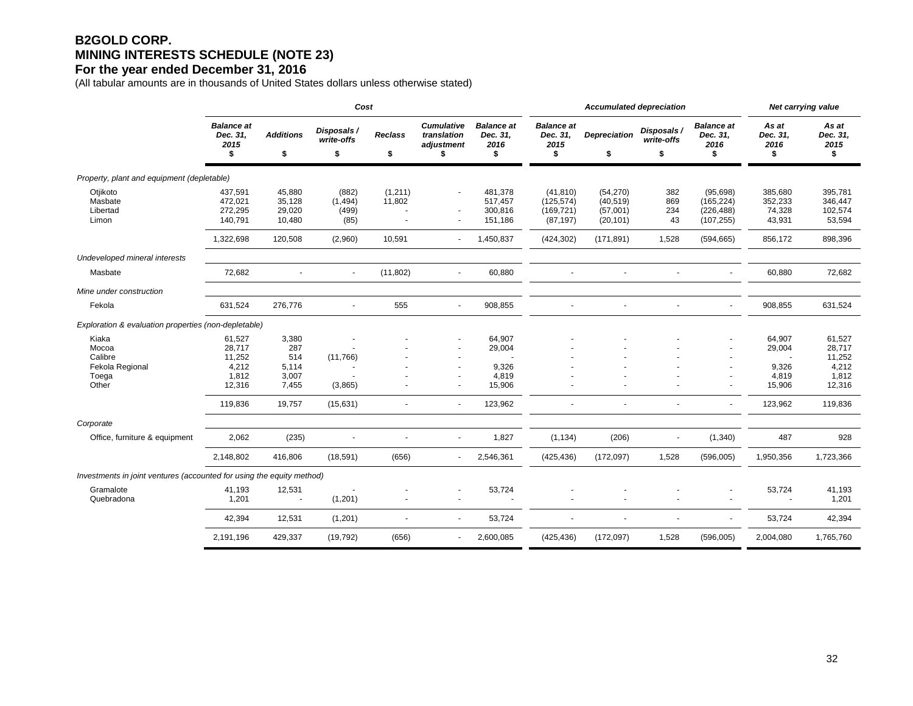# B2GOLD CORP.
# MINING INTERESTS SCHEDULE (NOTE 23)
## For the year ended December 31, 2016

(All tabular amounts are in thousands of United States dollars unless otherwise stated)

| | *Cost* | | | | | | *Accumulated depreciation* | | | | *Net carrying value* | |
|---|---|---|---|---|---|---|---|---|---|---|---|---|
| | *Balance at Dec. 31, 2015* $ | *Additions* $ | *Disposals / write-offs* $ | *Reclass* $ | *Cumulative translation adjustment* $ | *Balance at Dec. 31, 2016* $ | *Balance at Dec. 31, 2015* $ | *Depreciation* $ | *Disposals / write-offs* $ | *Balance at Dec. 31, 2016* $ | *As at Dec. 31, 2016* $ | *As at Dec. 31, 2015* $ |
| *Property, plant and equipment (depletable)* | | | | | | | | | | | | |
| Otjikoto | 437,591 | 45,880 | (882) | (1,211) | - | 481,378 | (41,810) | (54,270) | 382 | (95,698) | 385,680 | 395,781 |
| Masbate | 472,021 | 35,128 | (1,494) | 11,802 | | 517,457 | (125,574) | (40,519) | 869 | (165,224) | 352,233 | 346,447 |
| Libertad | 272,295 | 29,020 | (499) | - | - | 300,816 | (169,721) | (57,001) | 234 | (226,488) | 74,328 | 102,574 |
| Limon | 140,791 | 10,480 | (85) | - | - | 151,186 | (87,197) | (20,101) | 43 | (107,255) | 43,931 | 53,594 |
| | 1,322,698 | 120,508 | (2,960) | 10,591 | - | 1,450,837 | (424,302) | (171,891) | 1,528 | (594,665) | 856,172 | 898,396 |
| *Undeveloped mineral interests* | | | | | | | | | | | | |
| Masbate | 72,682 | - | - | (11,802) | - | 60,880 | - | - | - | - | 60,880 | 72,682 |
| *Mine under construction* | | | | | | | | | | | | |
| Fekola | 631,524 | 276,776 | - | 555 | - | 908,855 | - | - | - | - | 908,855 | 631,524 |
| *Exploration & evaluation properties (non-depletable)* | | | | | | | | | | | | |
| Kiaka | 61,527 | 3,380 | - | - | - | 64,907 | - | - | - | - | 64,907 | 61,527 |
| Mocoa | 28,717 | 287 | - | - | - | 29,004 | - | - | - | - | 29,004 | 28,717 |
| Calibre | 11,252 | 514 | (11,766) | - | - | - | - | - | - | - | - | 11,252 |
| Fekola Regional | 4,212 | 5,114 | - | - | - | 9,326 | - | - | - | - | 9,326 | 4,212 |
| Toega | 1,812 | 3,007 | - | - | - | 4,819 | - | - | - | - | 4,819 | 1,812 |
| Other | 12,316 | 7,455 | (3,865) | - | - | 15,906 | - | - | - | - | 15,906 | 12,316 |
| | 119,836 | 19,757 | (15,631) | - | - | 123,962 | - | - | - | - | 123,962 | 119,836 |
| *Corporate* | | | | | | | | | | | | |
| Office, furniture & equipment | 2,062 | (235) | - | - | - | 1,827 | (1,134) | (206) | - | (1,340) | 487 | 928 |
| | 2,148,802 | 416,806 | (18,591) | (656) | - | 2,546,361 | (425,436) | (172,097) | 1,528 | (596,005) | 1,950,356 | 1,723,366 |
| *Investments in joint ventures (accounted for using the equity method)* | | | | | | | | | | | | |
| Gramalote | 41,193 | 12,531 | - | - | - | 53,724 | - | - | - | - | 53,724 | 41,193 |
| Quebradona | 1,201 | - | (1,201) | - | - | - | - | - | - | - | - | 1,201 |
| | 42,394 | 12,531 | (1,201) | - | - | 53,724 | - | - | - | - | 53,724 | 42,394 |
| | 2,191,196 | 429,337 | (19,792) | (656) | - | 2,600,085 | (425,436) | (172,097) | 1,528 | (596,005) | 2,004,080 | 1,765,760 |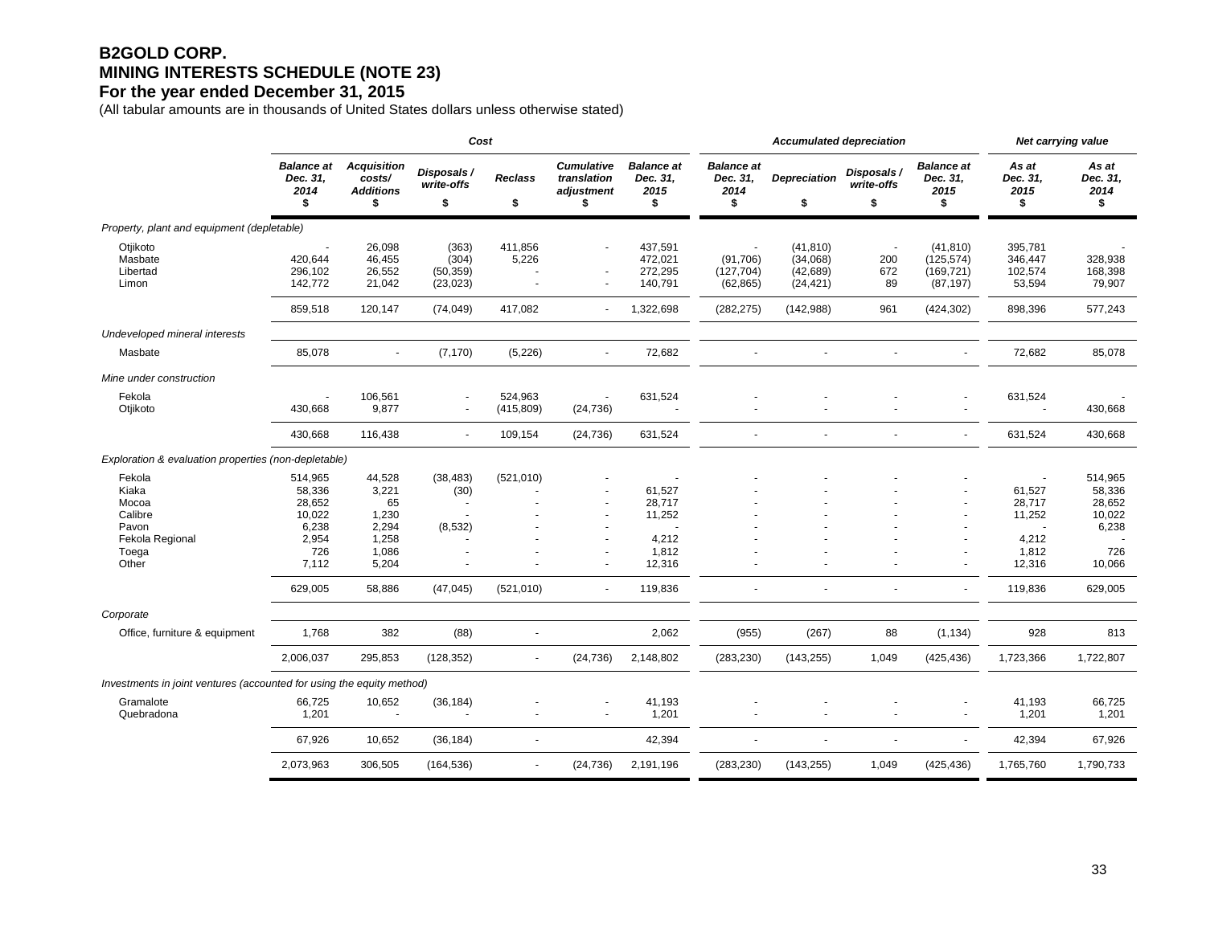# B2GOLD CORP.
# MINING INTERESTS SCHEDULE (NOTE 23)
## For the year ended December 31, 2015

(All tabular amounts are in thousands of United States dollars unless otherwise stated)

| | Cost | | | | | | Accumulated depreciation | | | | Net carrying value | |
|---|---|---|---|---|---|---|---|---|---|---|---|---|
| | *Balance at Dec. 31, 2014* $ | *Acquisition costs/ Additions* $ | *Disposals / write-offs* $ | *Reclass* $ | *Cumulative translation adjustment* $ | *Balance at Dec. 31, 2015* $ | *Balance at Dec. 31, 2014* $ | *Depreciation* $ | *Disposals / write-offs* $ | *Balance at Dec. 31, 2015* $ | *As at Dec. 31, 2015* $ | *As at Dec. 31, 2014* $ |
| *Property, plant and equipment (depletable)* | | | | | | | | | | | | |
| Otjikoto | - | 26,098 | (363) | 411,856 | - | 437,591 | - | (41,810) | - | (41,810) | 395,781 | - |
| Masbate | 420,644 | 46,455 | (304) | 5,226 | | 472,021 | (91,706) | (34,068) | 200 | (125,574) | 346,447 | 328,938 |
| Libertad | 296,102 | 26,552 | (50,359) | - | - | 272,295 | (127,704) | (42,689) | 672 | (169,721) | 102,574 | 168,398 |
| Limon | 142,772 | 21,042 | (23,023) | - | - | 140,791 | (62,865) | (24,421) | 89 | (87,197) | 53,594 | 79,907 |
| | 859,518 | 120,147 | (74,049) | 417,082 | - | 1,322,698 | (282,275) | (142,988) | 961 | (424,302) | 898,396 | 577,243 |
| *Undeveloped mineral interests* | | | | | | | | | | | | |
| Masbate | 85,078 | - | (7,170) | (5,226) | - | 72,682 | - | - | - | - | 72,682 | 85,078 |
| *Mine under construction* | | | | | | | | | | | | |
| Fekola | - | 106,561 | - | 524,963 | - | 631,524 | - | - | - | - | 631,524 | - |
| Otjikoto | 430,668 | 9,877 | - | (415,809) | (24,736) | - | - | - | - | - | - | 430,668 |
| | 430,668 | 116,438 | - | 109,154 | (24,736) | 631,524 | - | - | - | - | 631,524 | 430,668 |
| *Exploration & evaluation properties (non-depletable)* | | | | | | | | | | | | |
| Fekola | 514,965 | 44,528 | (38,483) | (521,010) | - | - | - | - | - | - | - | 514,965 |
| Kiaka | 58,336 | 3,221 | (30) | - | - | 61,527 | - | - | - | - | 61,527 | 58,336 |
| Mocoa | 28,652 | 65 | - | - | - | 28,717 | - | - | - | - | 28,717 | 28,652 |
| Calibre | 10,022 | 1,230 | - | - | - | 11,252 | - | - | - | - | 11,252 | 10,022 |
| Pavon | 6,238 | 2,294 | (8,532) | - | - | - | - | - | - | - | - | 6,238 |
| Fekola Regional | 2,954 | 1,258 | - | - | - | 4,212 | - | - | - | - | 4,212 | - |
| Toega | 726 | 1,086 | - | - | - | 1,812 | - | - | - | - | 1,812 | 726 |
| Other | 7,112 | 5,204 | - | - | - | 12,316 | - | - | - | - | 12,316 | 10,066 |
| | 629,005 | 58,886 | (47,045) | (521,010) | - | 119,836 | - | - | - | - | 119,836 | 629,005 |
| *Corporate* | | | | | | | | | | | | |
| Office, furniture & equipment | 1,768 | 382 | (88) | - | | 2,062 | (955) | (267) | 88 | (1,134) | 928 | 813 |
| | 2,006,037 | 295,853 | (128,352) | - | (24,736) | 2,148,802 | (283,230) | (143,255) | 1,049 | (425,436) | 1,723,366 | 1,722,807 |
| *Investments in joint ventures (accounted for using the equity method)* | | | | | | | | | | | | |
| Gramalote | 66,725 | 10,652 | (36,184) | - | - | 41,193 | - | - | - | - | 41,193 | 66,725 |
| Quebradona | 1,201 | - | - | - | - | 1,201 | - | - | - | - | 1,201 | 1,201 |
| | 67,926 | 10,652 | (36,184) | - | | 42,394 | - | - | - | - | 42,394 | 67,926 |
| | 2,073,963 | 306,505 | (164,536) | - | (24,736) | 2,191,196 | (283,230) | (143,255) | 1,049 | (425,436) | 1,765,760 | 1,790,733 |